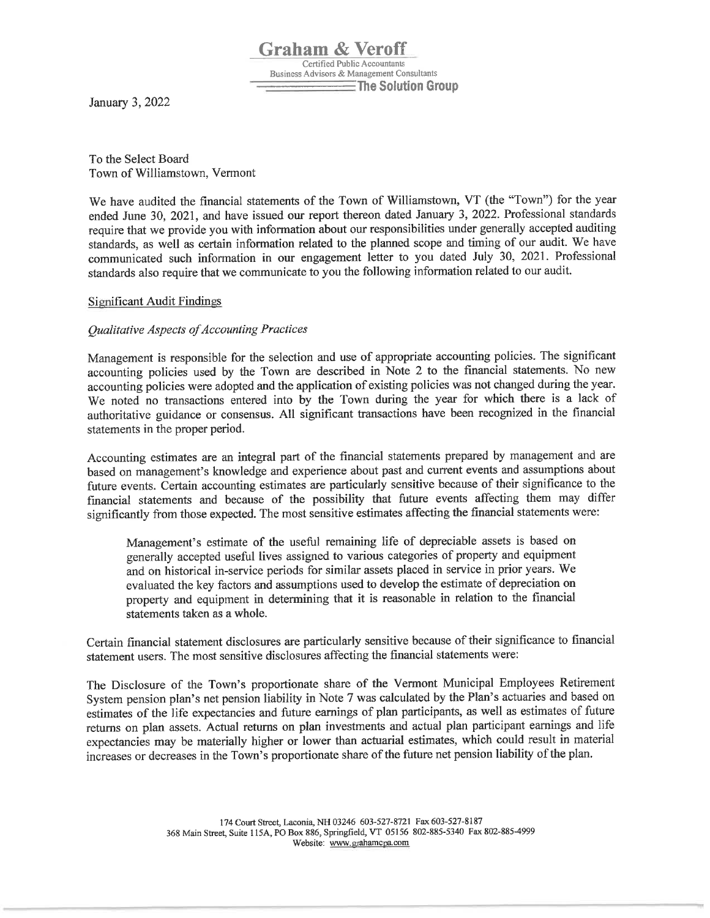**Graham & Veroff**
Certified Public Accountants
Business Advisors & Management Consultants
**The Solution Group**

January 3, 2022

To the Select Board
Town of Williamstown, Vermont

We have audited the financial statements of the Town of Williamstown, VT (the "Town") for the year ended June 30, 2021, and have issued our report thereon dated January 3, 2022. Professional standards require that we provide you with information about our responsibilities under generally accepted auditing standards, as well as certain information related to the planned scope and timing of our audit. We have communicated such information in our engagement letter to you dated July 30, 2021. Professional standards also require that we communicate to you the following information related to our audit.

## Significant Audit Findings

### *Qualitative Aspects of Accounting Practices*

Management is responsible for the selection and use of appropriate accounting policies. The significant accounting policies used by the Town are described in Note 2 to the financial statements. No new accounting policies were adopted and the application of existing policies was not changed during the year. We noted no transactions entered into by the Town during the year for which there is a lack of authoritative guidance or consensus. All significant transactions have been recognized in the financial statements in the proper period.

Accounting estimates are an integral part of the financial statements prepared by management and are based on management's knowledge and experience about past and current events and assumptions about future events. Certain accounting estimates are particularly sensitive because of their significance to the financial statements and because of the possibility that future events affecting them may differ significantly from those expected. The most sensitive estimates affecting the financial statements were:

> Management's estimate of the useful remaining life of depreciable assets is based on generally accepted useful lives assigned to various categories of property and equipment and on historical in-service periods for similar assets placed in service in prior years. We evaluated the key factors and assumptions used to develop the estimate of depreciation on property and equipment in determining that it is reasonable in relation to the financial statements taken as a whole.

Certain financial statement disclosures are particularly sensitive because of their significance to financial statement users. The most sensitive disclosures affecting the financial statements were:

The Disclosure of the Town's proportionate share of the Vermont Municipal Employees Retirement System pension plan's net pension liability in Note 7 was calculated by the Plan's actuaries and based on estimates of the life expectancies and future earnings of plan participants, as well as estimates of future returns on plan assets. Actual returns on plan investments and actual plan participant earnings and life expectancies may be materially higher or lower than actuarial estimates, which could result in material increases or decreases in the Town's proportionate share of the future net pension liability of the plan.

174 Court Street, Laconia, NH 03246 603-527-8721 Fax 603-527-8187
368 Main Street, Suite 115A, PO Box 886, Springfield, VT 05156 802-885-5340 Fax 802-885-4999
Website: www.grahamcpa.com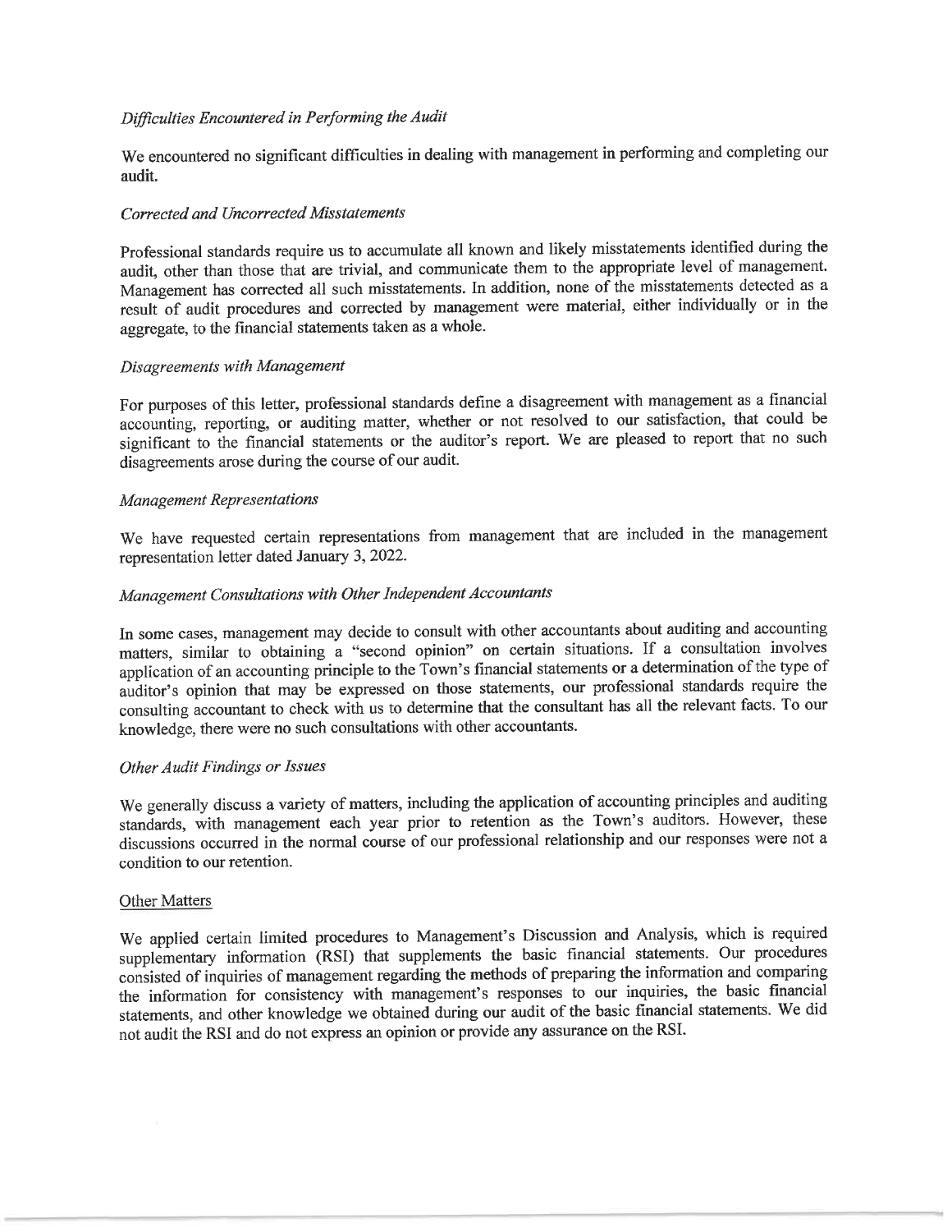*Difficulties Encountered in Performing the Audit*

We encountered no significant difficulties in dealing with management in performing and completing our audit.

*Corrected and Uncorrected Misstatements*

Professional standards require us to accumulate all known and likely misstatements identified during the audit, other than those that are trivial, and communicate them to the appropriate level of management. Management has corrected all such misstatements. In addition, none of the misstatements detected as a result of audit procedures and corrected by management were material, either individually or in the aggregate, to the financial statements taken as a whole.

*Disagreements with Management*

For purposes of this letter, professional standards define a disagreement with management as a financial accounting, reporting, or auditing matter, whether or not resolved to our satisfaction, that could be significant to the financial statements or the auditor's report. We are pleased to report that no such disagreements arose during the course of our audit.

*Management Representations*

We have requested certain representations from management that are included in the management representation letter dated January 3, 2022.

*Management Consultations with Other Independent Accountants*

In some cases, management may decide to consult with other accountants about auditing and accounting matters, similar to obtaining a "second opinion" on certain situations. If a consultation involves application of an accounting principle to the Town's financial statements or a determination of the type of auditor's opinion that may be expressed on those statements, our professional standards require the consulting accountant to check with us to determine that the consultant has all the relevant facts. To our knowledge, there were no such consultations with other accountants.

*Other Audit Findings or Issues*

We generally discuss a variety of matters, including the application of accounting principles and auditing standards, with management each year prior to retention as the Town's auditors. However, these discussions occurred in the normal course of our professional relationship and our responses were not a condition to our retention.

Other Matters

We applied certain limited procedures to Management's Discussion and Analysis, which is required supplementary information (RSI) that supplements the basic financial statements. Our procedures consisted of inquiries of management regarding the methods of preparing the information and comparing the information for consistency with management's responses to our inquiries, the basic financial statements, and other knowledge we obtained during our audit of the basic financial statements. We did not audit the RSI and do not express an opinion or provide any assurance on the RSI.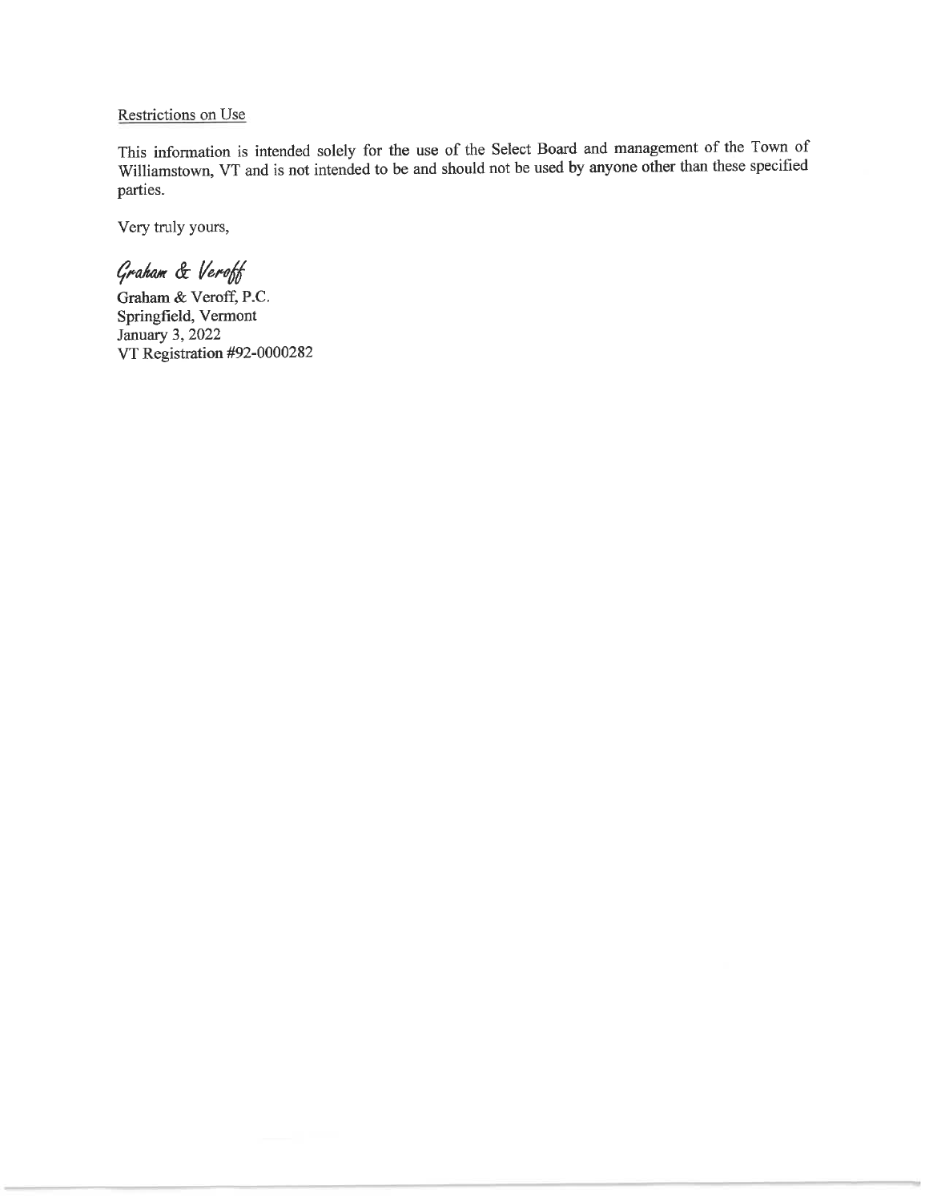<u>Restrictions on Use</u>

This information is intended solely for the use of the Select Board and management of the Town of Williamstown, VT and is not intended to be and should not be used by anyone other than these specified parties.

Very truly yours,

*Graham & Veroff*

Graham & Veroff, P.C.
Springfield, Vermont
January 3, 2022
VT Registration #92-0000282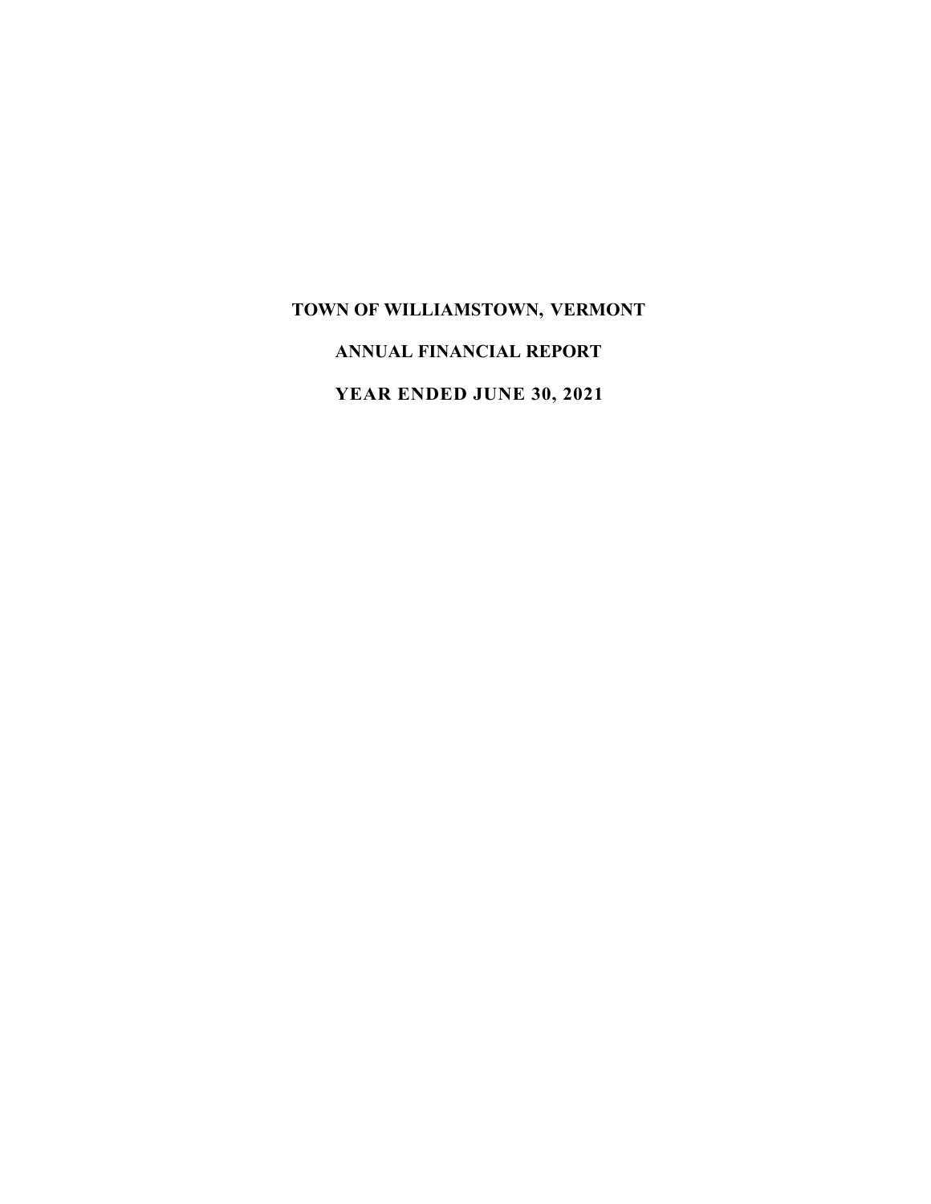# TOWN OF WILLIAMSTOWN, VERMONT

## ANNUAL FINANCIAL REPORT

## YEAR ENDED JUNE 30, 2021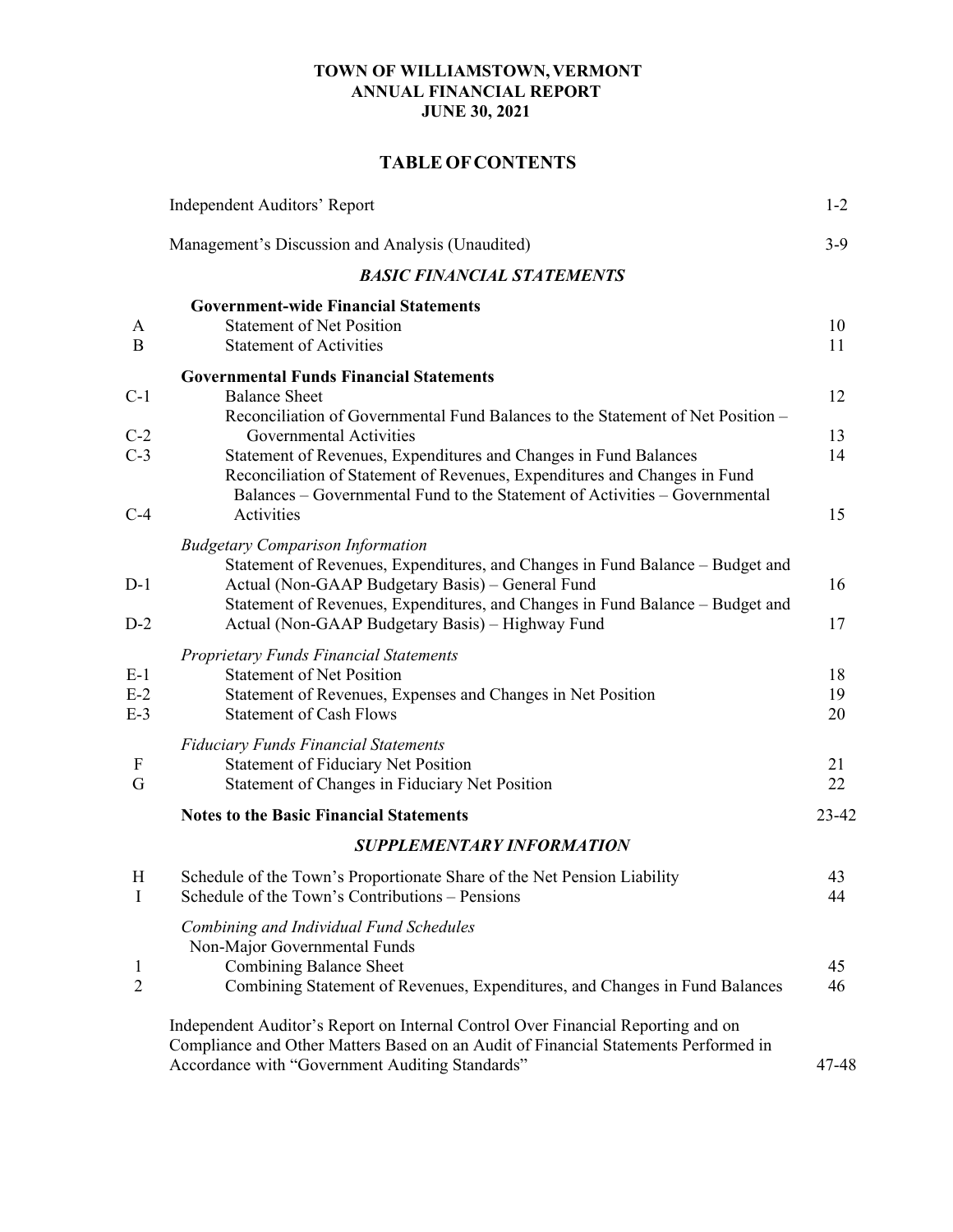# TOWN OF WILLIAMSTOWN, VERMONT
## ANNUAL FINANCIAL REPORT
## JUNE 30, 2021

## TABLE OF CONTENTS

| | | |
|---|---|---|
| | Independent Auditors' Report | 1-2 |
| | Management's Discussion and Analysis (Unaudited) | 3-9 |
| | ***BASIC FINANCIAL STATEMENTS*** | |
| | **Government-wide Financial Statements** | |
| A | Statement of Net Position | 10 |
| B | Statement of Activities | 11 |
| | **Governmental Funds Financial Statements** | |
| C-1 | Balance Sheet | 12 |
| C-2 | Reconciliation of Governmental Fund Balances to the Statement of Net Position – Governmental Activities | 13 |
| C-3 | Statement of Revenues, Expenditures and Changes in Fund Balances | 14 |
| C-4 | Reconciliation of Statement of Revenues, Expenditures and Changes in Fund Balances – Governmental Fund to the Statement of Activities – Governmental Activities | 15 |
| | *Budgetary Comparison Information* | |
| D-1 | Statement of Revenues, Expenditures, and Changes in Fund Balance – Budget and Actual (Non-GAAP Budgetary Basis) – General Fund | 16 |
| D-2 | Statement of Revenues, Expenditures, and Changes in Fund Balance – Budget and Actual (Non-GAAP Budgetary Basis) – Highway Fund | 17 |
| | *Proprietary Funds Financial Statements* | |
| E-1 | Statement of Net Position | 18 |
| E-2 | Statement of Revenues, Expenses and Changes in Net Position | 19 |
| E-3 | Statement of Cash Flows | 20 |
| | *Fiduciary Funds Financial Statements* | |
| F | Statement of Fiduciary Net Position | 21 |
| G | Statement of Changes in Fiduciary Net Position | 22 |
| | **Notes to the Basic Financial Statements** | 23-42 |
| | ***SUPPLEMENTARY INFORMATION*** | |
| H | Schedule of the Town's Proportionate Share of the Net Pension Liability | 43 |
| I | Schedule of the Town's Contributions – Pensions | 44 |
| | *Combining and Individual Fund Schedules* | |
| | Non-Major Governmental Funds | |
| 1 | Combining Balance Sheet | 45 |
| 2 | Combining Statement of Revenues, Expenditures, and Changes in Fund Balances | 46 |
| | Independent Auditor's Report on Internal Control Over Financial Reporting and on Compliance and Other Matters Based on an Audit of Financial Statements Performed in Accordance with "Government Auditing Standards" | 47-48 |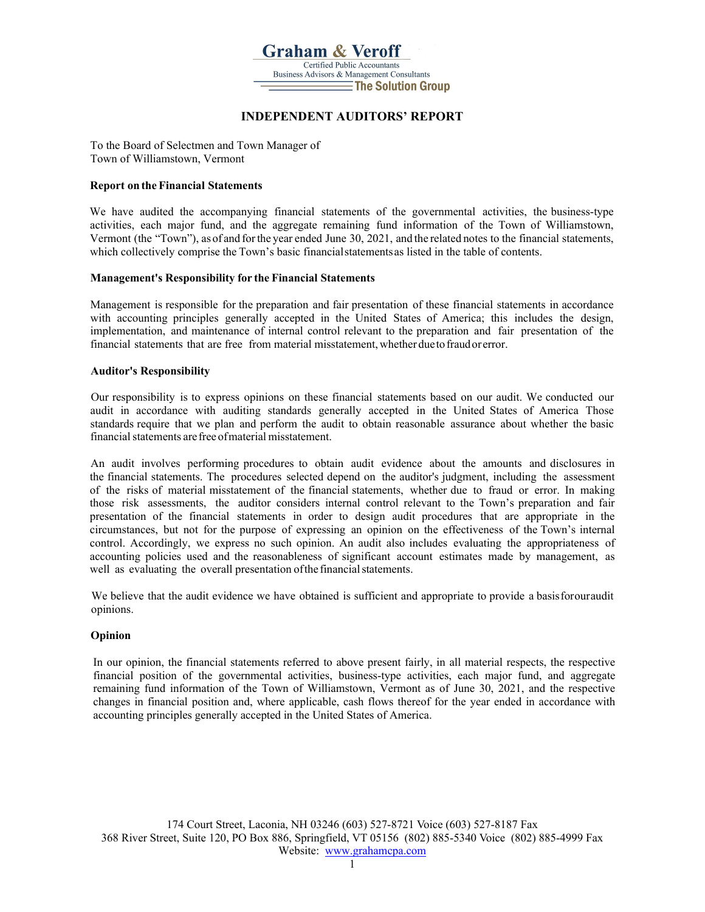Graham & Veroff
Certified Public Accountants
Business Advisors & Management Consultants
The Solution Group

# INDEPENDENT AUDITORS' REPORT

To the Board of Selectmen and Town Manager of
Town of Williamstown, Vermont

**Report on the Financial Statements**

We have audited the accompanying financial statements of the governmental activities, the business-type activities, each major fund, and the aggregate remaining fund information of the Town of Williamstown, Vermont (the "Town"), as of and for the year ended June 30, 2021, and the related notes to the financial statements, which collectively comprise the Town's basic financial statements as listed in the table of contents.

**Management's Responsibility for the Financial Statements**

Management is responsible for the preparation and fair presentation of these financial statements in accordance with accounting principles generally accepted in the United States of America; this includes the design, implementation, and maintenance of internal control relevant to the preparation and fair presentation of the financial statements that are free from material misstatement, whether due to fraud or error.

**Auditor's Responsibility**

Our responsibility is to express opinions on these financial statements based on our audit. We conducted our audit in accordance with auditing standards generally accepted in the United States of America Those standards require that we plan and perform the audit to obtain reasonable assurance about whether the basic financial statements are free of material misstatement.

An audit involves performing procedures to obtain audit evidence about the amounts and disclosures in the financial statements. The procedures selected depend on the auditor's judgment, including the assessment of the risks of material misstatement of the financial statements, whether due to fraud or error. In making those risk assessments, the auditor considers internal control relevant to the Town's preparation and fair presentation of the financial statements in order to design audit procedures that are appropriate in the circumstances, but not for the purpose of expressing an opinion on the effectiveness of the Town's internal control. Accordingly, we express no such opinion. An audit also includes evaluating the appropriateness of accounting policies used and the reasonableness of significant account estimates made by management, as well as evaluating the overall presentation of the financial statements.

We believe that the audit evidence we have obtained is sufficient and appropriate to provide a basis for our audit opinions.

**Opinion**

In our opinion, the financial statements referred to above present fairly, in all material respects, the respective financial position of the governmental activities, business-type activities, each major fund, and aggregate remaining fund information of the Town of Williamstown, Vermont as of June 30, 2021, and the respective changes in financial position and, where applicable, cash flows thereof for the year ended in accordance with accounting principles generally accepted in the United States of America.

174 Court Street, Laconia, NH 03246 (603) 527-8721 Voice (603) 527-8187 Fax
368 River Street, Suite 120, PO Box 886, Springfield, VT 05156 (802) 885-5340 Voice (802) 885-4999 Fax
Website: www.grahamcpa.com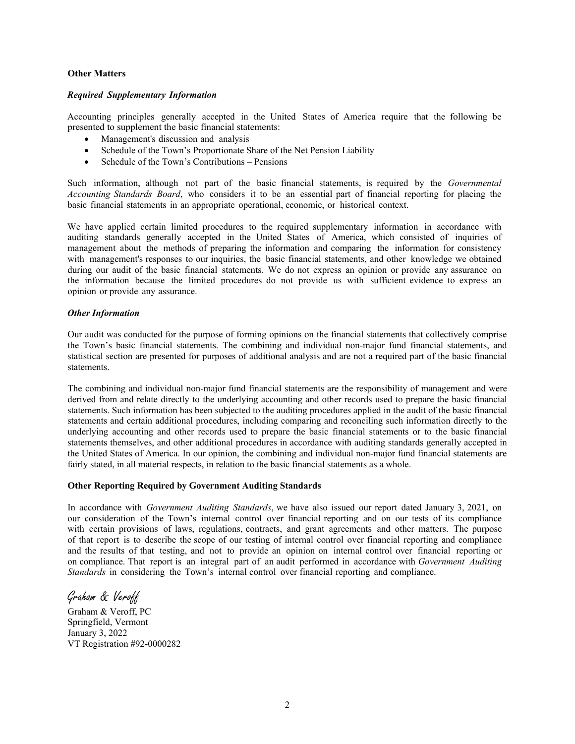**Other Matters**

***Required Supplementary Information***

Accounting principles generally accepted in the United States of America require that the following be presented to supplement the basic financial statements:

- Management's discussion and analysis
- Schedule of the Town's Proportionate Share of the Net Pension Liability
- Schedule of the Town's Contributions – Pensions

Such information, although not part of the basic financial statements, is required by the *Governmental Accounting Standards Board*, who considers it to be an essential part of financial reporting for placing the basic financial statements in an appropriate operational, economic, or historical context.

We have applied certain limited procedures to the required supplementary information in accordance with auditing standards generally accepted in the United States of America, which consisted of inquiries of management about the methods of preparing the information and comparing the information for consistency with management's responses to our inquiries, the basic financial statements, and other knowledge we obtained during our audit of the basic financial statements. We do not express an opinion or provide any assurance on the information because the limited procedures do not provide us with sufficient evidence to express an opinion or provide any assurance.

***Other Information***

Our audit was conducted for the purpose of forming opinions on the financial statements that collectively comprise the Town's basic financial statements. The combining and individual non-major fund financial statements, and statistical section are presented for purposes of additional analysis and are not a required part of the basic financial statements.

The combining and individual non-major fund financial statements are the responsibility of management and were derived from and relate directly to the underlying accounting and other records used to prepare the basic financial statements. Such information has been subjected to the auditing procedures applied in the audit of the basic financial statements and certain additional procedures, including comparing and reconciling such information directly to the underlying accounting and other records used to prepare the basic financial statements or to the basic financial statements themselves, and other additional procedures in accordance with auditing standards generally accepted in the United States of America. In our opinion, the combining and individual non-major fund financial statements are fairly stated, in all material respects, in relation to the basic financial statements as a whole.

**Other Reporting Required by Government Auditing Standards**

In accordance with *Government Auditing Standards*, we have also issued our report dated January 3, 2021, on our consideration of the Town's internal control over financial reporting and on our tests of its compliance with certain provisions of laws, regulations, contracts, and grant agreements and other matters. The purpose of that report is to describe the scope of our testing of internal control over financial reporting and compliance and the results of that testing, and not to provide an opinion on internal control over financial reporting or on compliance. That report is an integral part of an audit performed in accordance with *Government Auditing Standards* in considering the Town's internal control over financial reporting and compliance.

*Graham & Veroff*

Graham & Veroff, PC
Springfield, Vermont
January 3, 2022
VT Registration #92-0000282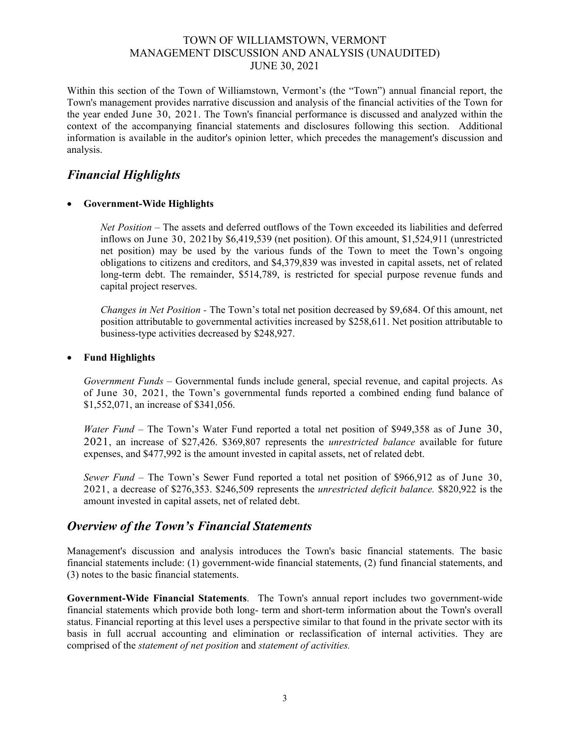# TOWN OF WILLIAMSTOWN, VERMONT
## MANAGEMENT DISCUSSION AND ANALYSIS (UNAUDITED)
### JUNE 30, 2021

Within this section of the Town of Williamstown, Vermont's (the "Town") annual financial report, the Town's management provides narrative discussion and analysis of the financial activities of the Town for the year ended June 30, 2021. The Town's financial performance is discussed and analyzed within the context of the accompanying financial statements and disclosures following this section. Additional information is available in the auditor's opinion letter, which precedes the management's discussion and analysis.

## *Financial Highlights*

- **Government-Wide Highlights**

  *Net Position* – The assets and deferred outflows of the Town exceeded its liabilities and deferred inflows on June 30, 2021by $6,419,539 (net position). Of this amount, $1,524,911 (unrestricted net position) may be used by the various funds of the Town to meet the Town's ongoing obligations to citizens and creditors, and $4,379,839 was invested in capital assets, net of related long-term debt. The remainder, $514,789, is restricted for special purpose revenue funds and capital project reserves.

  *Changes in Net Position* - The Town's total net position decreased by $9,684. Of this amount, net position attributable to governmental activities increased by $258,611. Net position attributable to business-type activities decreased by $248,927.

- **Fund Highlights**

  *Government Funds* – Governmental funds include general, special revenue, and capital projects. As of June 30, 2021, the Town's governmental funds reported a combined ending fund balance of $1,552,071, an increase of $341,056.

  *Water Fund* – The Town's Water Fund reported a total net position of $949,358 as of June 30, 2021, an increase of $27,426. $369,807 represents the *unrestricted balance* available for future expenses, and $477,992 is the amount invested in capital assets, net of related debt.

  *Sewer Fund* – The Town's Sewer Fund reported a total net position of $966,912 as of June 30, 2021, a decrease of $276,353. $246,509 represents the *unrestricted deficit balance.* $820,922 is the amount invested in capital assets, net of related debt.

## *Overview of the Town's Financial Statements*

Management's discussion and analysis introduces the Town's basic financial statements. The basic financial statements include: (1) government-wide financial statements, (2) fund financial statements, and (3) notes to the basic financial statements.

**Government-Wide Financial Statements**. The Town's annual report includes two government-wide financial statements which provide both long- term and short-term information about the Town's overall status. Financial reporting at this level uses a perspective similar to that found in the private sector with its basis in full accrual accounting and elimination or reclassification of internal activities. They are comprised of the *statement of net position* and *statement of activities.*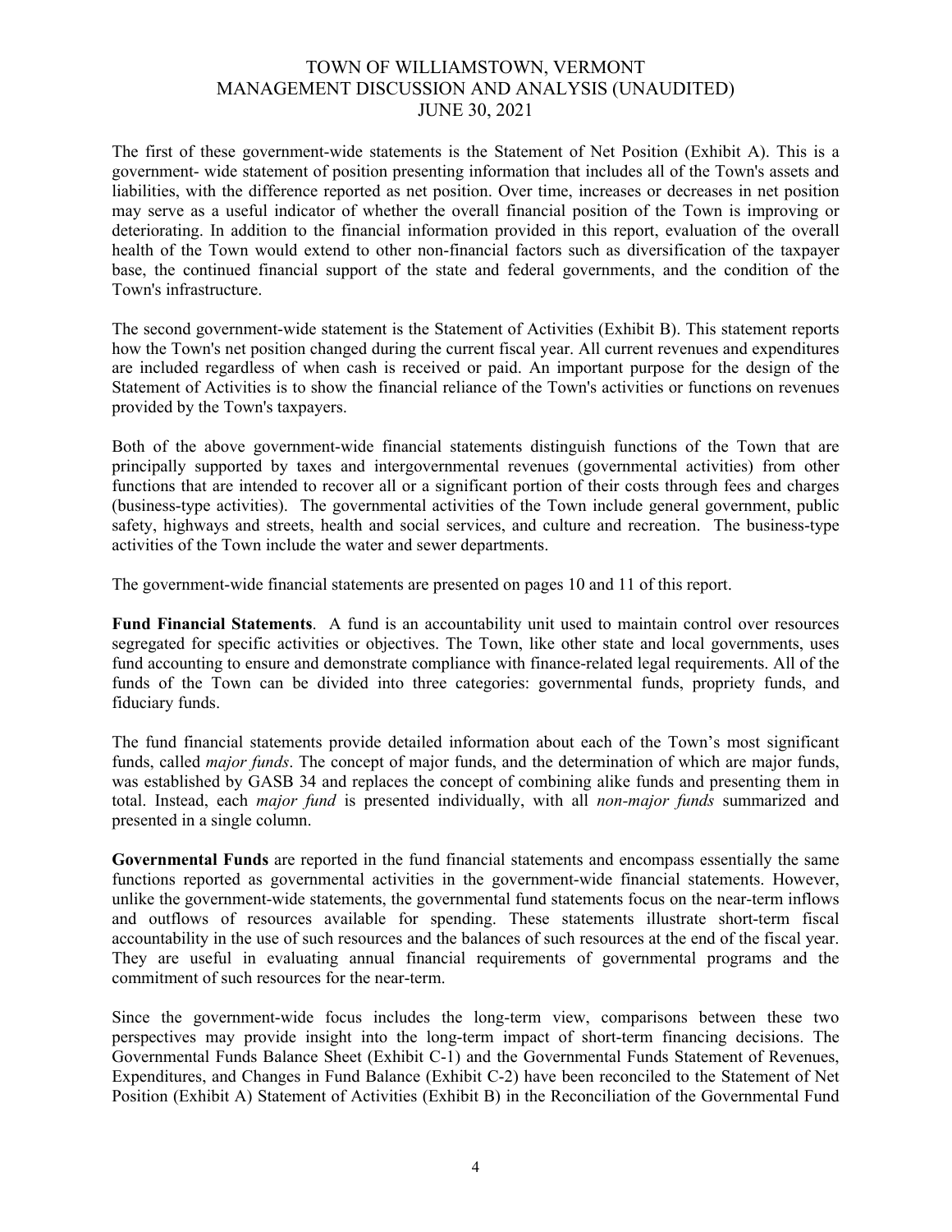The first of these government-wide statements is the Statement of Net Position (Exhibit A). This is a government- wide statement of position presenting information that includes all of the Town's assets and liabilities, with the difference reported as net position. Over time, increases or decreases in net position may serve as a useful indicator of whether the overall financial position of the Town is improving or deteriorating. In addition to the financial information provided in this report, evaluation of the overall health of the Town would extend to other non-financial factors such as diversification of the taxpayer base, the continued financial support of the state and federal governments, and the condition of the Town's infrastructure.

The second government-wide statement is the Statement of Activities (Exhibit B). This statement reports how the Town's net position changed during the current fiscal year. All current revenues and expenditures are included regardless of when cash is received or paid. An important purpose for the design of the Statement of Activities is to show the financial reliance of the Town's activities or functions on revenues provided by the Town's taxpayers.

Both of the above government-wide financial statements distinguish functions of the Town that are principally supported by taxes and intergovernmental revenues (governmental activities) from other functions that are intended to recover all or a significant portion of their costs through fees and charges (business-type activities). The governmental activities of the Town include general government, public safety, highways and streets, health and social services, and culture and recreation. The business-type activities of the Town include the water and sewer departments.

The government-wide financial statements are presented on pages 10 and 11 of this report.

**Fund Financial Statements**. A fund is an accountability unit used to maintain control over resources segregated for specific activities or objectives. The Town, like other state and local governments, uses fund accounting to ensure and demonstrate compliance with finance-related legal requirements. All of the funds of the Town can be divided into three categories: governmental funds, propriety funds, and fiduciary funds.

The fund financial statements provide detailed information about each of the Town's most significant funds, called *major funds*. The concept of major funds, and the determination of which are major funds, was established by GASB 34 and replaces the concept of combining alike funds and presenting them in total. Instead, each *major fund* is presented individually, with all *non-major funds* summarized and presented in a single column.

**Governmental Funds** are reported in the fund financial statements and encompass essentially the same functions reported as governmental activities in the government-wide financial statements. However, unlike the government-wide statements, the governmental fund statements focus on the near-term inflows and outflows of resources available for spending. These statements illustrate short-term fiscal accountability in the use of such resources and the balances of such resources at the end of the fiscal year. They are useful in evaluating annual financial requirements of governmental programs and the commitment of such resources for the near-term.

Since the government-wide focus includes the long-term view, comparisons between these two perspectives may provide insight into the long-term impact of short-term financing decisions. The Governmental Funds Balance Sheet (Exhibit C-1) and the Governmental Funds Statement of Revenues, Expenditures, and Changes in Fund Balance (Exhibit C-2) have been reconciled to the Statement of Net Position (Exhibit A) Statement of Activities (Exhibit B) in the Reconciliation of the Governmental Fund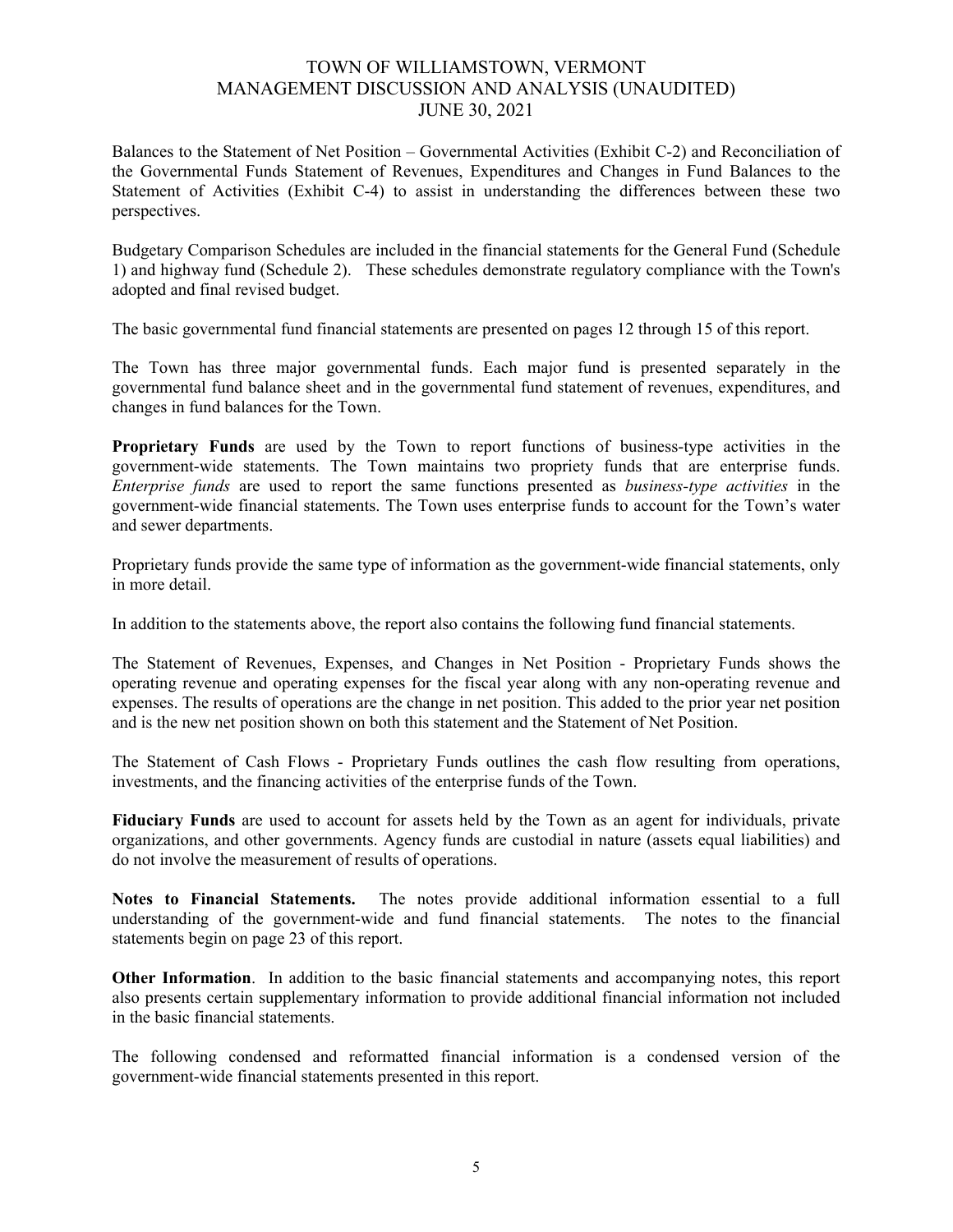Balances to the Statement of Net Position – Governmental Activities (Exhibit C-2) and Reconciliation of the Governmental Funds Statement of Revenues, Expenditures and Changes in Fund Balances to the Statement of Activities (Exhibit C-4) to assist in understanding the differences between these two perspectives.

Budgetary Comparison Schedules are included in the financial statements for the General Fund (Schedule 1) and highway fund (Schedule 2). These schedules demonstrate regulatory compliance with the Town's adopted and final revised budget.

The basic governmental fund financial statements are presented on pages 12 through 15 of this report.

The Town has three major governmental funds. Each major fund is presented separately in the governmental fund balance sheet and in the governmental fund statement of revenues, expenditures, and changes in fund balances for the Town.

**Proprietary Funds** are used by the Town to report functions of business-type activities in the government-wide statements. The Town maintains two propriety funds that are enterprise funds. *Enterprise funds* are used to report the same functions presented as *business-type activities* in the government-wide financial statements. The Town uses enterprise funds to account for the Town's water and sewer departments.

Proprietary funds provide the same type of information as the government-wide financial statements, only in more detail.

In addition to the statements above, the report also contains the following fund financial statements.

The Statement of Revenues, Expenses, and Changes in Net Position - Proprietary Funds shows the operating revenue and operating expenses for the fiscal year along with any non-operating revenue and expenses. The results of operations are the change in net position. This added to the prior year net position and is the new net position shown on both this statement and the Statement of Net Position.

The Statement of Cash Flows - Proprietary Funds outlines the cash flow resulting from operations, investments, and the financing activities of the enterprise funds of the Town.

**Fiduciary Funds** are used to account for assets held by the Town as an agent for individuals, private organizations, and other governments. Agency funds are custodial in nature (assets equal liabilities) and do not involve the measurement of results of operations.

**Notes to Financial Statements.** The notes provide additional information essential to a full understanding of the government-wide and fund financial statements. The notes to the financial statements begin on page 23 of this report.

**Other Information**. In addition to the basic financial statements and accompanying notes, this report also presents certain supplementary information to provide additional financial information not included in the basic financial statements.

The following condensed and reformatted financial information is a condensed version of the government-wide financial statements presented in this report.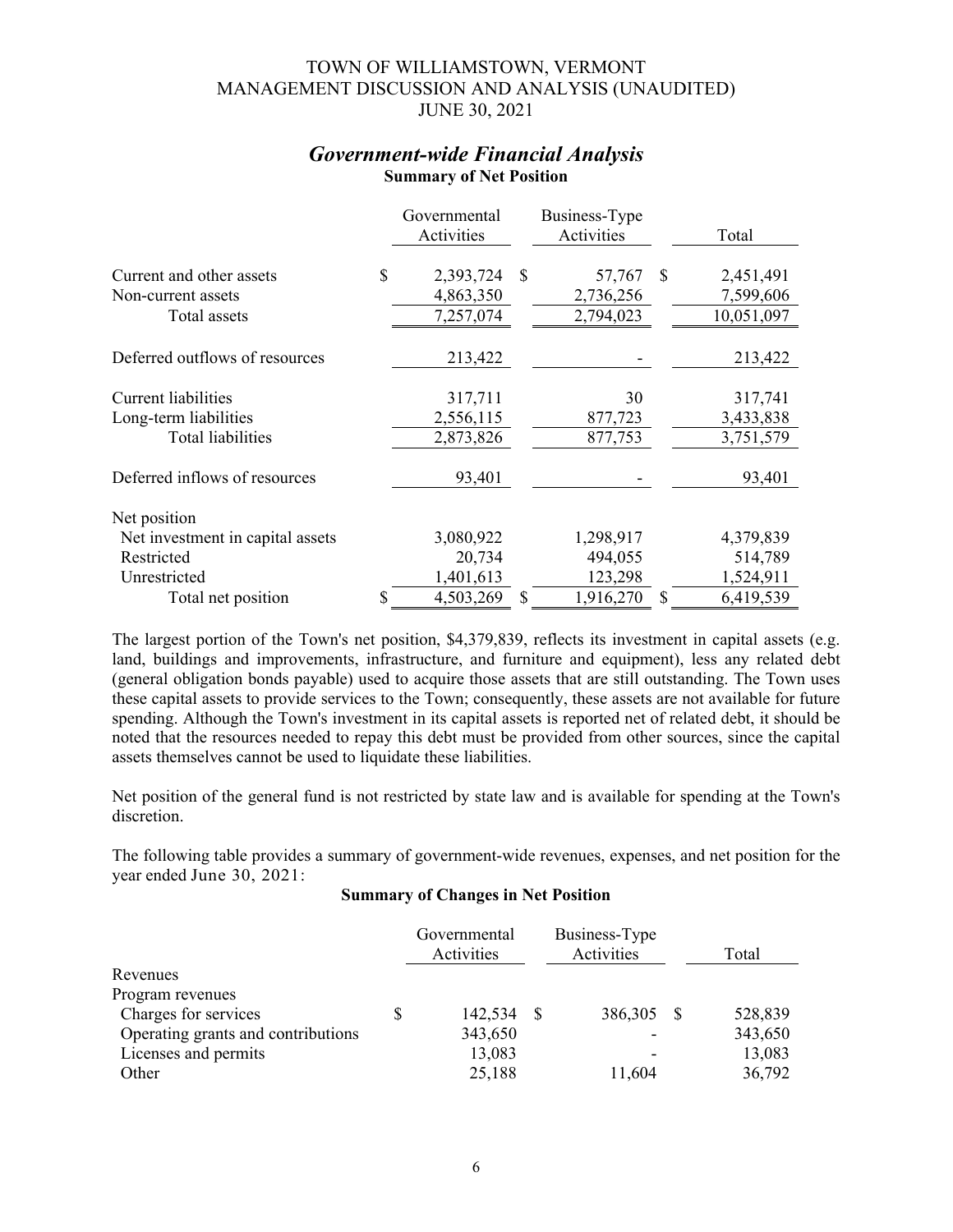TOWN OF WILLIAMSTOWN, VERMONT
MANAGEMENT DISCUSSION AND ANALYSIS (UNAUDITED)
JUNE 30, 2021

## *Government-wide Financial Analysis*

**Summary of Net Position**

| | Governmental Activities | Business-Type Activities | Total |
|---|---|---|---|
| Current and other assets | $ 2,393,724 | $ 57,767 | $ 2,451,491 |
| Non-current assets | 4,863,350 | 2,736,256 | 7,599,606 |
| Total assets | 7,257,074 | 2,794,023 | 10,051,097 |
| Deferred outflows of resources | 213,422 | - | 213,422 |
| Current liabilities | 317,711 | 30 | 317,741 |
| Long-term liabilities | 2,556,115 | 877,723 | 3,433,838 |
| Total liabilities | 2,873,826 | 877,753 | 3,751,579 |
| Deferred inflows of resources | 93,401 | - | 93,401 |
| Net position | | | |
| Net investment in capital assets | 3,080,922 | 1,298,917 | 4,379,839 |
| Restricted | 20,734 | 494,055 | 514,789 |
| Unrestricted | 1,401,613 | 123,298 | 1,524,911 |
| Total net position | $ 4,503,269 | $ 1,916,270 | $ 6,419,539 |

The largest portion of the Town's net position, $4,379,839, reflects its investment in capital assets (e.g. land, buildings and improvements, infrastructure, and furniture and equipment), less any related debt (general obligation bonds payable) used to acquire those assets that are still outstanding. The Town uses these capital assets to provide services to the Town; consequently, these assets are not available for future spending. Although the Town's investment in its capital assets is reported net of related debt, it should be noted that the resources needed to repay this debt must be provided from other sources, since the capital assets themselves cannot be used to liquidate these liabilities.

Net position of the general fund is not restricted by state law and is available for spending at the Town's discretion.

The following table provides a summary of government-wide revenues, expenses, and net position for the year ended June 30, 2021:

**Summary of Changes in Net Position**

| | Governmental Activities | Business-Type Activities | Total |
|---|---|---|---|
| Revenues | | | |
| Program revenues | | | |
| Charges for services | $ 142,534 | $ 386,305 | $ 528,839 |
| Operating grants and contributions | 343,650 | - | 343,650 |
| Licenses and permits | 13,083 | - | 13,083 |
| Other | 25,188 | 11,604 | 36,792 |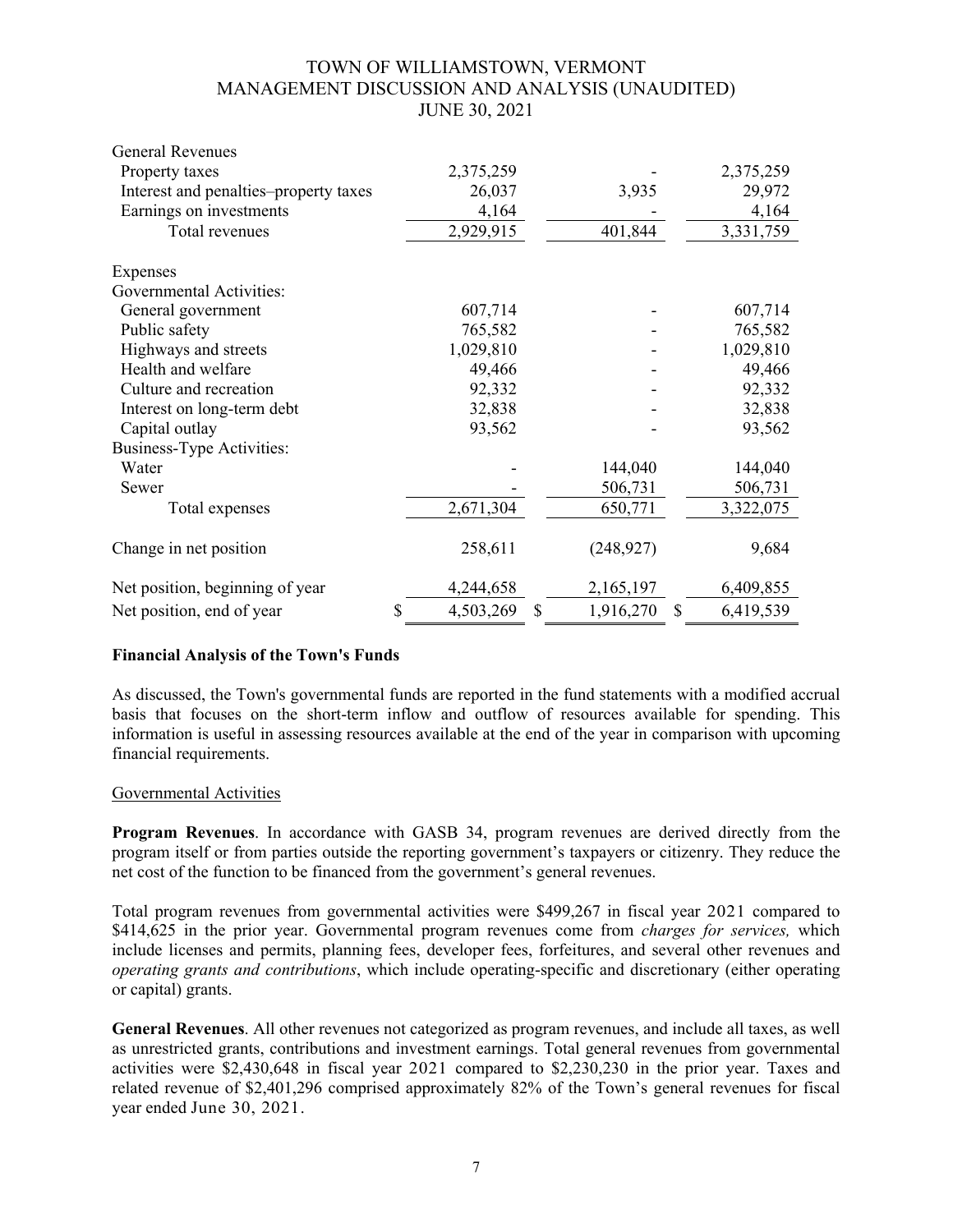| | | | |
|---|---|---|---|
| General Revenues | | | |
| Property taxes | 2,375,259 | - | 2,375,259 |
| Interest and penalties–property taxes | 26,037 | 3,935 | 29,972 |
| Earnings on investments | 4,164 | - | 4,164 |
| Total revenues | 2,929,915 | 401,844 | 3,331,759 |
| | | | |
| Expenses | | | |
| Governmental Activities: | | | |
| General government | 607,714 | - | 607,714 |
| Public safety | 765,582 | - | 765,582 |
| Highways and streets | 1,029,810 | - | 1,029,810 |
| Health and welfare | 49,466 | - | 49,466 |
| Culture and recreation | 92,332 | - | 92,332 |
| Interest on long-term debt | 32,838 | - | 32,838 |
| Capital outlay | 93,562 | - | 93,562 |
| Business-Type Activities: | | | |
| Water | - | 144,040 | 144,040 |
| Sewer | - | 506,731 | 506,731 |
| Total expenses | 2,671,304 | 650,771 | 3,322,075 |
| | | | |
| Change in net position | 258,611 | (248,927) | 9,684 |
| | | | |
| Net position, beginning of year | 4,244,658 | 2,165,197 | 6,409,855 |
| Net position, end of year | $ 4,503,269 | $ 1,916,270 | $ 6,419,539 |

**Financial Analysis of the Town's Funds**

As discussed, the Town's governmental funds are reported in the fund statements with a modified accrual basis that focuses on the short-term inflow and outflow of resources available for spending. This information is useful in assessing resources available at the end of the year in comparison with upcoming financial requirements.

Governmental Activities

**Program Revenues**. In accordance with GASB 34, program revenues are derived directly from the program itself or from parties outside the reporting government's taxpayers or citizenry. They reduce the net cost of the function to be financed from the government's general revenues.

Total program revenues from governmental activities were $499,267 in fiscal year 2021 compared to $414,625 in the prior year. Governmental program revenues come from *charges for services,* which include licenses and permits, planning fees, developer fees, forfeitures, and several other revenues and *operating grants and contributions*, which include operating-specific and discretionary (either operating or capital) grants.

**General Revenues**. All other revenues not categorized as program revenues, and include all taxes, as well as unrestricted grants, contributions and investment earnings. Total general revenues from governmental activities were $2,430,648 in fiscal year 2021 compared to $2,230,230 in the prior year. Taxes and related revenue of $2,401,296 comprised approximately 82% of the Town's general revenues for fiscal year ended June 30, 2021.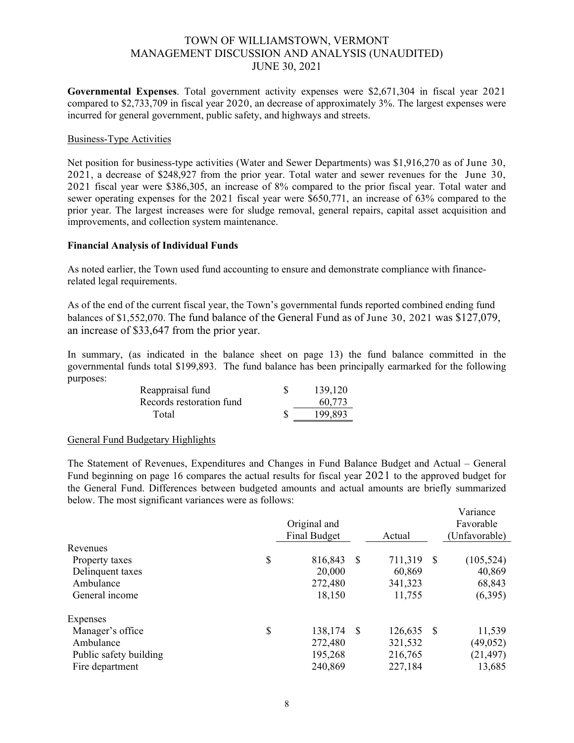# TOWN OF WILLIAMSTOWN, VERMONT
# MANAGEMENT DISCUSSION AND ANALYSIS (UNAUDITED)
# JUNE 30, 2021

**Governmental Expenses**. Total government activity expenses were $2,671,304 in fiscal year 2021 compared to $2,733,709 in fiscal year 2020, an decrease of approximately 3%. The largest expenses were incurred for general government, public safety, and highways and streets.

Business-Type Activities

Net position for business-type activities (Water and Sewer Departments) was $1,916,270 as of June 30, 2021, a decrease of $248,927 from the prior year. Total water and sewer revenues for the June 30, 2021 fiscal year were $386,305, an increase of 8% compared to the prior fiscal year. Total water and sewer operating expenses for the 2021 fiscal year were $650,771, an increase of 63% compared to the prior year. The largest increases were for sludge removal, general repairs, capital asset acquisition and improvements, and collection system maintenance.

**Financial Analysis of Individual Funds**

As noted earlier, the Town used fund accounting to ensure and demonstrate compliance with finance-related legal requirements.

As of the end of the current fiscal year, the Town's governmental funds reported combined ending fund balances of $1,552,070. The fund balance of the General Fund as of June 30, 2021 was $127,079, an increase of $33,647 from the prior year.

In summary, (as indicated in the balance sheet on page 13) the fund balance committed in the governmental funds total $199,893. The fund balance has been principally earmarked for the following purposes:

| | | |
|---|---|---|
| Reappraisal fund | $ | 139,120 |
| Records restoration fund | | 60,773 |
| Total | $ | 199,893 |

General Fund Budgetary Highlights

The Statement of Revenues, Expenditures and Changes in Fund Balance Budget and Actual – General Fund beginning on page 16 compares the actual results for fiscal year 2021 to the approved budget for the General Fund. Differences between budgeted amounts and actual amounts are briefly summarized below. The most significant variances were as follows:

| | Original and Final Budget | Actual | Variance Favorable (Unfavorable) |
|---|---|---|---|
| Revenues | | | |
| Property taxes | $ 816,843 | $ 711,319 | $ (105,524) |
| Delinquent taxes | 20,000 | 60,869 | 40,869 |
| Ambulance | 272,480 | 341,323 | 68,843 |
| General income | 18,150 | 11,755 | (6,395) |
| Expenses | | | |
| Manager's office | $ 138,174 | $ 126,635 | $ 11,539 |
| Ambulance | 272,480 | 321,532 | (49,052) |
| Public safety building | 195,268 | 216,765 | (21,497) |
| Fire department | 240,869 | 227,184 | 13,685 |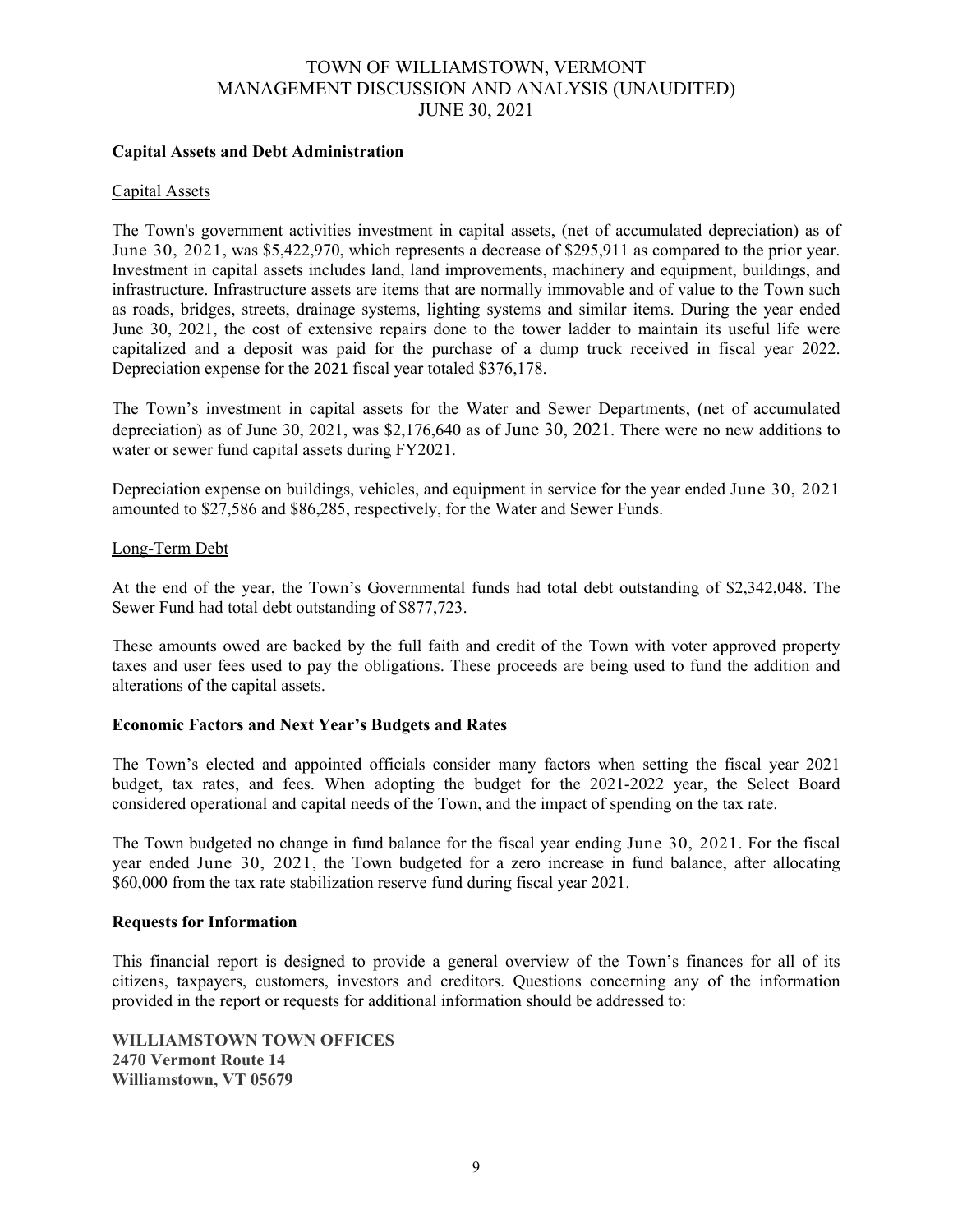## Capital Assets and Debt Administration

### Capital Assets

The Town's government activities investment in capital assets, (net of accumulated depreciation) as of June 30, 2021, was $5,422,970, which represents a decrease of $295,911 as compared to the prior year. Investment in capital assets includes land, land improvements, machinery and equipment, buildings, and infrastructure. Infrastructure assets are items that are normally immovable and of value to the Town such as roads, bridges, streets, drainage systems, lighting systems and similar items. During the year ended June 30, 2021, the cost of extensive repairs done to the tower ladder to maintain its useful life were capitalized and a deposit was paid for the purchase of a dump truck received in fiscal year 2022. Depreciation expense for the 2021 fiscal year totaled $376,178.

The Town's investment in capital assets for the Water and Sewer Departments, (net of accumulated depreciation) as of June 30, 2021, was $2,176,640 as of June 30, 2021. There were no new additions to water or sewer fund capital assets during FY2021.

Depreciation expense on buildings, vehicles, and equipment in service for the year ended June 30, 2021 amounted to $27,586 and $86,285, respectively, for the Water and Sewer Funds.

### Long-Term Debt

At the end of the year, the Town's Governmental funds had total debt outstanding of $2,342,048. The Sewer Fund had total debt outstanding of $877,723.

These amounts owed are backed by the full faith and credit of the Town with voter approved property taxes and user fees used to pay the obligations. These proceeds are being used to fund the addition and alterations of the capital assets.

## Economic Factors and Next Year's Budgets and Rates

The Town's elected and appointed officials consider many factors when setting the fiscal year 2021 budget, tax rates, and fees. When adopting the budget for the 2021-2022 year, the Select Board considered operational and capital needs of the Town, and the impact of spending on the tax rate.

The Town budgeted no change in fund balance for the fiscal year ending June 30, 2021. For the fiscal year ended June 30, 2021, the Town budgeted for a zero increase in fund balance, after allocating $60,000 from the tax rate stabilization reserve fund during fiscal year 2021.

## Requests for Information

This financial report is designed to provide a general overview of the Town's finances for all of its citizens, taxpayers, customers, investors and creditors. Questions concerning any of the information provided in the report or requests for additional information should be addressed to:

**WILLIAMSTOWN TOWN OFFICES**
**2470 Vermont Route 14**
**Williamstown, VT 05679**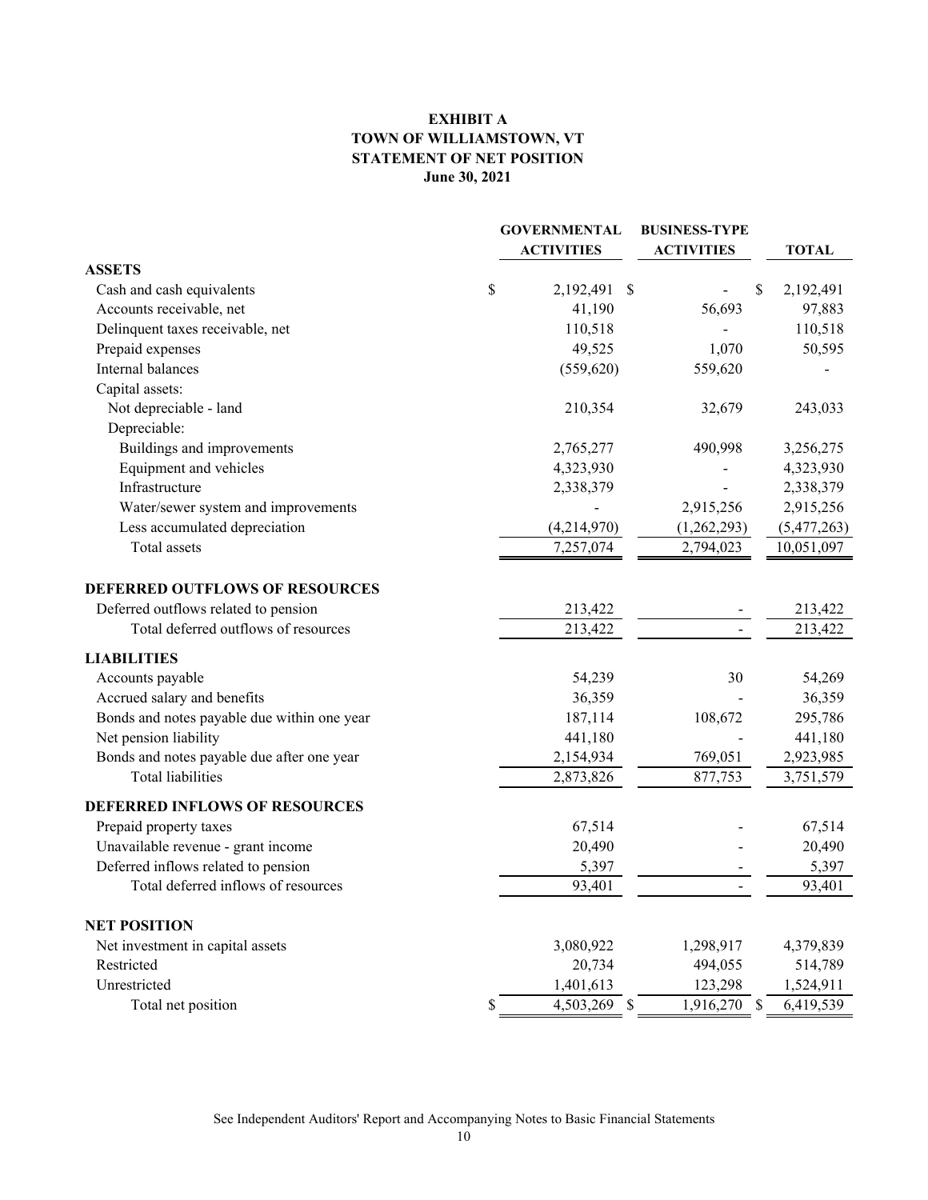**EXHIBIT A**
**TOWN OF WILLIAMSTOWN, VT**
**STATEMENT OF NET POSITION**
**June 30, 2021**

| | GOVERNMENTAL ACTIVITIES | BUSINESS-TYPE ACTIVITIES | TOTAL |
|---|---|---|---|
| **ASSETS** | | | |
| Cash and cash equivalents | $ 2,192,491 | $ - | $ 2,192,491 |
| Accounts receivable, net | 41,190 | 56,693 | 97,883 |
| Delinquent taxes receivable, net | 110,518 | - | 110,518 |
| Prepaid expenses | 49,525 | 1,070 | 50,595 |
| Internal balances | (559,620) | 559,620 | - |
| Capital assets: | | | |
| Not depreciable - land | 210,354 | 32,679 | 243,033 |
| Depreciable: | | | |
| Buildings and improvements | 2,765,277 | 490,998 | 3,256,275 |
| Equipment and vehicles | 4,323,930 | - | 4,323,930 |
| Infrastructure | 2,338,379 | - | 2,338,379 |
| Water/sewer system and improvements | - | 2,915,256 | 2,915,256 |
| Less accumulated depreciation | (4,214,970) | (1,262,293) | (5,477,263) |
| Total assets | 7,257,074 | 2,794,023 | 10,051,097 |
| **DEFERRED OUTFLOWS OF RESOURCES** | | | |
| Deferred outflows related to pension | 213,422 | - | 213,422 |
| Total deferred outflows of resources | 213,422 | - | 213,422 |
| **LIABILITIES** | | | |
| Accounts payable | 54,239 | 30 | 54,269 |
| Accrued salary and benefits | 36,359 | - | 36,359 |
| Bonds and notes payable due within one year | 187,114 | 108,672 | 295,786 |
| Net pension liability | 441,180 | - | 441,180 |
| Bonds and notes payable due after one year | 2,154,934 | 769,051 | 2,923,985 |
| Total liabilities | 2,873,826 | 877,753 | 3,751,579 |
| **DEFERRED INFLOWS OF RESOURCES** | | | |
| Prepaid property taxes | 67,514 | - | 67,514 |
| Unavailable revenue - grant income | 20,490 | - | 20,490 |
| Deferred inflows related to pension | 5,397 | - | 5,397 |
| Total deferred inflows of resources | 93,401 | - | 93,401 |
| **NET POSITION** | | | |
| Net investment in capital assets | 3,080,922 | 1,298,917 | 4,379,839 |
| Restricted | 20,734 | 494,055 | 514,789 |
| Unrestricted | 1,401,613 | 123,298 | 1,524,911 |
| Total net position | $ 4,503,269 | $ 1,916,270 | $ 6,419,539 |

See Independent Auditors' Report and Accompanying Notes to Basic Financial Statements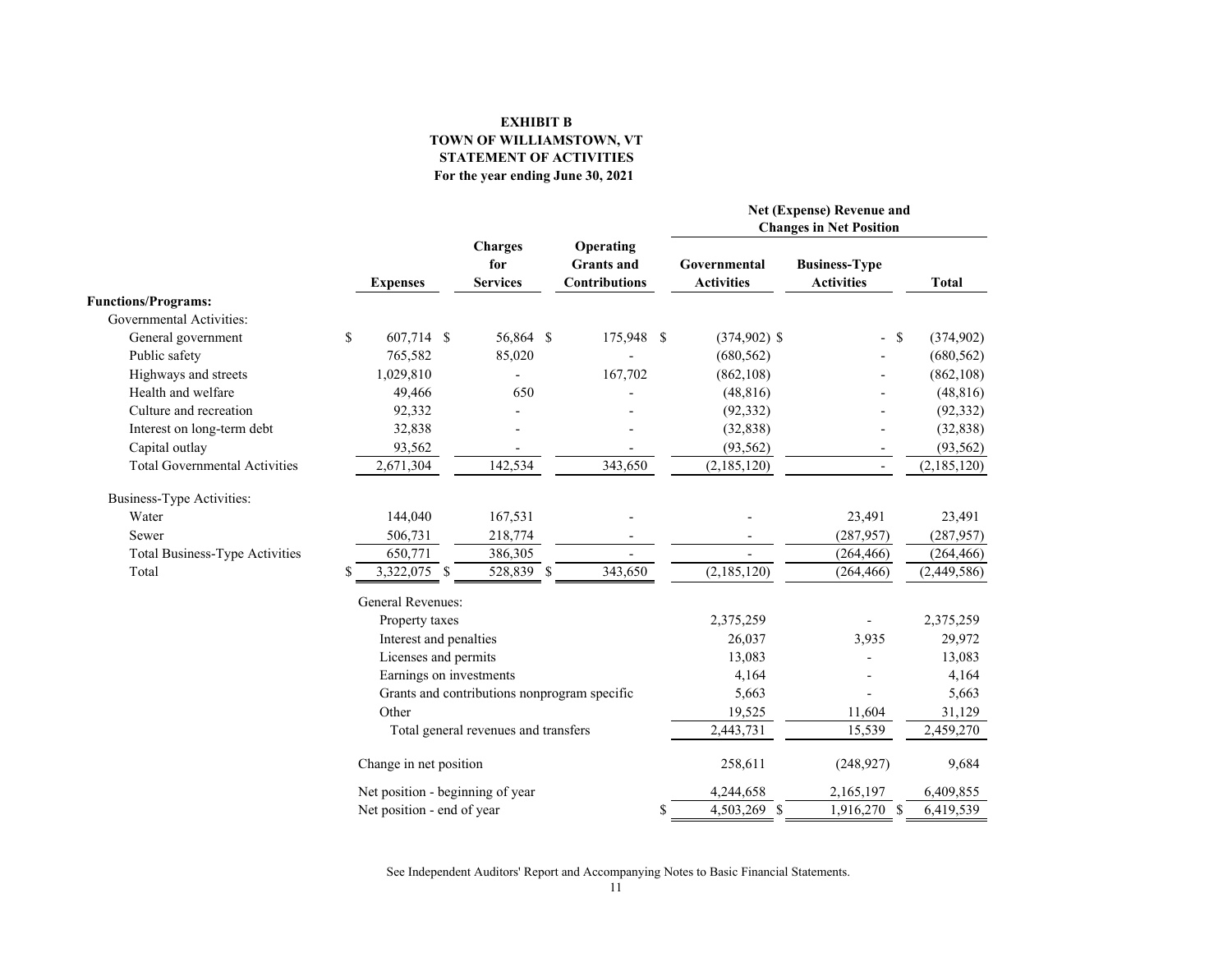**EXHIBIT B**
**TOWN OF WILLIAMSTOWN, VT**
**STATEMENT OF ACTIVITIES**
**For the year ending June 30, 2021**

| | Expenses | Charges for Services | Operating Grants and Contributions | Net (Expense) Revenue and Changes in Net Position | | |
|---|---|---|---|---|---|---|
| | | | | Governmental Activities | Business-Type Activities | Total |
| **Functions/Programs:** | | | | | | |
| Governmental Activities: | | | | | | |
| General government | $ 607,714 | $ 56,864 | $ 175,948 | $ (374,902) | $ - | $ (374,902) |
| Public safety | 765,582 | 85,020 | - | (680,562) | - | (680,562) |
| Highways and streets | 1,029,810 | - | 167,702 | (862,108) | - | (862,108) |
| Health and welfare | 49,466 | 650 | - | (48,816) | - | (48,816) |
| Culture and recreation | 92,332 | - | - | (92,332) | - | (92,332) |
| Interest on long-term debt | 32,838 | - | - | (32,838) | - | (32,838) |
| Capital outlay | 93,562 | - | - | (93,562) | - | (93,562) |
| Total Governmental Activities | 2,671,304 | 142,534 | 343,650 | (2,185,120) | - | (2,185,120) |
| Business-Type Activities: | | | | | | |
| Water | 144,040 | 167,531 | - | - | 23,491 | 23,491 |
| Sewer | 506,731 | 218,774 | - | - | (287,957) | (287,957) |
| Total Business-Type Activities | 650,771 | 386,305 | - | - | (264,466) | (264,466) |
| Total | $ 3,322,075 | $ 528,839 | $ 343,650 | (2,185,120) | (264,466) | (2,449,586) |
| General Revenues: | | | | | | |
| Property taxes | | | | 2,375,259 | - | 2,375,259 |
| Interest and penalties | | | | 26,037 | 3,935 | 29,972 |
| Licenses and permits | | | | 13,083 | - | 13,083 |
| Earnings on investments | | | | 4,164 | - | 4,164 |
| Grants and contributions nonprogram specific | | | | 5,663 | - | 5,663 |
| Other | | | | 19,525 | 11,604 | 31,129 |
| Total general revenues and transfers | | | | 2,443,731 | 15,539 | 2,459,270 |
| Change in net position | | | | 258,611 | (248,927) | 9,684 |
| Net position - beginning of year | | | | 4,244,658 | 2,165,197 | 6,409,855 |
| Net position - end of year | | | | $ 4,503,269 | $ 1,916,270 | $ 6,419,539 |

See Independent Auditors' Report and Accompanying Notes to Basic Financial Statements.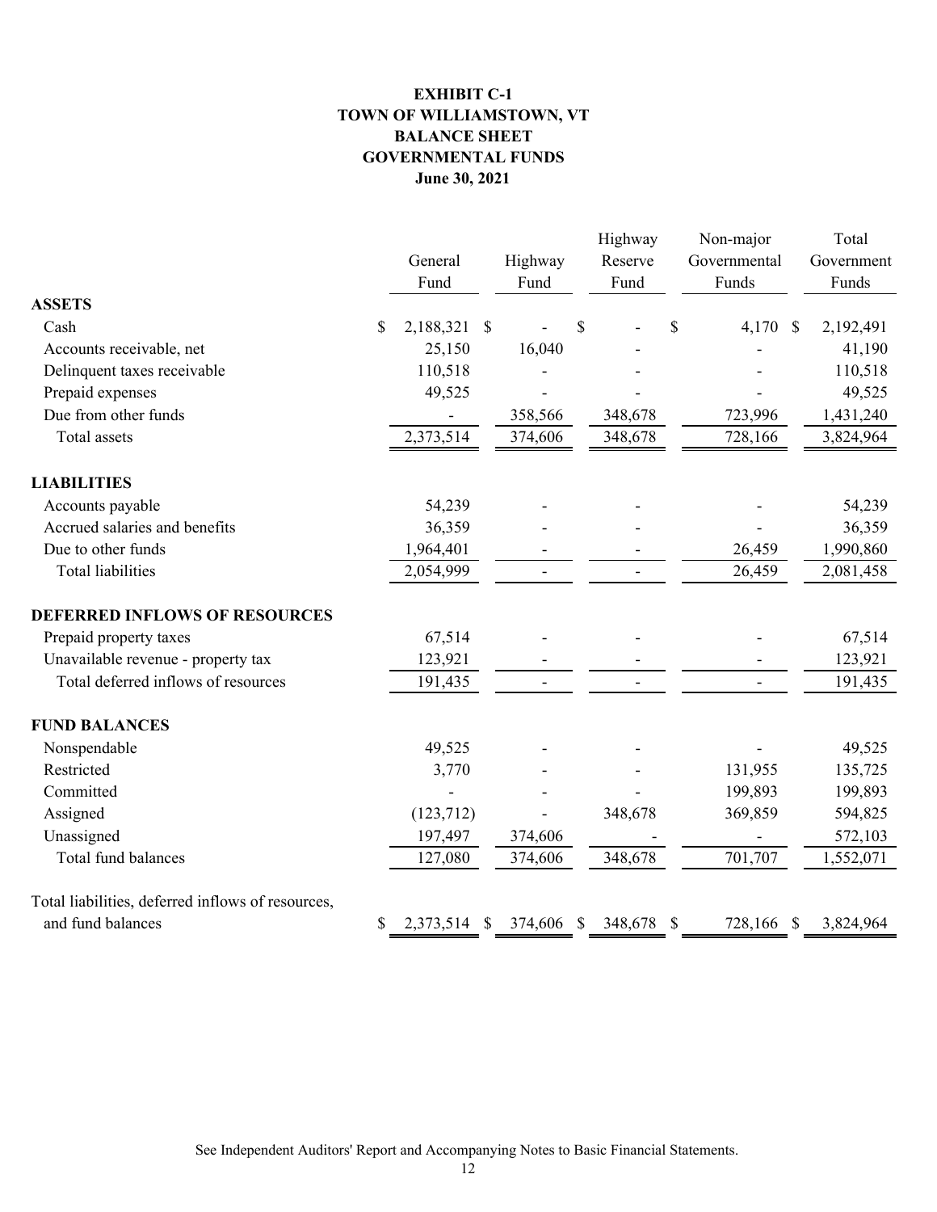# EXHIBIT C-1
# TOWN OF WILLIAMSTOWN, VT
# BALANCE SHEET
# GOVERNMENTAL FUNDS
# June 30, 2021

| | General Fund | Highway Fund | Highway Reserve Fund | Non-major Governmental Funds | Total Government Funds |
|---|---|---|---|---|---|
| **ASSETS** | | | | | |
| Cash | $ 2,188,321 | $ - | $ - | $ 4,170 | $ 2,192,491 |
| Accounts receivable, net | 25,150 | 16,040 | - | - | 41,190 |
| Delinquent taxes receivable | 110,518 | - | - | - | 110,518 |
| Prepaid expenses | 49,525 | - | - | - | 49,525 |
| Due from other funds | - | 358,566 | 348,678 | 723,996 | 1,431,240 |
| Total assets | 2,373,514 | 374,606 | 348,678 | 728,166 | 3,824,964 |
| **LIABILITIES** | | | | | |
| Accounts payable | 54,239 | - | - | - | 54,239 |
| Accrued salaries and benefits | 36,359 | - | - | - | 36,359 |
| Due to other funds | 1,964,401 | - | - | 26,459 | 1,990,860 |
| Total liabilities | 2,054,999 | - | - | 26,459 | 2,081,458 |
| **DEFERRED INFLOWS OF RESOURCES** | | | | | |
| Prepaid property taxes | 67,514 | - | - | - | 67,514 |
| Unavailable revenue - property tax | 123,921 | - | - | - | 123,921 |
| Total deferred inflows of resources | 191,435 | - | - | - | 191,435 |
| **FUND BALANCES** | | | | | |
| Nonspendable | 49,525 | - | - | - | 49,525 |
| Restricted | 3,770 | - | - | 131,955 | 135,725 |
| Committed | - | - | - | 199,893 | 199,893 |
| Assigned | (123,712) | - | 348,678 | 369,859 | 594,825 |
| Unassigned | 197,497 | 374,606 | - | - | 572,103 |
| Total fund balances | 127,080 | 374,606 | 348,678 | 701,707 | 1,552,071 |
| Total liabilities, deferred inflows of resources, and fund balances | $ 2,373,514 | $ 374,606 | $ 348,678 | $ 728,166 | $ 3,824,964 |

See Independent Auditors' Report and Accompanying Notes to Basic Financial Statements.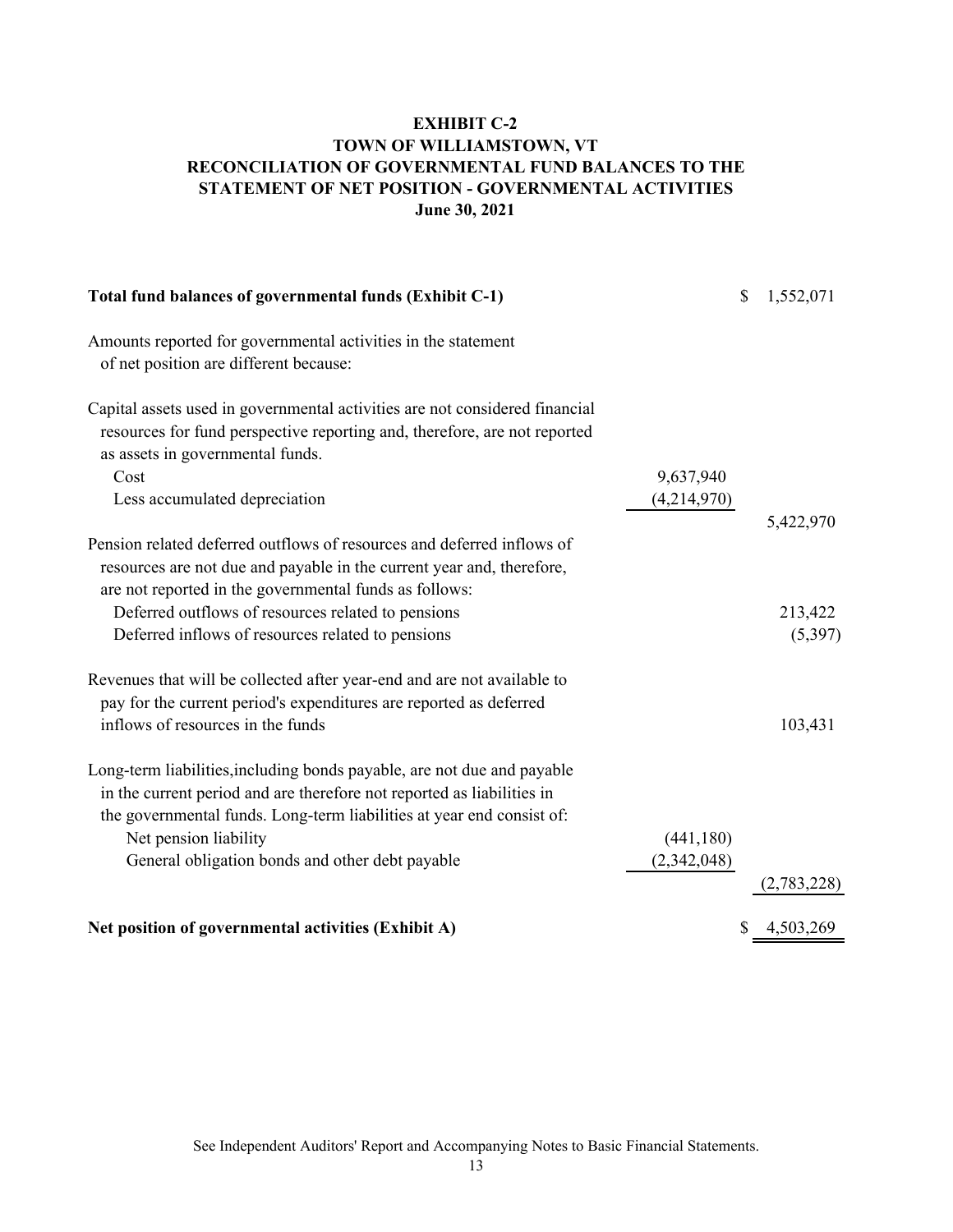# EXHIBIT C-2
# TOWN OF WILLIAMSTOWN, VT
# RECONCILIATION OF GOVERNMENTAL FUND BALANCES TO THE STATEMENT OF NET POSITION - GOVERNMENTAL ACTIVITIES
# June 30, 2021

| | | |
|---|---|---|
| **Total fund balances of governmental funds (Exhibit C-1)** | | $ 1,552,071 |
| Amounts reported for governmental activities in the statement of net position are different because: | | |
| Capital assets used in governmental activities are not considered financial resources for fund perspective reporting and, therefore, are not reported as assets in governmental funds. | | |
| Cost | 9,637,940 | |
| Less accumulated depreciation | (4,214,970) | |
| | | 5,422,970 |
| Pension related deferred outflows of resources and deferred inflows of resources are not due and payable in the current year and, therefore, are not reported in the governmental funds as follows: | | |
| Deferred outflows of resources related to pensions | | 213,422 |
| Deferred inflows of resources related to pensions | | (5,397) |
| Revenues that will be collected after year-end and are not available to pay for the current period's expenditures are reported as deferred inflows of resources in the funds | | 103,431 |
| Long-term liabilities,including bonds payable, are not due and payable in the current period and are therefore not reported as liabilities in the governmental funds. Long-term liabilities at year end consist of: | | |
| Net pension liability | (441,180) | |
| General obligation bonds and other debt payable | (2,342,048) | |
| | | (2,783,228) |
| **Net position of governmental activities (Exhibit A)** | | $ 4,503,269 |

See Independent Auditors' Report and Accompanying Notes to Basic Financial Statements.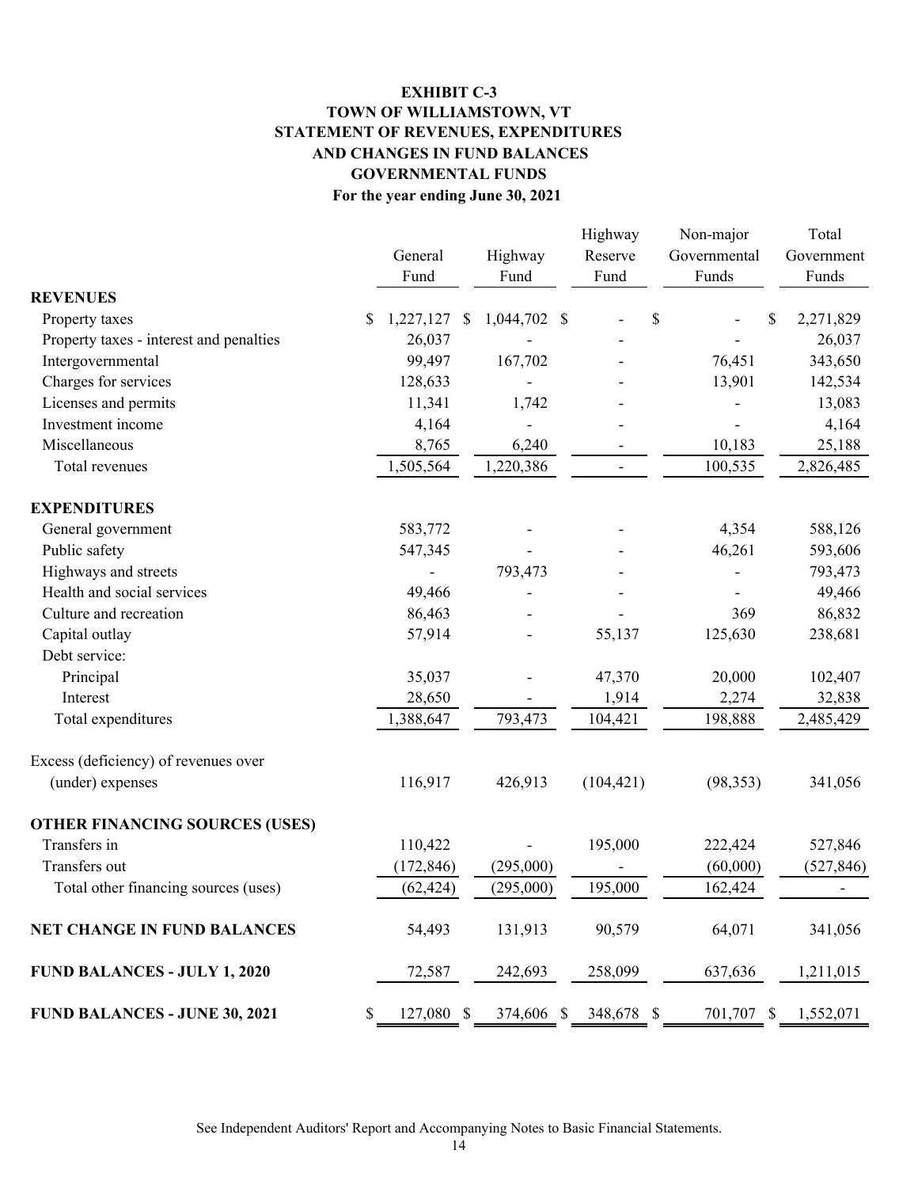# EXHIBIT C-3
## TOWN OF WILLIAMSTOWN, VT
## STATEMENT OF REVENUES, EXPENDITURES AND CHANGES IN FUND BALANCES
## GOVERNMENTAL FUNDS
### For the year ending June 30, 2021

| | General Fund | Highway Fund | Highway Reserve Fund | Non-major Governmental Funds | Total Government Funds |
|---|---|---|---|---|---|
| **REVENUES** | | | | | |
| Property taxes | $ 1,227,127 | $ 1,044,702 | $ - | $ - | $ 2,271,829 |
| Property taxes - interest and penalties | 26,037 | - | - | - | 26,037 |
| Intergovernmental | 99,497 | 167,702 | - | 76,451 | 343,650 |
| Charges for services | 128,633 | - | - | 13,901 | 142,534 |
| Licenses and permits | 11,341 | 1,742 | - | - | 13,083 |
| Investment income | 4,164 | - | - | - | 4,164 |
| Miscellaneous | 8,765 | 6,240 | - | 10,183 | 25,188 |
| Total revenues | 1,505,564 | 1,220,386 | - | 100,535 | 2,826,485 |
| **EXPENDITURES** | | | | | |
| General government | 583,772 | - | - | 4,354 | 588,126 |
| Public safety | 547,345 | - | - | 46,261 | 593,606 |
| Highways and streets | - | 793,473 | - | - | 793,473 |
| Health and social services | 49,466 | - | - | - | 49,466 |
| Culture and recreation | 86,463 | - | - | 369 | 86,832 |
| Capital outlay | 57,914 | - | 55,137 | 125,630 | 238,681 |
| Debt service: | | | | | |
| Principal | 35,037 | - | 47,370 | 20,000 | 102,407 |
| Interest | 28,650 | - | 1,914 | 2,274 | 32,838 |
| Total expenditures | 1,388,647 | 793,473 | 104,421 | 198,888 | 2,485,429 |
| Excess (deficiency) of revenues over (under) expenses | 116,917 | 426,913 | (104,421) | (98,353) | 341,056 |
| **OTHER FINANCING SOURCES (USES)** | | | | | |
| Transfers in | 110,422 | - | 195,000 | 222,424 | 527,846 |
| Transfers out | (172,846) | (295,000) | - | (60,000) | (527,846) |
| Total other financing sources (uses) | (62,424) | (295,000) | 195,000 | 162,424 | - |
| **NET CHANGE IN FUND BALANCES** | 54,493 | 131,913 | 90,579 | 64,071 | 341,056 |
| **FUND BALANCES - JULY 1, 2020** | 72,587 | 242,693 | 258,099 | 637,636 | 1,211,015 |
| **FUND BALANCES - JUNE 30, 2021** | $ 127,080 | $ 374,606 | $ 348,678 | $ 701,707 | $ 1,552,071 |

See Independent Auditors' Report and Accompanying Notes to Basic Financial Statements.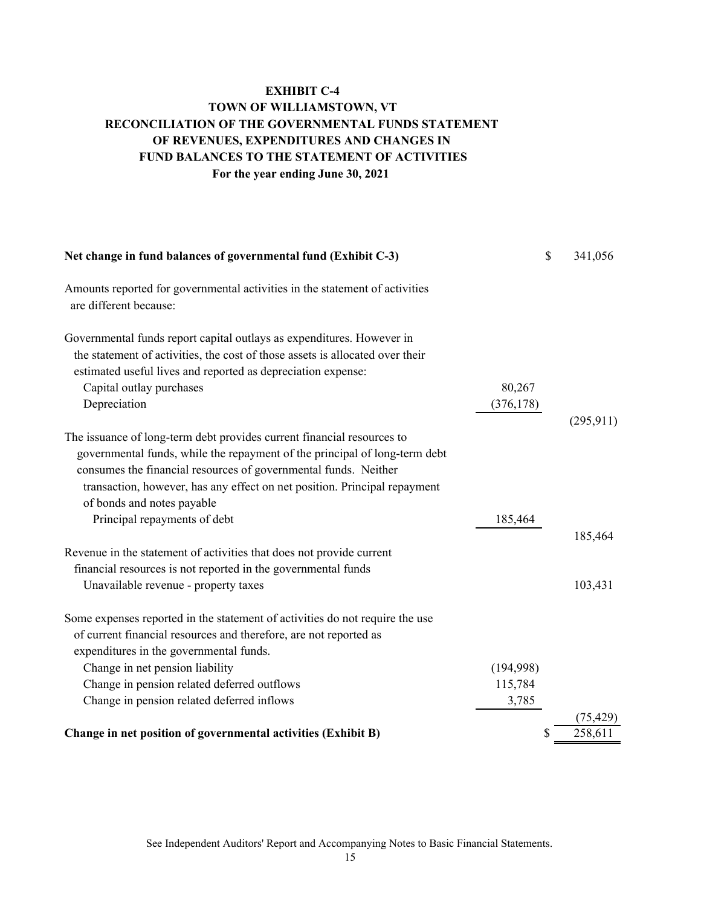# EXHIBIT C-4

## TOWN OF WILLIAMSTOWN, VT

## RECONCILIATION OF THE GOVERNMENTAL FUNDS STATEMENT OF REVENUES, EXPENDITURES AND CHANGES IN FUND BALANCES TO THE STATEMENT OF ACTIVITIES

**For the year ending June 30, 2021**

| | | |
|---|---|---|
| **Net change in fund balances of governmental fund (Exhibit C-3)** | | $ 341,056 |
| Amounts reported for governmental activities in the statement of activities are different because: | | |
| Governmental funds report capital outlays as expenditures. However in the statement of activities, the cost of those assets is allocated over their estimated useful lives and reported as depreciation expense: | | |
| Capital outlay purchases | 80,267 | |
| Depreciation | (376,178) | |
| | | (295,911) |
| The issuance of long-term debt provides current financial resources to governmental funds, while the repayment of the principal of long-term debt consumes the financial resources of governmental funds. Neither transaction, however, has any effect on net position. Principal repayment of bonds and notes payable | | |
| Principal repayments of debt | 185,464 | |
| | | 185,464 |
| Revenue in the statement of activities that does not provide current financial resources is not reported in the governmental funds | | |
| Unavailable revenue - property taxes | | 103,431 |
| Some expenses reported in the statement of activities do not require the use of current financial resources and therefore, are not reported as expenditures in the governmental funds. | | |
| Change in net pension liability | (194,998) | |
| Change in pension related deferred outflows | 115,784 | |
| Change in pension related deferred inflows | 3,785 | |
| | | (75,429) |
| **Change in net position of governmental activities (Exhibit B)** | | $ 258,611 |

See Independent Auditors' Report and Accompanying Notes to Basic Financial Statements.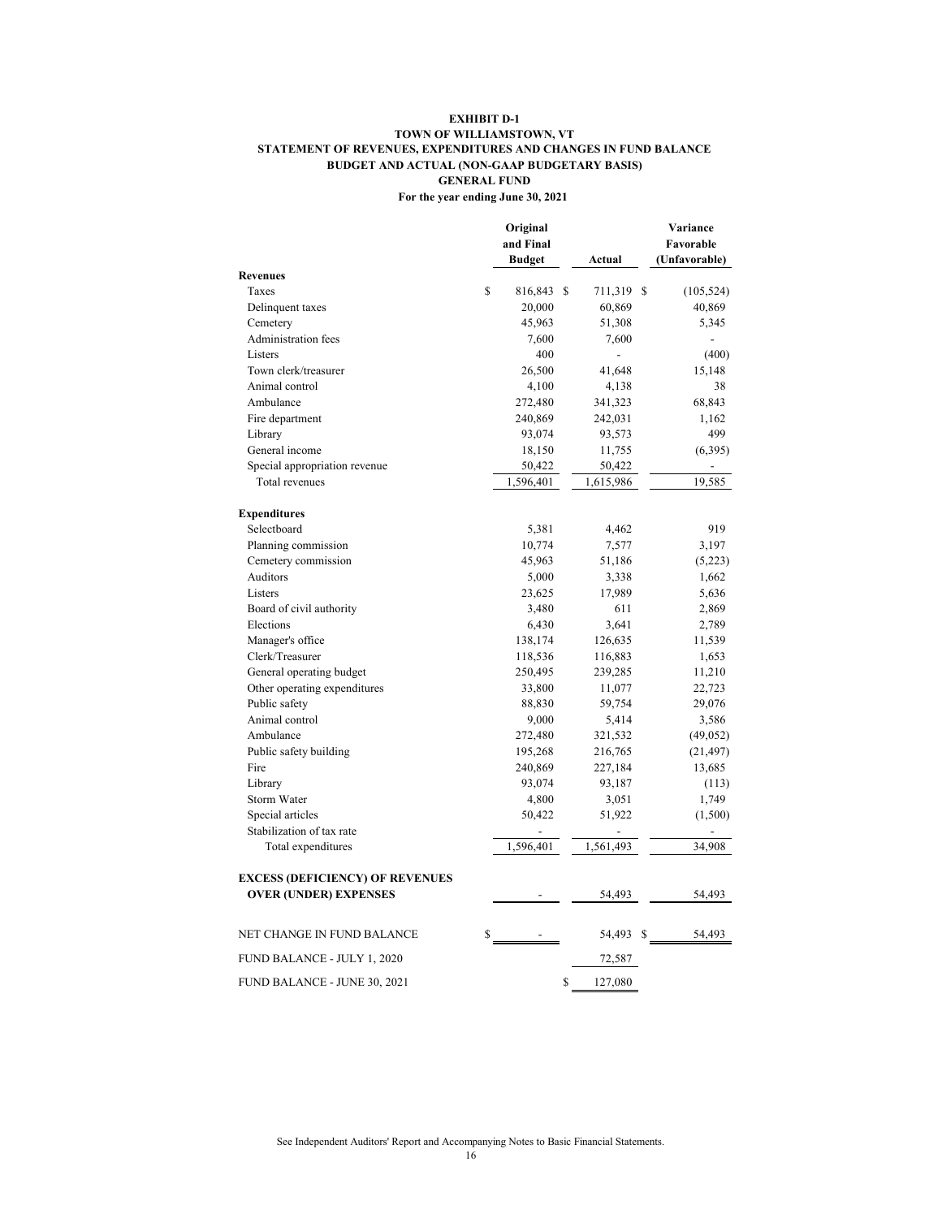**EXHIBIT D-1**

**TOWN OF WILLIAMSTOWN, VT**

**STATEMENT OF REVENUES, EXPENDITURES AND CHANGES IN FUND BALANCE**

**BUDGET AND ACTUAL (NON-GAAP BUDGETARY BASIS)**

**GENERAL FUND**

**For the year ending June 30, 2021**

| | Original and Final Budget | Actual | Variance Favorable (Unfavorable) |
|---|---|---|---|
| **Revenues** | | | |
| Taxes | $ 816,843 | $ 711,319 | $ (105,524) |
| Delinquent taxes | 20,000 | 60,869 | 40,869 |
| Cemetery | 45,963 | 51,308 | 5,345 |
| Administration fees | 7,600 | 7,600 | - |
| Listers | 400 | - | (400) |
| Town clerk/treasurer | 26,500 | 41,648 | 15,148 |
| Animal control | 4,100 | 4,138 | 38 |
| Ambulance | 272,480 | 341,323 | 68,843 |
| Fire department | 240,869 | 242,031 | 1,162 |
| Library | 93,074 | 93,573 | 499 |
| General income | 18,150 | 11,755 | (6,395) |
| Special appropriation revenue | 50,422 | 50,422 | - |
| Total revenues | 1,596,401 | 1,615,986 | 19,585 |
| **Expenditures** | | | |
| Selectboard | 5,381 | 4,462 | 919 |
| Planning commission | 10,774 | 7,577 | 3,197 |
| Cemetery commission | 45,963 | 51,186 | (5,223) |
| Auditors | 5,000 | 3,338 | 1,662 |
| Listers | 23,625 | 17,989 | 5,636 |
| Board of civil authority | 3,480 | 611 | 2,869 |
| Elections | 6,430 | 3,641 | 2,789 |
| Manager's office | 138,174 | 126,635 | 11,539 |
| Clerk/Treasurer | 118,536 | 116,883 | 1,653 |
| General operating budget | 250,495 | 239,285 | 11,210 |
| Other operating expenditures | 33,800 | 11,077 | 22,723 |
| Public safety | 88,830 | 59,754 | 29,076 |
| Animal control | 9,000 | 5,414 | 3,586 |
| Ambulance | 272,480 | 321,532 | (49,052) |
| Public safety building | 195,268 | 216,765 | (21,497) |
| Fire | 240,869 | 227,184 | 13,685 |
| Library | 93,074 | 93,187 | (113) |
| Storm Water | 4,800 | 3,051 | 1,749 |
| Special articles | 50,422 | 51,922 | (1,500) |
| Stabilization of tax rate | - | - | - |
| Total expenditures | 1,596,401 | 1,561,493 | 34,908 |
| **EXCESS (DEFICIENCY) OF REVENUES OVER (UNDER) EXPENSES** | - | 54,493 | 54,493 |
| NET CHANGE IN FUND BALANCE | $ - | 54,493 | $ 54,493 |
| FUND BALANCE - JULY 1, 2020 | | 72,587 | |
| FUND BALANCE - JUNE 30, 2021 | | $ 127,080 | |

See Independent Auditors' Report and Accompanying Notes to Basic Financial Statements.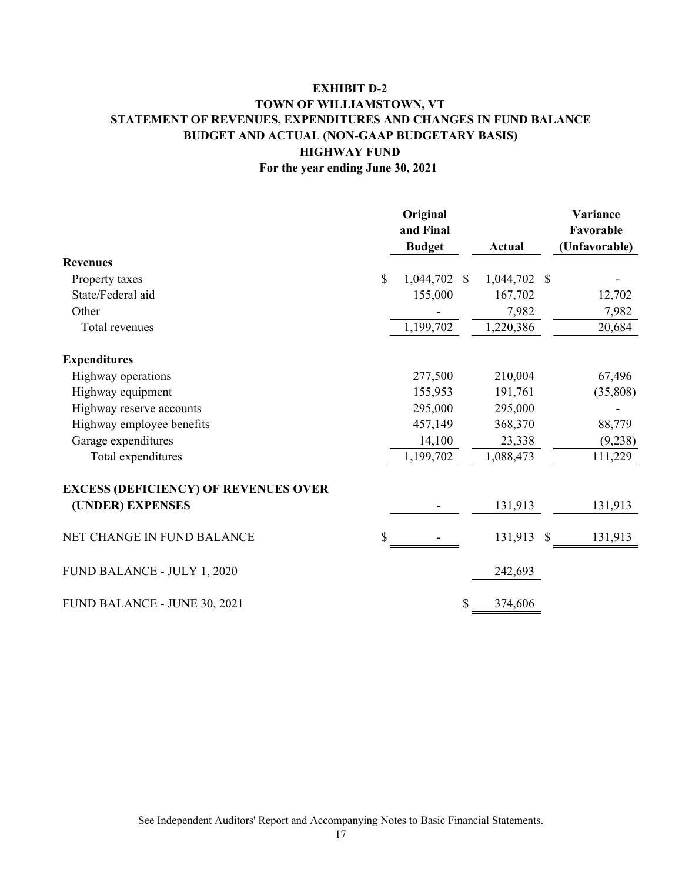# EXHIBIT D-2
# TOWN OF WILLIAMSTOWN, VT
# STATEMENT OF REVENUES, EXPENDITURES AND CHANGES IN FUND BALANCE
# BUDGET AND ACTUAL (NON-GAAP BUDGETARY BASIS)
# HIGHWAY FUND
## For the year ending June 30, 2021

| | Original and Final Budget | Actual | Variance Favorable (Unfavorable) |
|---|---|---|---|
| **Revenues** | | | |
| Property taxes | $ 1,044,702 | $ 1,044,702 | $ - |
| State/Federal aid | 155,000 | 167,702 | 12,702 |
| Other | - | 7,982 | 7,982 |
| Total revenues | 1,199,702 | 1,220,386 | 20,684 |
| **Expenditures** | | | |
| Highway operations | 277,500 | 210,004 | 67,496 |
| Highway equipment | 155,953 | 191,761 | (35,808) |
| Highway reserve accounts | 295,000 | 295,000 | - |
| Highway employee benefits | 457,149 | 368,370 | 88,779 |
| Garage expenditures | 14,100 | 23,338 | (9,238) |
| Total expenditures | 1,199,702 | 1,088,473 | 111,229 |
| **EXCESS (DEFICIENCY) OF REVENUES OVER (UNDER) EXPENSES** | - | 131,913 | 131,913 |
| NET CHANGE IN FUND BALANCE | $ - | 131,913 | $ 131,913 |
| FUND BALANCE - JULY 1, 2020 | | 242,693 | |
| FUND BALANCE - JUNE 30, 2021 | | $ 374,606 | |

See Independent Auditors' Report and Accompanying Notes to Basic Financial Statements.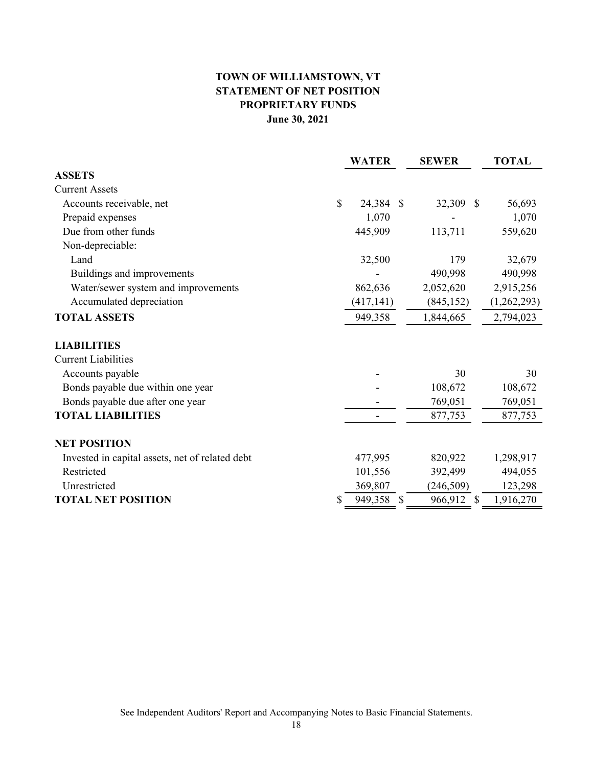# TOWN OF WILLIAMSTOWN, VT
## STATEMENT OF NET POSITION
## PROPRIETARY FUNDS
### June 30, 2021

| | WATER | SEWER | TOTAL |
|---|---|---|---|
| **ASSETS** | | | |
| Current Assets | | | |
| Accounts receivable, net | $ 24,384 | $ 32,309 | $ 56,693 |
| Prepaid expenses | 1,070 | - | 1,070 |
| Due from other funds | 445,909 | 113,711 | 559,620 |
| Non-depreciable: | | | |
| Land | 32,500 | 179 | 32,679 |
| Buildings and improvements | - | 490,998 | 490,998 |
| Water/sewer system and improvements | 862,636 | 2,052,620 | 2,915,256 |
| Accumulated depreciation | (417,141) | (845,152) | (1,262,293) |
| **TOTAL ASSETS** | 949,358 | 1,844,665 | 2,794,023 |
| | | | |
| **LIABILITIES** | | | |
| Current Liabilities | | | |
| Accounts payable | - | 30 | 30 |
| Bonds payable due within one year | - | 108,672 | 108,672 |
| Bonds payable due after one year | - | 769,051 | 769,051 |
| **TOTAL LIABILITIES** | - | 877,753 | 877,753 |
| | | | |
| **NET POSITION** | | | |
| Invested in capital assets, net of related debt | 477,995 | 820,922 | 1,298,917 |
| Restricted | 101,556 | 392,499 | 494,055 |
| Unrestricted | 369,807 | (246,509) | 123,298 |
| **TOTAL NET POSITION** | $ 949,358 | $ 966,912 | $ 1,916,270 |

See Independent Auditors' Report and Accompanying Notes to Basic Financial Statements.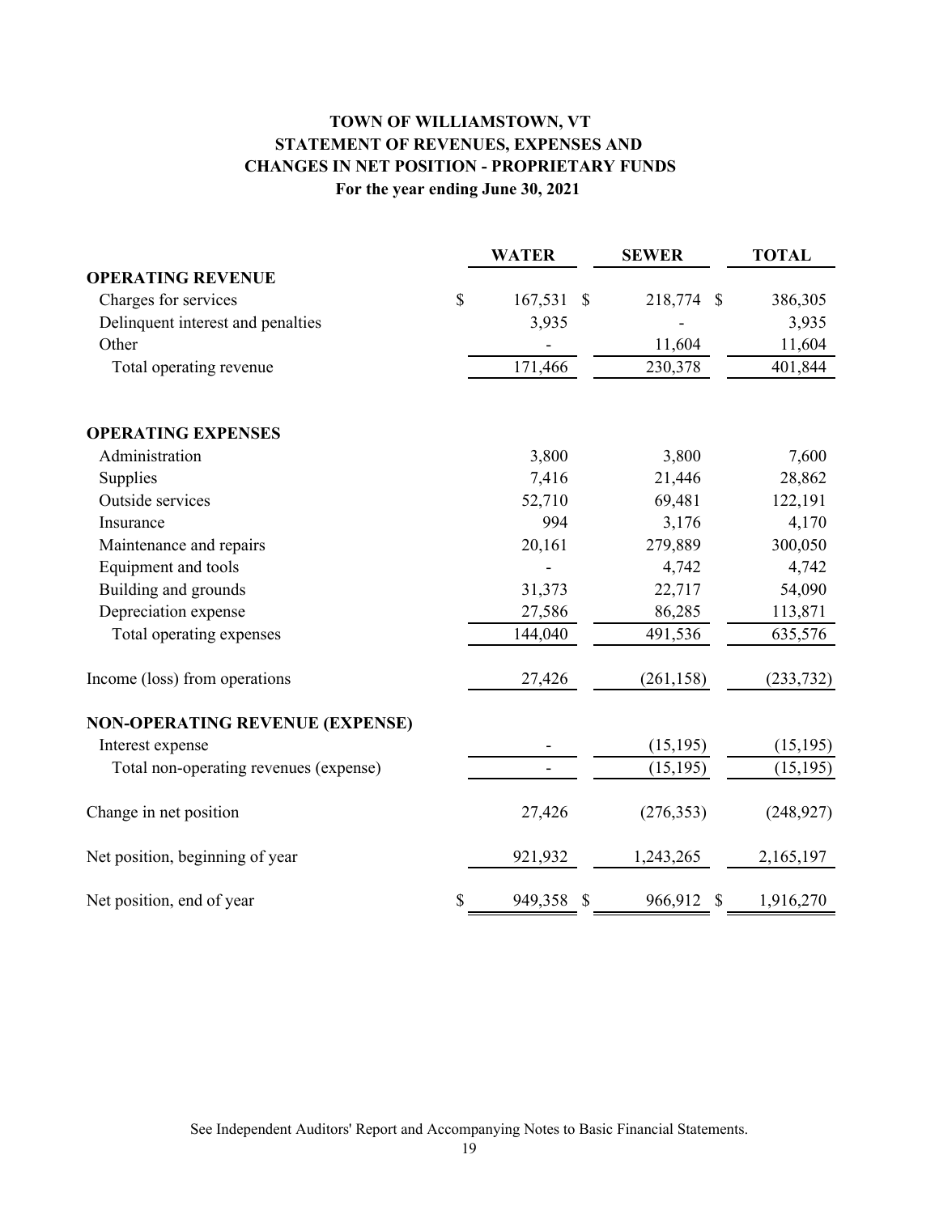# TOWN OF WILLIAMSTOWN, VT
## STATEMENT OF REVENUES, EXPENSES AND CHANGES IN NET POSITION - PROPRIETARY FUNDS
### For the year ending June 30, 2021

| | WATER | SEWER | TOTAL |
|---|---|---|---|
| **OPERATING REVENUE** | | | |
| Charges for services | $ 167,531 | $ 218,774 | $ 386,305 |
| Delinquent interest and penalties | 3,935 | - | 3,935 |
| Other | - | 11,604 | 11,604 |
| Total operating revenue | 171,466 | 230,378 | 401,844 |
| **OPERATING EXPENSES** | | | |
| Administration | 3,800 | 3,800 | 7,600 |
| Supplies | 7,416 | 21,446 | 28,862 |
| Outside services | 52,710 | 69,481 | 122,191 |
| Insurance | 994 | 3,176 | 4,170 |
| Maintenance and repairs | 20,161 | 279,889 | 300,050 |
| Equipment and tools | - | 4,742 | 4,742 |
| Building and grounds | 31,373 | 22,717 | 54,090 |
| Depreciation expense | 27,586 | 86,285 | 113,871 |
| Total operating expenses | 144,040 | 491,536 | 635,576 |
| Income (loss) from operations | 27,426 | (261,158) | (233,732) |
| **NON-OPERATING REVENUE (EXPENSE)** | | | |
| Interest expense | - | (15,195) | (15,195) |
| Total non-operating revenues (expense) | - | (15,195) | (15,195) |
| Change in net position | 27,426 | (276,353) | (248,927) |
| Net position, beginning of year | 921,932 | 1,243,265 | 2,165,197 |
| Net position, end of year | $ 949,358 | $ 966,912 | $ 1,916,270 |

See Independent Auditors' Report and Accompanying Notes to Basic Financial Statements.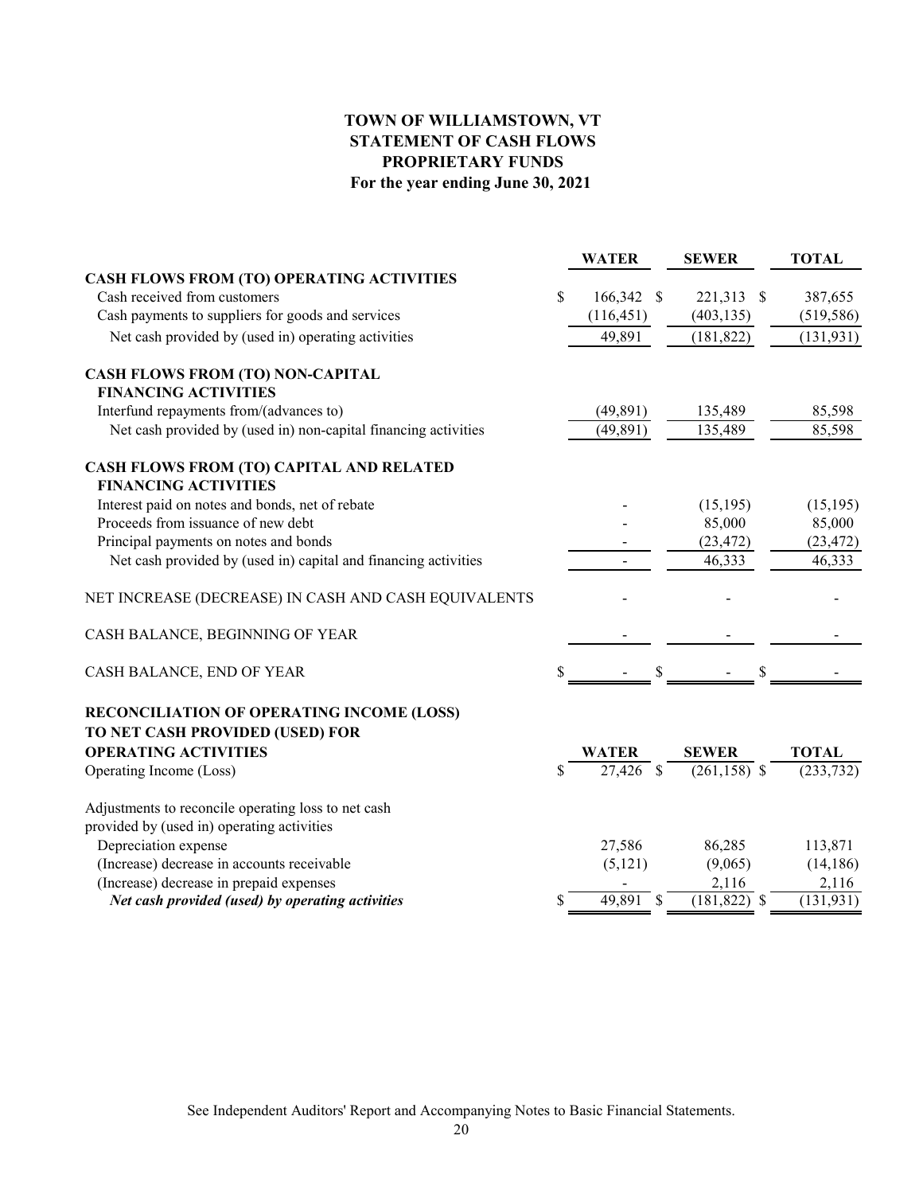# TOWN OF WILLIAMSTOWN, VT
## STATEMENT OF CASH FLOWS
## PROPRIETARY FUNDS
### For the year ending June 30, 2021

| | WATER | SEWER | TOTAL |
|---|---|---|---|
| **CASH FLOWS FROM (TO) OPERATING ACTIVITIES** | | | |
| Cash received from customers | $ 166,342 | $ 221,313 | $ 387,655 |
| Cash payments to suppliers for goods and services | (116,451) | (403,135) | (519,586) |
| Net cash provided by (used in) operating activities | 49,891 | (181,822) | (131,931) |
| **CASH FLOWS FROM (TO) NON-CAPITAL FINANCING ACTIVITIES** | | | |
| Interfund repayments from/(advances to) | (49,891) | 135,489 | 85,598 |
| Net cash provided by (used in) non-capital financing activities | (49,891) | 135,489 | 85,598 |
| **CASH FLOWS FROM (TO) CAPITAL AND RELATED FINANCING ACTIVITIES** | | | |
| Interest paid on notes and bonds, net of rebate | - | (15,195) | (15,195) |
| Proceeds from issuance of new debt | - | 85,000 | 85,000 |
| Principal payments on notes and bonds | - | (23,472) | (23,472) |
| Net cash provided by (used in) capital and financing activities | - | 46,333 | 46,333 |
| NET INCREASE (DECREASE) IN CASH AND CASH EQUIVALENTS | - | - | - |
| CASH BALANCE, BEGINNING OF YEAR | - | - | - |
| CASH BALANCE, END OF YEAR | $ - | $ - | $ - |

| **RECONCILIATION OF OPERATING INCOME (LOSS) TO NET CASH PROVIDED (USED) FOR OPERATING ACTIVITIES** | WATER | SEWER | TOTAL |
|---|---|---|---|
| Operating Income (Loss) | $ 27,426 | $ (261,158) | $ (233,732) |
| Adjustments to reconcile operating loss to net cash provided by (used in) operating activities | | | |
| Depreciation expense | 27,586 | 86,285 | 113,871 |
| (Increase) decrease in accounts receivable | (5,121) | (9,065) | (14,186) |
| (Increase) decrease in prepaid expenses | - | 2,116 | 2,116 |
| ***Net cash provided (used) by operating activities*** | $ 49,891 | $ (181,822) | $ (131,931) |

See Independent Auditors' Report and Accompanying Notes to Basic Financial Statements.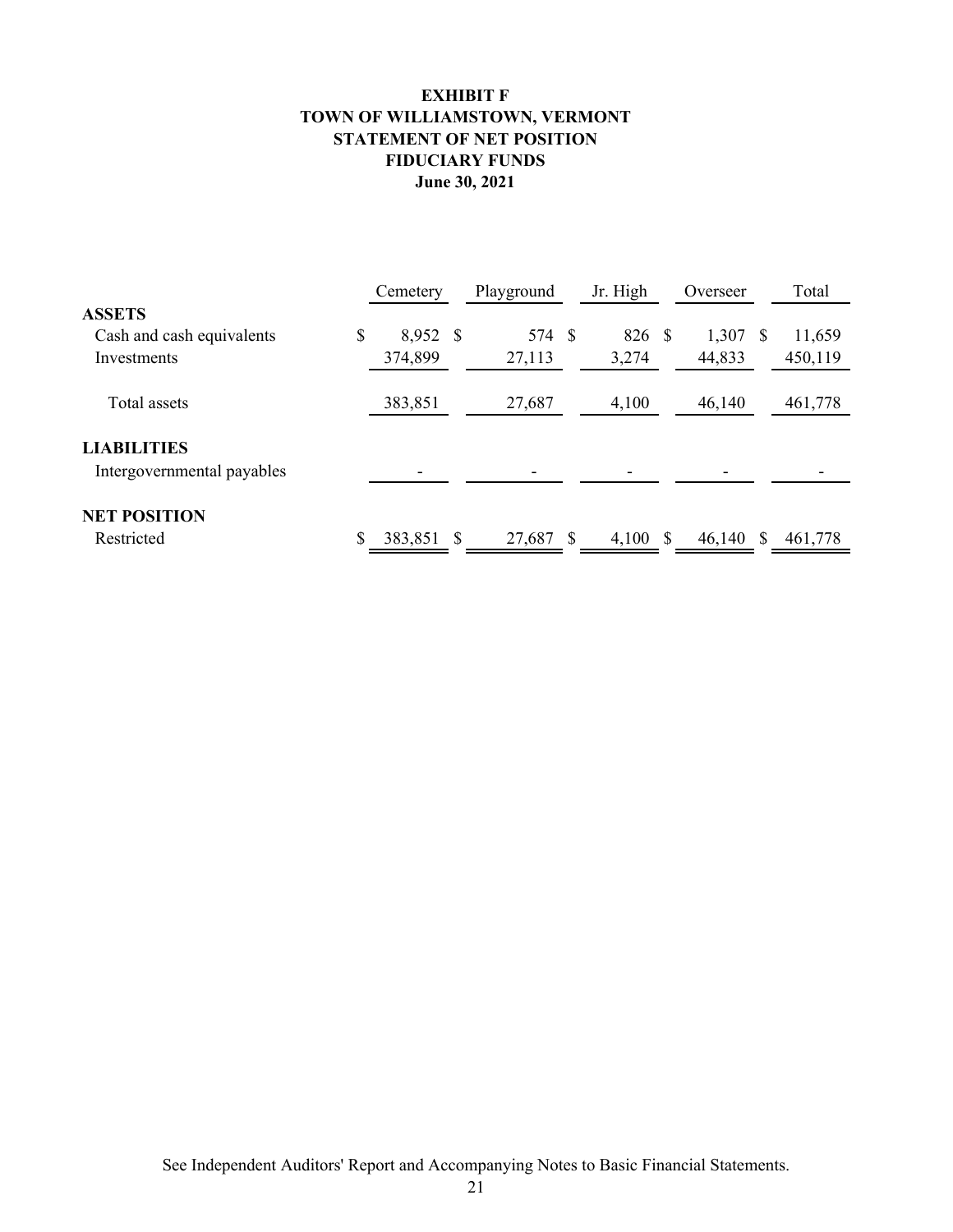# EXHIBIT F
# TOWN OF WILLIAMSTOWN, VERMONT
# STATEMENT OF NET POSITION
# FIDUCIARY FUNDS
# June 30, 2021

| | Cemetery | Playground | Jr. High | Overseer | Total |
|---|---|---|---|---|---|
| **ASSETS** | | | | | |
| Cash and cash equivalents | $ 8,952 | $ 574 | $ 826 | $ 1,307 | $ 11,659 |
| Investments | 374,899 | 27,113 | 3,274 | 44,833 | 450,119 |
| Total assets | 383,851 | 27,687 | 4,100 | 46,140 | 461,778 |
| **LIABILITIES** | | | | | |
| Intergovernmental payables | - | - | - | - | - |
| **NET POSITION** | | | | | |
| Restricted | $ 383,851 | $ 27,687 | $ 4,100 | $ 46,140 | $ 461,778 |

See Independent Auditors' Report and Accompanying Notes to Basic Financial Statements.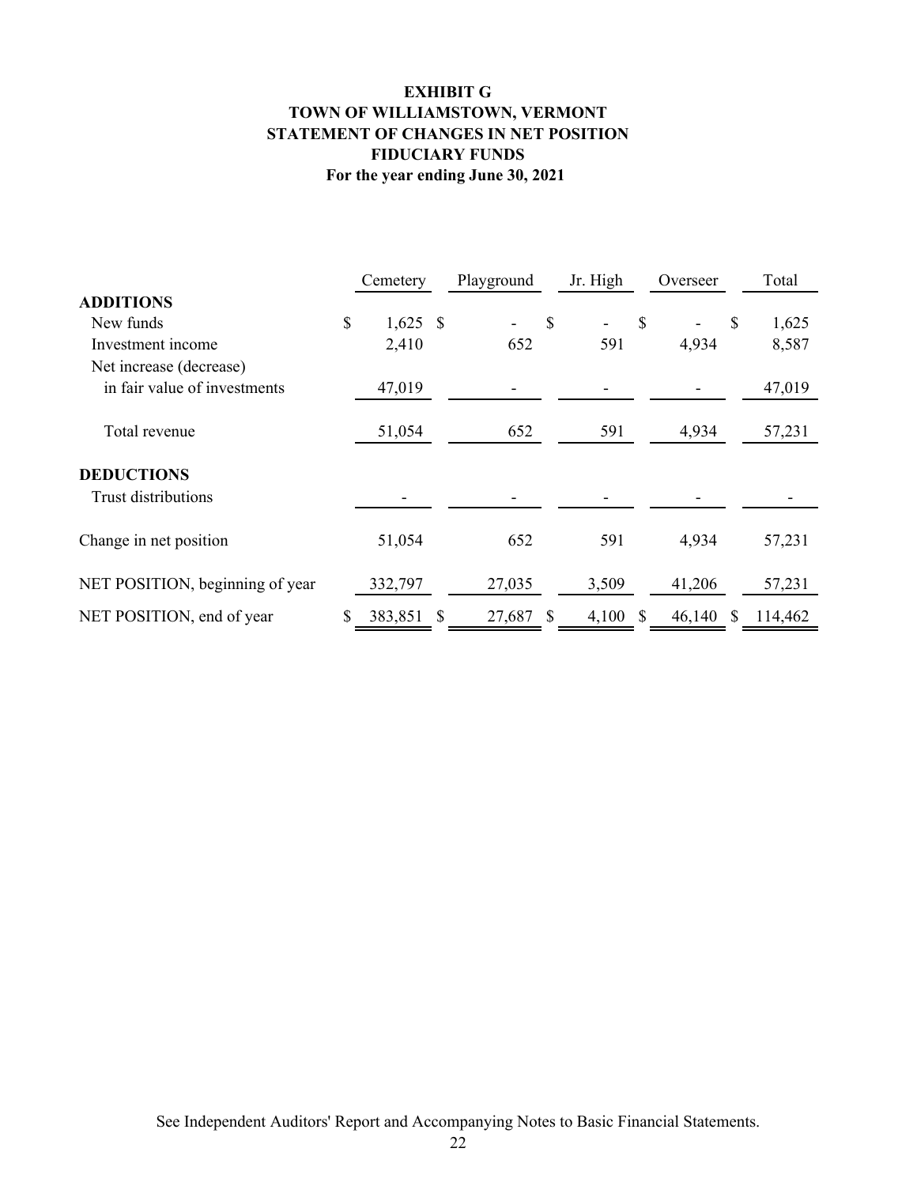# EXHIBIT G
## TOWN OF WILLIAMSTOWN, VERMONT
## STATEMENT OF CHANGES IN NET POSITION
## FIDUCIARY FUNDS
### For the year ending June 30, 2021

| | Cemetery | Playground | Jr. High | Overseer | Total |
|---|---|---|---|---|---|
| **ADDITIONS** | | | | | |
| New funds | $ 1,625 | $ - | $ - | $ - | $ 1,625 |
| Investment income | 2,410 | 652 | 591 | 4,934 | 8,587 |
| Net increase (decrease) in fair value of investments | 47,019 | - | - | - | 47,019 |
| Total revenue | 51,054 | 652 | 591 | 4,934 | 57,231 |
| **DEDUCTIONS** | | | | | |
| Trust distributions | - | - | - | - | - |
| Change in net position | 51,054 | 652 | 591 | 4,934 | 57,231 |
| NET POSITION, beginning of year | 332,797 | 27,035 | 3,509 | 41,206 | 57,231 |
| NET POSITION, end of year | $ 383,851 | $ 27,687 | $ 4,100 | $ 46,140 | $ 114,462 |

See Independent Auditors' Report and Accompanying Notes to Basic Financial Statements.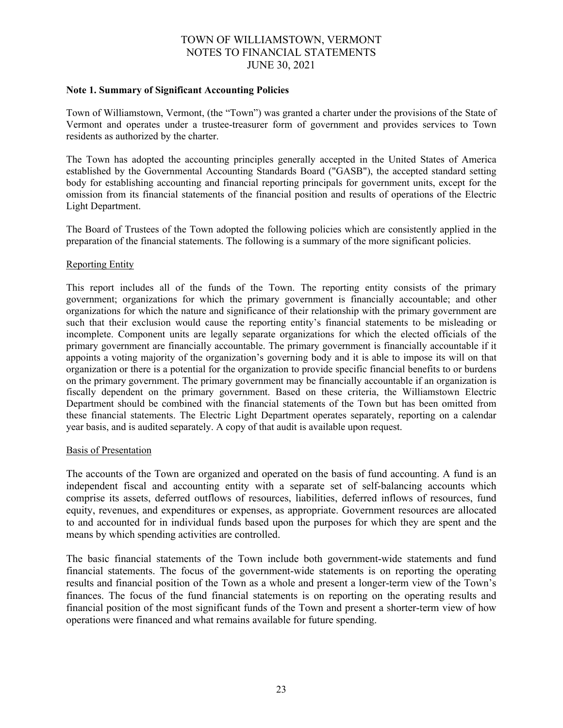TOWN OF WILLIAMSTOWN, VERMONT
NOTES TO FINANCIAL STATEMENTS
JUNE 30, 2021

**Note 1. Summary of Significant Accounting Policies**

Town of Williamstown, Vermont, (the "Town") was granted a charter under the provisions of the State of Vermont and operates under a trustee-treasurer form of government and provides services to Town residents as authorized by the charter.

The Town has adopted the accounting principles generally accepted in the United States of America established by the Governmental Accounting Standards Board ("GASB"), the accepted standard setting body for establishing accounting and financial reporting principals for government units, except for the omission from its financial statements of the financial position and results of operations of the Electric Light Department.

The Board of Trustees of the Town adopted the following policies which are consistently applied in the preparation of the financial statements. The following is a summary of the more significant policies.

Reporting Entity

This report includes all of the funds of the Town. The reporting entity consists of the primary government; organizations for which the primary government is financially accountable; and other organizations for which the nature and significance of their relationship with the primary government are such that their exclusion would cause the reporting entity's financial statements to be misleading or incomplete. Component units are legally separate organizations for which the elected officials of the primary government are financially accountable. The primary government is financially accountable if it appoints a voting majority of the organization's governing body and it is able to impose its will on that organization or there is a potential for the organization to provide specific financial benefits to or burdens on the primary government. The primary government may be financially accountable if an organization is fiscally dependent on the primary government. Based on these criteria, the Williamstown Electric Department should be combined with the financial statements of the Town but has been omitted from these financial statements. The Electric Light Department operates separately, reporting on a calendar year basis, and is audited separately. A copy of that audit is available upon request.

Basis of Presentation

The accounts of the Town are organized and operated on the basis of fund accounting. A fund is an independent fiscal and accounting entity with a separate set of self-balancing accounts which comprise its assets, deferred outflows of resources, liabilities, deferred inflows of resources, fund equity, revenues, and expenditures or expenses, as appropriate. Government resources are allocated to and accounted for in individual funds based upon the purposes for which they are spent and the means by which spending activities are controlled.

The basic financial statements of the Town include both government-wide statements and fund financial statements. The focus of the government-wide statements is on reporting the operating results and financial position of the Town as a whole and present a longer-term view of the Town's finances. The focus of the fund financial statements is on reporting on the operating results and financial position of the most significant funds of the Town and present a shorter-term view of how operations were financed and what remains available for future spending.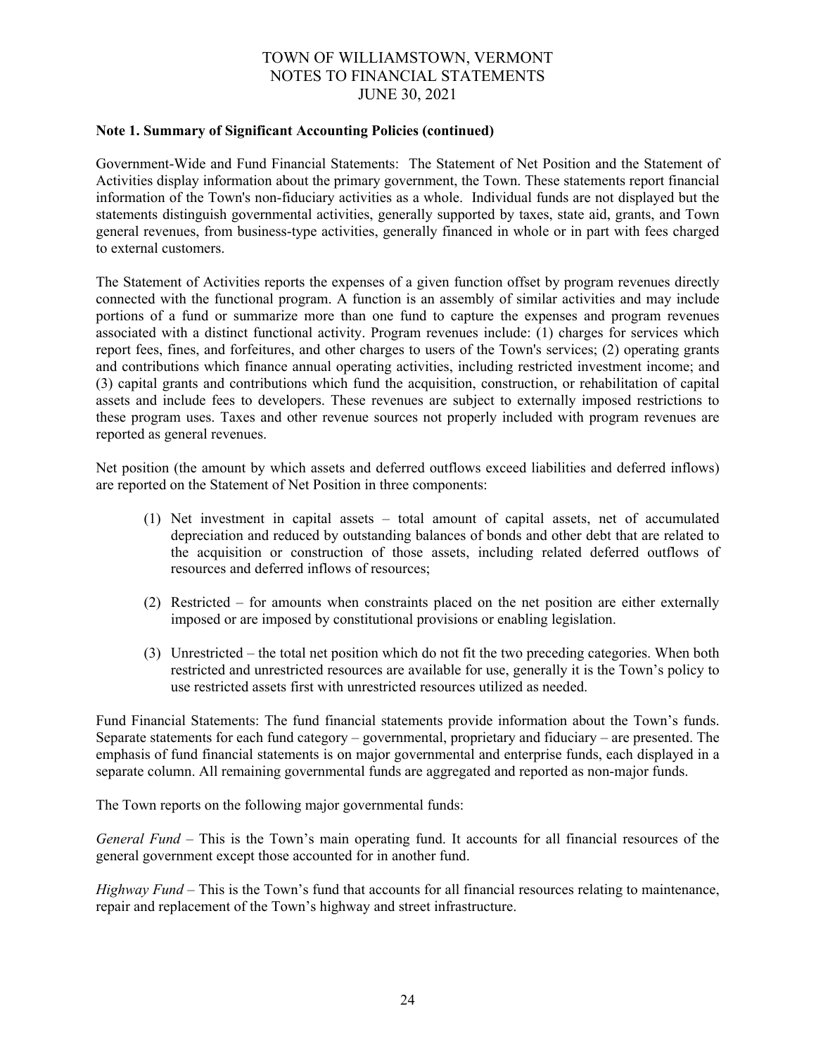**Note 1. Summary of Significant Accounting Policies (continued)**

Government-Wide and Fund Financial Statements: The Statement of Net Position and the Statement of Activities display information about the primary government, the Town. These statements report financial information of the Town's non-fiduciary activities as a whole. Individual funds are not displayed but the statements distinguish governmental activities, generally supported by taxes, state aid, grants, and Town general revenues, from business-type activities, generally financed in whole or in part with fees charged to external customers.

The Statement of Activities reports the expenses of a given function offset by program revenues directly connected with the functional program. A function is an assembly of similar activities and may include portions of a fund or summarize more than one fund to capture the expenses and program revenues associated with a distinct functional activity. Program revenues include: (1) charges for services which report fees, fines, and forfeitures, and other charges to users of the Town's services; (2) operating grants and contributions which finance annual operating activities, including restricted investment income; and (3) capital grants and contributions which fund the acquisition, construction, or rehabilitation of capital assets and include fees to developers. These revenues are subject to externally imposed restrictions to these program uses. Taxes and other revenue sources not properly included with program revenues are reported as general revenues.

Net position (the amount by which assets and deferred outflows exceed liabilities and deferred inflows) are reported on the Statement of Net Position in three components:

(1) Net investment in capital assets – total amount of capital assets, net of accumulated depreciation and reduced by outstanding balances of bonds and other debt that are related to the acquisition or construction of those assets, including related deferred outflows of resources and deferred inflows of resources;

(2) Restricted – for amounts when constraints placed on the net position are either externally imposed or are imposed by constitutional provisions or enabling legislation.

(3) Unrestricted – the total net position which do not fit the two preceding categories. When both restricted and unrestricted resources are available for use, generally it is the Town's policy to use restricted assets first with unrestricted resources utilized as needed.

Fund Financial Statements: The fund financial statements provide information about the Town's funds. Separate statements for each fund category – governmental, proprietary and fiduciary – are presented. The emphasis of fund financial statements is on major governmental and enterprise funds, each displayed in a separate column. All remaining governmental funds are aggregated and reported as non-major funds.

The Town reports on the following major governmental funds:

*General Fund* – This is the Town's main operating fund. It accounts for all financial resources of the general government except those accounted for in another fund.

*Highway Fund* – This is the Town's fund that accounts for all financial resources relating to maintenance, repair and replacement of the Town's highway and street infrastructure.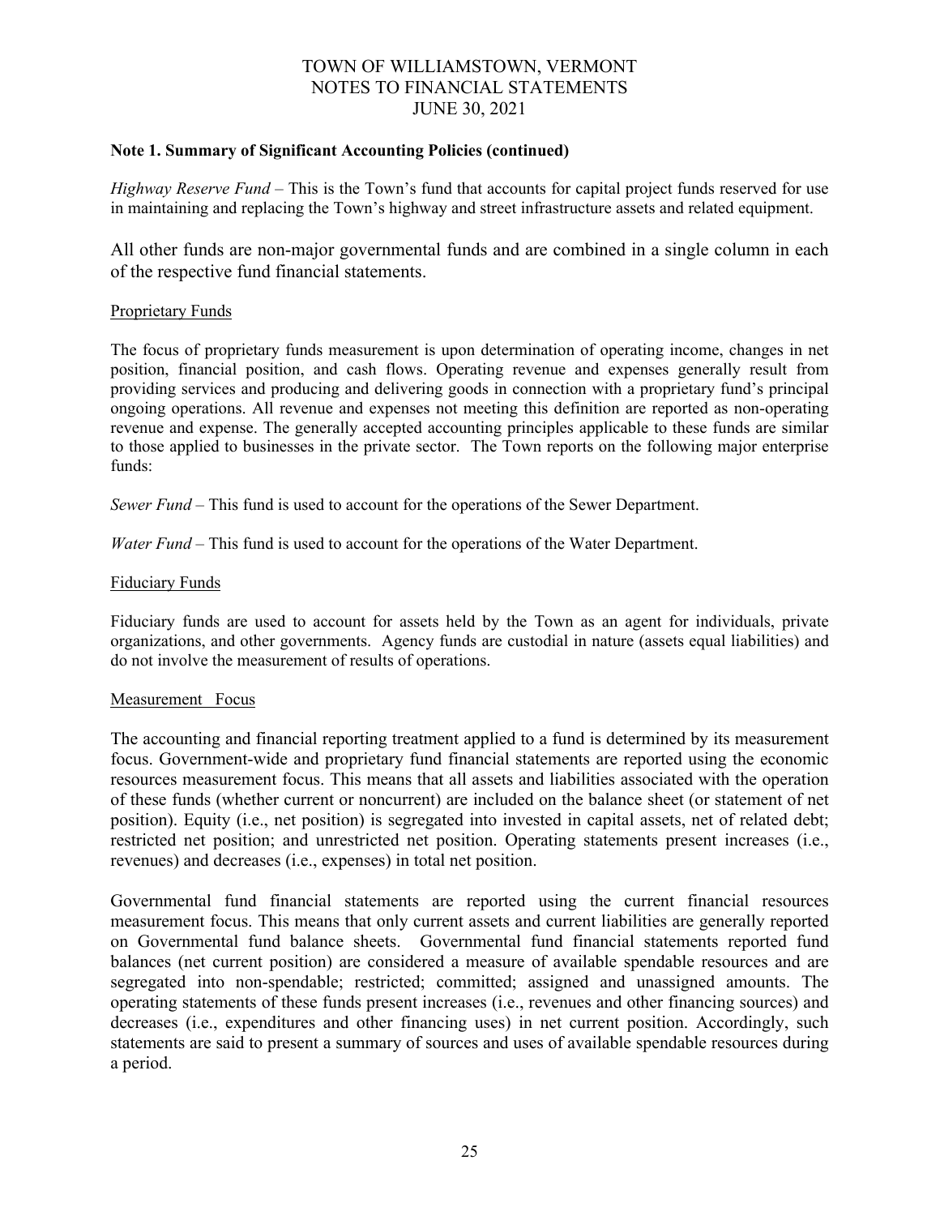**Note 1. Summary of Significant Accounting Policies (continued)**

*Highway Reserve Fund* – This is the Town's fund that accounts for capital project funds reserved for use in maintaining and replacing the Town's highway and street infrastructure assets and related equipment.

All other funds are non-major governmental funds and are combined in a single column in each of the respective fund financial statements.

Proprietary Funds

The focus of proprietary funds measurement is upon determination of operating income, changes in net position, financial position, and cash flows. Operating revenue and expenses generally result from providing services and producing and delivering goods in connection with a proprietary fund's principal ongoing operations. All revenue and expenses not meeting this definition are reported as non-operating revenue and expense. The generally accepted accounting principles applicable to these funds are similar to those applied to businesses in the private sector. The Town reports on the following major enterprise funds:

*Sewer Fund* – This fund is used to account for the operations of the Sewer Department.

*Water Fund* – This fund is used to account for the operations of the Water Department.

Fiduciary Funds

Fiduciary funds are used to account for assets held by the Town as an agent for individuals, private organizations, and other governments. Agency funds are custodial in nature (assets equal liabilities) and do not involve the measurement of results of operations.

Measurement Focus

The accounting and financial reporting treatment applied to a fund is determined by its measurement focus. Government-wide and proprietary fund financial statements are reported using the economic resources measurement focus. This means that all assets and liabilities associated with the operation of these funds (whether current or noncurrent) are included on the balance sheet (or statement of net position). Equity (i.e., net position) is segregated into invested in capital assets, net of related debt; restricted net position; and unrestricted net position. Operating statements present increases (i.e., revenues) and decreases (i.e., expenses) in total net position.

Governmental fund financial statements are reported using the current financial resources measurement focus. This means that only current assets and current liabilities are generally reported on Governmental fund balance sheets. Governmental fund financial statements reported fund balances (net current position) are considered a measure of available spendable resources and are segregated into non-spendable; restricted; committed; assigned and unassigned amounts. The operating statements of these funds present increases (i.e., revenues and other financing sources) and decreases (i.e., expenditures and other financing uses) in net current position. Accordingly, such statements are said to present a summary of sources and uses of available spendable resources during a period.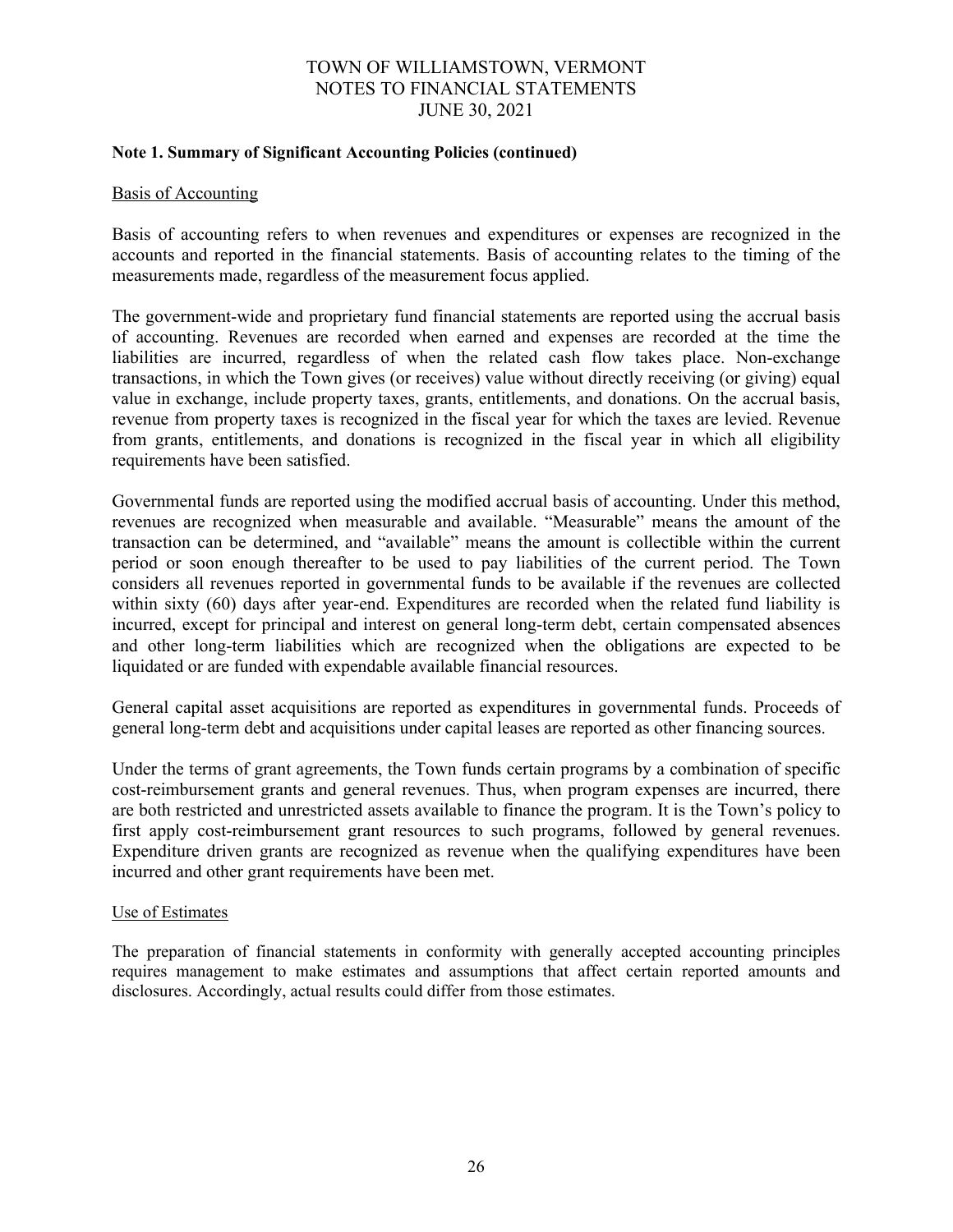**Note 1. Summary of Significant Accounting Policies (continued)**

Basis of Accounting

Basis of accounting refers to when revenues and expenditures or expenses are recognized in the accounts and reported in the financial statements. Basis of accounting relates to the timing of the measurements made, regardless of the measurement focus applied.

The government-wide and proprietary fund financial statements are reported using the accrual basis of accounting. Revenues are recorded when earned and expenses are recorded at the time the liabilities are incurred, regardless of when the related cash flow takes place. Non-exchange transactions, in which the Town gives (or receives) value without directly receiving (or giving) equal value in exchange, include property taxes, grants, entitlements, and donations. On the accrual basis, revenue from property taxes is recognized in the fiscal year for which the taxes are levied. Revenue from grants, entitlements, and donations is recognized in the fiscal year in which all eligibility requirements have been satisfied.

Governmental funds are reported using the modified accrual basis of accounting. Under this method, revenues are recognized when measurable and available. "Measurable" means the amount of the transaction can be determined, and "available" means the amount is collectible within the current period or soon enough thereafter to be used to pay liabilities of the current period. The Town considers all revenues reported in governmental funds to be available if the revenues are collected within sixty (60) days after year-end. Expenditures are recorded when the related fund liability is incurred, except for principal and interest on general long-term debt, certain compensated absences and other long-term liabilities which are recognized when the obligations are expected to be liquidated or are funded with expendable available financial resources.

General capital asset acquisitions are reported as expenditures in governmental funds. Proceeds of general long-term debt and acquisitions under capital leases are reported as other financing sources.

Under the terms of grant agreements, the Town funds certain programs by a combination of specific cost-reimbursement grants and general revenues. Thus, when program expenses are incurred, there are both restricted and unrestricted assets available to finance the program. It is the Town's policy to first apply cost-reimbursement grant resources to such programs, followed by general revenues. Expenditure driven grants are recognized as revenue when the qualifying expenditures have been incurred and other grant requirements have been met.

Use of Estimates

The preparation of financial statements in conformity with generally accepted accounting principles requires management to make estimates and assumptions that affect certain reported amounts and disclosures. Accordingly, actual results could differ from those estimates.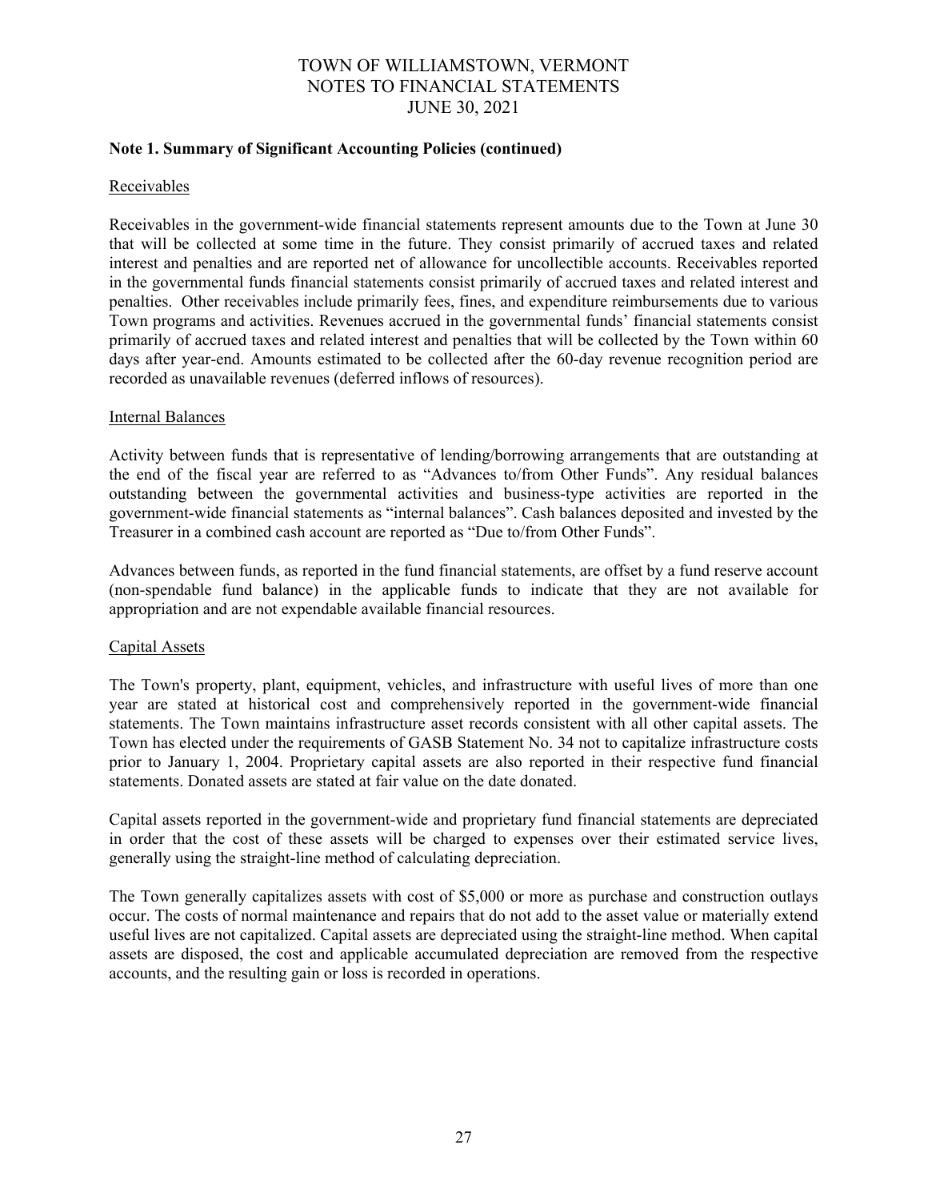### Note 1. Summary of Significant Accounting Policies (continued)

Receivables

Receivables in the government-wide financial statements represent amounts due to the Town at June 30 that will be collected at some time in the future. They consist primarily of accrued taxes and related interest and penalties and are reported net of allowance for uncollectible accounts. Receivables reported in the governmental funds financial statements consist primarily of accrued taxes and related interest and penalties. Other receivables include primarily fees, fines, and expenditure reimbursements due to various Town programs and activities. Revenues accrued in the governmental funds' financial statements consist primarily of accrued taxes and related interest and penalties that will be collected by the Town within 60 days after year-end. Amounts estimated to be collected after the 60-day revenue recognition period are recorded as unavailable revenues (deferred inflows of resources).

Internal Balances

Activity between funds that is representative of lending/borrowing arrangements that are outstanding at the end of the fiscal year are referred to as "Advances to/from Other Funds". Any residual balances outstanding between the governmental activities and business-type activities are reported in the government-wide financial statements as "internal balances". Cash balances deposited and invested by the Treasurer in a combined cash account are reported as "Due to/from Other Funds".

Advances between funds, as reported in the fund financial statements, are offset by a fund reserve account (non-spendable fund balance) in the applicable funds to indicate that they are not available for appropriation and are not expendable available financial resources.

Capital Assets

The Town's property, plant, equipment, vehicles, and infrastructure with useful lives of more than one year are stated at historical cost and comprehensively reported in the government-wide financial statements. The Town maintains infrastructure asset records consistent with all other capital assets. The Town has elected under the requirements of GASB Statement No. 34 not to capitalize infrastructure costs prior to January 1, 2004. Proprietary capital assets are also reported in their respective fund financial statements. Donated assets are stated at fair value on the date donated.

Capital assets reported in the government-wide and proprietary fund financial statements are depreciated in order that the cost of these assets will be charged to expenses over their estimated service lives, generally using the straight-line method of calculating depreciation.

The Town generally capitalizes assets with cost of $5,000 or more as purchase and construction outlays occur. The costs of normal maintenance and repairs that do not add to the asset value or materially extend useful lives are not capitalized. Capital assets are depreciated using the straight-line method. When capital assets are disposed, the cost and applicable accumulated depreciation are removed from the respective accounts, and the resulting gain or loss is recorded in operations.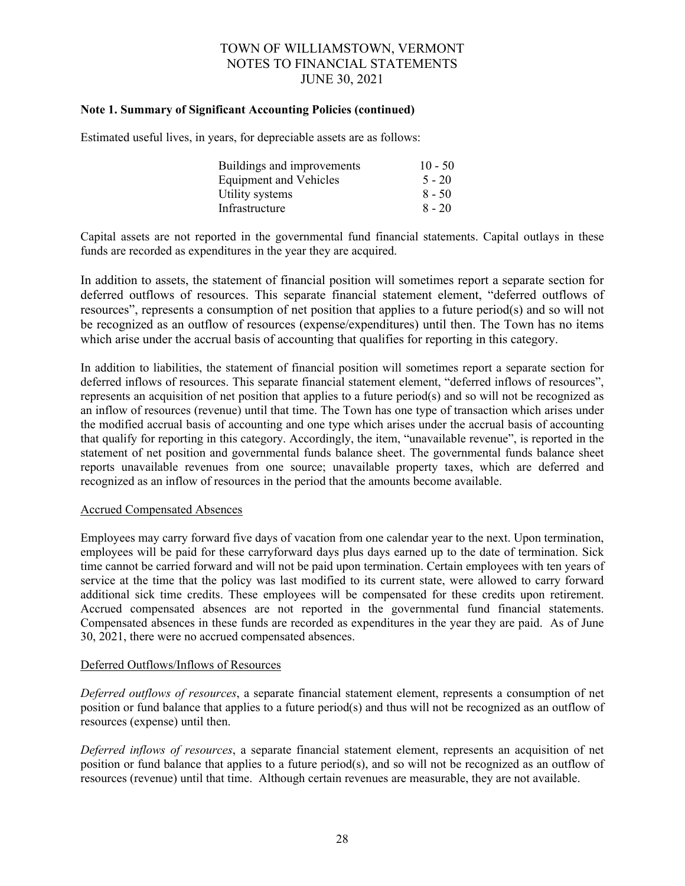### Note 1. Summary of Significant Accounting Policies (continued)

Estimated useful lives, in years, for depreciable assets are as follows:

| Asset | Years |
|---|---|
| Buildings and improvements | 10 - 50 |
| Equipment and Vehicles | 5 - 20 |
| Utility systems | 8 - 50 |
| Infrastructure | 8 - 20 |

Capital assets are not reported in the governmental fund financial statements. Capital outlays in these funds are recorded as expenditures in the year they are acquired.

In addition to assets, the statement of financial position will sometimes report a separate section for deferred outflows of resources. This separate financial statement element, "deferred outflows of resources", represents a consumption of net position that applies to a future period(s) and so will not be recognized as an outflow of resources (expense/expenditures) until then. The Town has no items which arise under the accrual basis of accounting that qualifies for reporting in this category.

In addition to liabilities, the statement of financial position will sometimes report a separate section for deferred inflows of resources. This separate financial statement element, "deferred inflows of resources", represents an acquisition of net position that applies to a future period(s) and so will not be recognized as an inflow of resources (revenue) until that time. The Town has one type of transaction which arises under the modified accrual basis of accounting and one type which arises under the accrual basis of accounting that qualify for reporting in this category. Accordingly, the item, "unavailable revenue", is reported in the statement of net position and governmental funds balance sheet. The governmental funds balance sheet reports unavailable revenues from one source; unavailable property taxes, which are deferred and recognized as an inflow of resources in the period that the amounts become available.

#### Accrued Compensated Absences

Employees may carry forward five days of vacation from one calendar year to the next. Upon termination, employees will be paid for these carryforward days plus days earned up to the date of termination. Sick time cannot be carried forward and will not be paid upon termination. Certain employees with ten years of service at the time that the policy was last modified to its current state, were allowed to carry forward additional sick time credits. These employees will be compensated for these credits upon retirement. Accrued compensated absences are not reported in the governmental fund financial statements. Compensated absences in these funds are recorded as expenditures in the year they are paid. As of June 30, 2021, there were no accrued compensated absences.

#### Deferred Outflows/Inflows of Resources

*Deferred outflows of resources*, a separate financial statement element, represents a consumption of net position or fund balance that applies to a future period(s) and thus will not be recognized as an outflow of resources (expense) until then.

*Deferred inflows of resources*, a separate financial statement element, represents an acquisition of net position or fund balance that applies to a future period(s), and so will not be recognized as an outflow of resources (revenue) until that time. Although certain revenues are measurable, they are not available.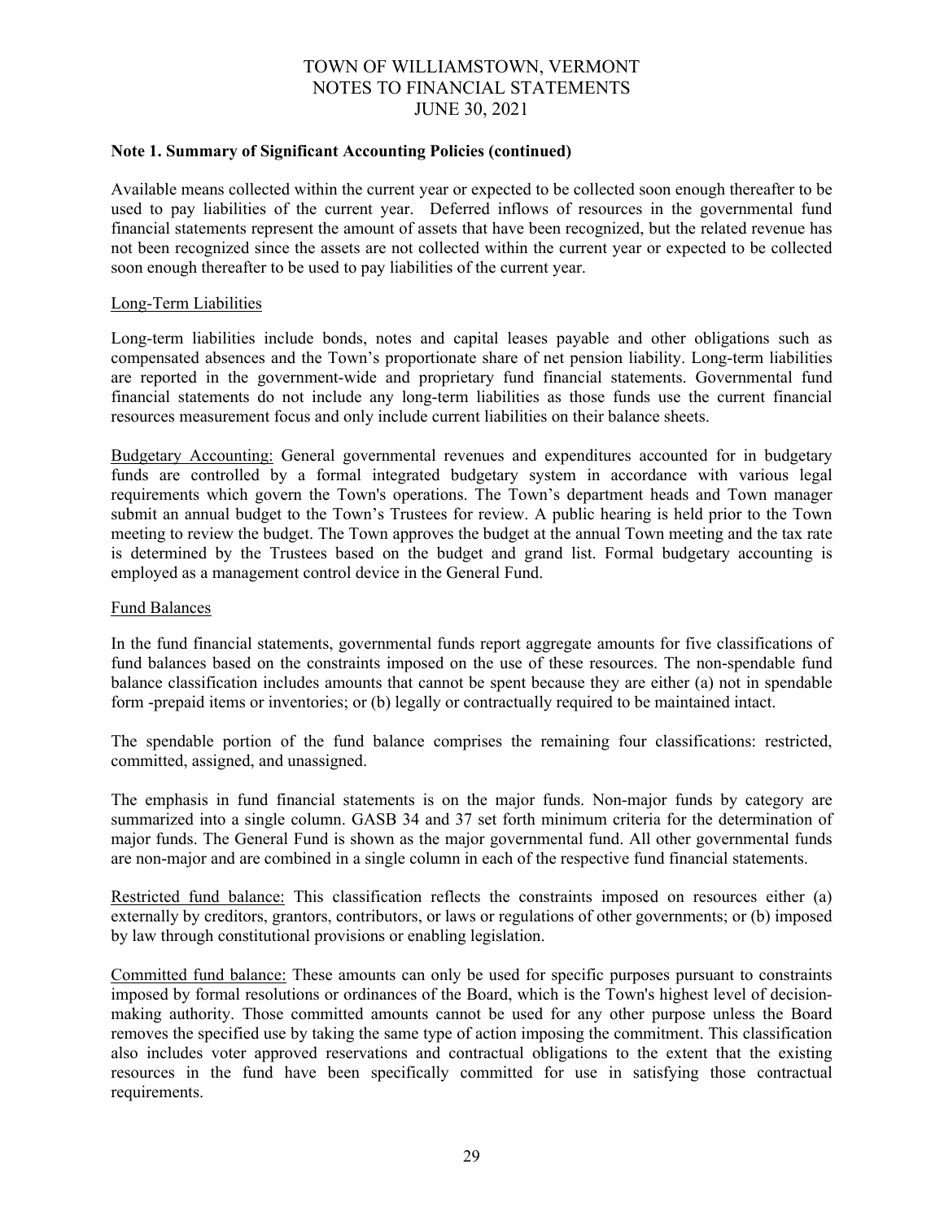### Note 1. Summary of Significant Accounting Policies (continued)

Available means collected within the current year or expected to be collected soon enough thereafter to be used to pay liabilities of the current year. Deferred inflows of resources in the governmental fund financial statements represent the amount of assets that have been recognized, but the related revenue has not been recognized since the assets are not collected within the current year or expected to be collected soon enough thereafter to be used to pay liabilities of the current year.

#### Long-Term Liabilities

Long-term liabilities include bonds, notes and capital leases payable and other obligations such as compensated absences and the Town's proportionate share of net pension liability. Long-term liabilities are reported in the government-wide and proprietary fund financial statements. Governmental fund financial statements do not include any long-term liabilities as those funds use the current financial resources measurement focus and only include current liabilities on their balance sheets.

Budgetary Accounting: General governmental revenues and expenditures accounted for in budgetary funds are controlled by a formal integrated budgetary system in accordance with various legal requirements which govern the Town's operations. The Town's department heads and Town manager submit an annual budget to the Town's Trustees for review. A public hearing is held prior to the Town meeting to review the budget. The Town approves the budget at the annual Town meeting and the tax rate is determined by the Trustees based on the budget and grand list. Formal budgetary accounting is employed as a management control device in the General Fund.

#### Fund Balances

In the fund financial statements, governmental funds report aggregate amounts for five classifications of fund balances based on the constraints imposed on the use of these resources. The non-spendable fund balance classification includes amounts that cannot be spent because they are either (a) not in spendable form -prepaid items or inventories; or (b) legally or contractually required to be maintained intact.

The spendable portion of the fund balance comprises the remaining four classifications: restricted, committed, assigned, and unassigned.

The emphasis in fund financial statements is on the major funds. Non-major funds by category are summarized into a single column. GASB 34 and 37 set forth minimum criteria for the determination of major funds. The General Fund is shown as the major governmental fund. All other governmental funds are non-major and are combined in a single column in each of the respective fund financial statements.

Restricted fund balance: This classification reflects the constraints imposed on resources either (a) externally by creditors, grantors, contributors, or laws or regulations of other governments; or (b) imposed by law through constitutional provisions or enabling legislation.

Committed fund balance: These amounts can only be used for specific purposes pursuant to constraints imposed by formal resolutions or ordinances of the Board, which is the Town's highest level of decision-making authority. Those committed amounts cannot be used for any other purpose unless the Board removes the specified use by taking the same type of action imposing the commitment. This classification also includes voter approved reservations and contractual obligations to the extent that the existing resources in the fund have been specifically committed for use in satisfying those contractual requirements.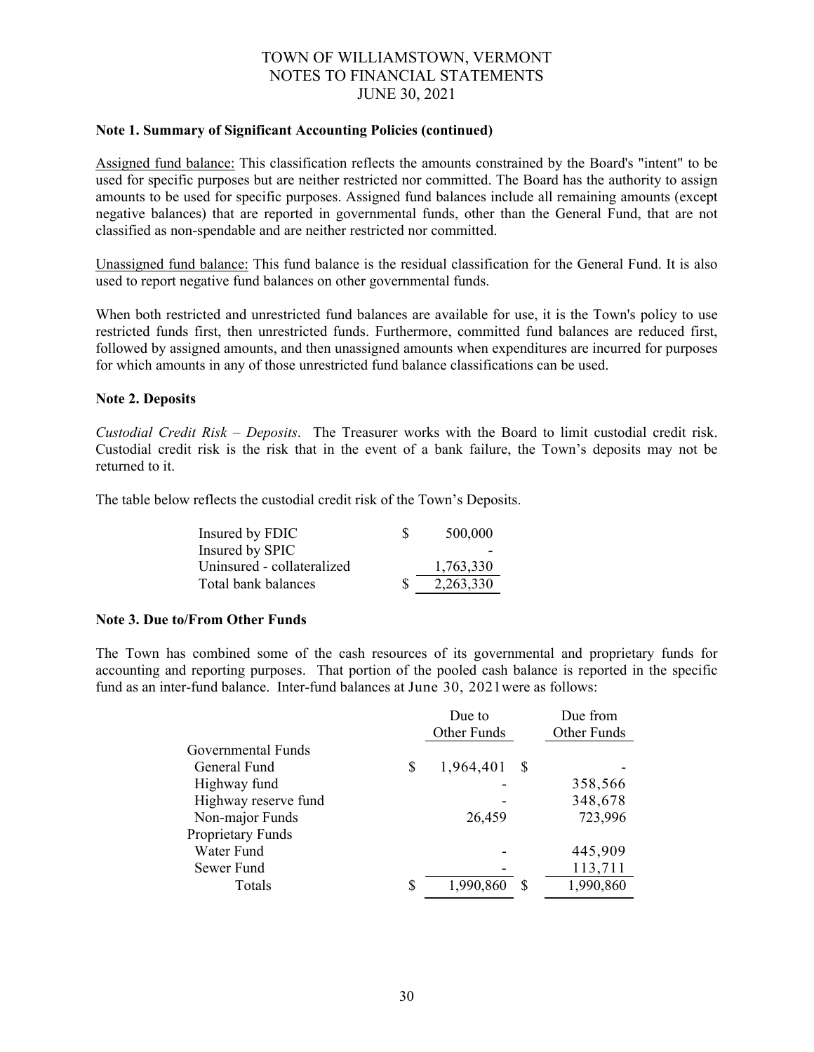TOWN OF WILLIAMSTOWN, VERMONT
NOTES TO FINANCIAL STATEMENTS
JUNE 30, 2021

**Note 1. Summary of Significant Accounting Policies (continued)**

Assigned fund balance: This classification reflects the amounts constrained by the Board's "intent" to be used for specific purposes but are neither restricted nor committed. The Board has the authority to assign amounts to be used for specific purposes. Assigned fund balances include all remaining amounts (except negative balances) that are reported in governmental funds, other than the General Fund, that are not classified as non-spendable and are neither restricted nor committed.

Unassigned fund balance: This fund balance is the residual classification for the General Fund. It is also used to report negative fund balances on other governmental funds.

When both restricted and unrestricted fund balances are available for use, it is the Town's policy to use restricted funds first, then unrestricted funds. Furthermore, committed fund balances are reduced first, followed by assigned amounts, and then unassigned amounts when expenditures are incurred for purposes for which amounts in any of those unrestricted fund balance classifications can be used.

**Note 2. Deposits**

*Custodial Credit Risk – Deposits*. The Treasurer works with the Board to limit custodial credit risk. Custodial credit risk is the risk that in the event of a bank failure, the Town's deposits may not be returned to it.

The table below reflects the custodial credit risk of the Town's Deposits.

| | |
|---|---|
| Insured by FDIC | $ 500,000 |
| Insured by SPIC | - |
| Uninsured - collateralized | 1,763,330 |
| Total bank balances | $ 2,263,330 |

**Note 3. Due to/From Other Funds**

The Town has combined some of the cash resources of its governmental and proprietary funds for accounting and reporting purposes. That portion of the pooled cash balance is reported in the specific fund as an inter-fund balance. Inter-fund balances at June 30, 2021were as follows:

| | Due to Other Funds | Due from Other Funds |
|---|---|---|
| Governmental Funds | | |
| General Fund | $ 1,964,401 | $ - |
| Highway fund | - | 358,566 |
| Highway reserve fund | - | 348,678 |
| Non-major Funds | 26,459 | 723,996 |
| Proprietary Funds | | |
| Water Fund | - | 445,909 |
| Sewer Fund | - | 113,711 |
| Totals | $ 1,990,860 | $ 1,990,860 |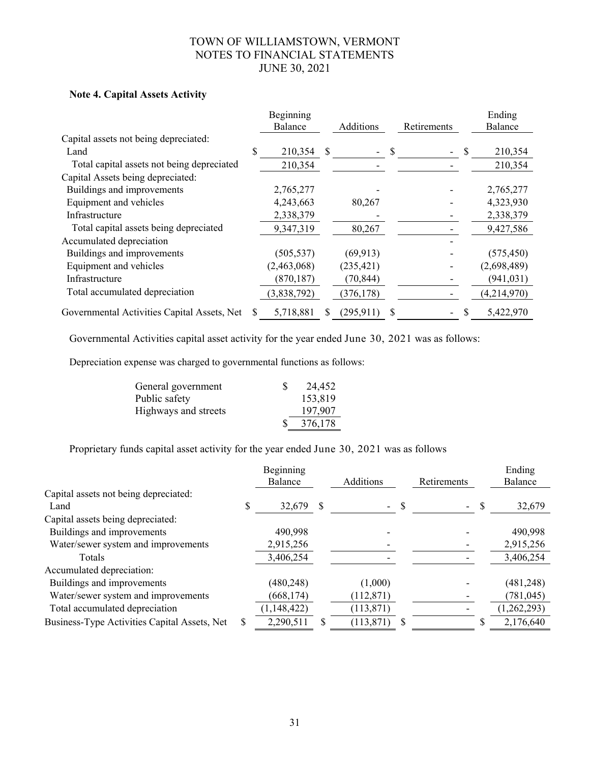## Note 4. Capital Assets Activity

| | Beginning Balance | Additions | Retirements | Ending Balance |
|---|---|---|---|---|
| Capital assets not being depreciated: | | | | |
| Land | $ 210,354 | $ - | $ - | $ 210,354 |
| Total capital assets not being depreciated | 210,354 | - | - | 210,354 |
| Capital Assets being depreciated: | | | | |
| Buildings and improvements | 2,765,277 | - | - | 2,765,277 |
| Equipment and vehicles | 4,243,663 | 80,267 | - | 4,323,930 |
| Infrastructure | 2,338,379 | - | - | 2,338,379 |
| Total capital assets being depreciated | 9,347,319 | 80,267 | - | 9,427,586 |
| Accumulated depreciation | | | - | |
| Buildings and improvements | (505,537) | (69,913) | - | (575,450) |
| Equipment and vehicles | (2,463,068) | (235,421) | - | (2,698,489) |
| Infrastructure | (870,187) | (70,844) | - | (941,031) |
| Total accumulated depreciation | (3,838,792) | (376,178) | - | (4,214,970) |
| Governmental Activities Capital Assets, Net | $ 5,718,881 | $ (295,911) | $ - | $ 5,422,970 |

Governmental Activities capital asset activity for the year ended June 30, 2021 was as follows:

Depreciation expense was charged to governmental functions as follows:

| | |
|---|---|
| General government | $ 24,452 |
| Public safety | 153,819 |
| Highways and streets | 197,907 |
| | $ 376,178 |

Proprietary funds capital asset activity for the year ended June 30, 2021 was as follows

| | Beginning Balance | Additions | Retirements | Ending Balance |
|---|---|---|---|---|
| Capital assets not being depreciated: | | | | |
| Land | $ 32,679 | $ - | $ - | $ 32,679 |
| Capital assets being depreciated: | | | | |
| Buildings and improvements | 490,998 | - | - | 490,998 |
| Water/sewer system and improvements | 2,915,256 | - | - | 2,915,256 |
| Totals | 3,406,254 | - | - | 3,406,254 |
| Accumulated depreciation: | | | | |
| Buildings and improvements | (480,248) | (1,000) | - | (481,248) |
| Water/sewer system and improvements | (668,174) | (112,871) | - | (781,045) |
| Total accumulated depreciation | (1,148,422) | (113,871) | - | (1,262,293) |
| Business-Type Activities Capital Assets, Net | $ 2,290,511 | $ (113,871) | $ | $ 2,176,640 |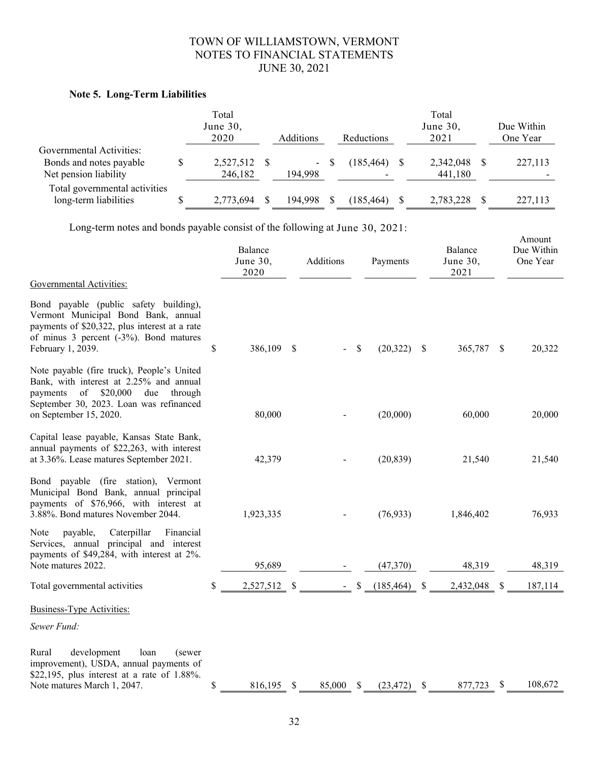TOWN OF WILLIAMSTOWN, VERMONT
NOTES TO FINANCIAL STATEMENTS
JUNE 30, 2021

### Note 5. Long-Term Liabilities

| | Total June 30, 2020 | Additions | Reductions | Total June 30, 2021 | Due Within One Year |
|---|---|---|---|---|---|
| Governmental Activities: | | | | | |
| Bonds and notes payable | $ 2,527,512 | $ - | $ (185,464) | $ 2,342,048 | $ 227,113 |
| Net pension liability | 246,182 | 194,998 | - | 441,180 | - |
| Total governmental activities long-term liabilities | $ 2,773,694 | $ 194,998 | $ (185,464) | $ 2,783,228 | $ 227,113 |

Long-term notes and bonds payable consist of the following at June 30, 2021:

| | Balance June 30, 2020 | Additions | Payments | Balance June 30, 2021 | Amount Due Within One Year |
|---|---|---|---|---|---|
| Governmental Activities: | | | | | |
| Bond payable (public safety building), Vermont Municipal Bond Bank, annual payments of $20,322, plus interest at a rate of minus 3 percent (-3%). Bond matures February 1, 2039. | $ 386,109 | $ - | $ (20,322) | $ 365,787 | $ 20,322 |
| Note payable (fire truck), People's United Bank, with interest at 2.25% and annual payments of $20,000 due through September 30, 2023. Loan was refinanced on September 15, 2020. | 80,000 | - | (20,000) | 60,000 | 20,000 |
| Capital lease payable, Kansas State Bank, annual payments of $22,263, with interest at 3.36%. Lease matures September 2021. | 42,379 | - | (20,839) | 21,540 | 21,540 |
| Bond payable (fire station), Vermont Municipal Bond Bank, annual principal payments of $76,966, with interest at 3.88%. Bond matures November 2044. | 1,923,335 | - | (76,933) | 1,846,402 | 76,933 |
| Note payable, Caterpillar Financial Services, annual principal and interest payments of $49,284, with interest at 2%. Note matures 2022. | 95,689 | - | (47,370) | 48,319 | 48,319 |
| Total governmental activities | $ 2,527,512 | $ - | $ (185,464) | $ 2,432,048 | $ 187,114 |
| Business-Type Activities: | | | | | |
| *Sewer Fund:* | | | | | |
| Rural development loan (sewer improvement), USDA, annual payments of $22,195, plus interest at a rate of 1.88%. Note matures March 1, 2047. | $ 816,195 | $ 85,000 | $ (23,472) | $ 877,723 | $ 108,672 |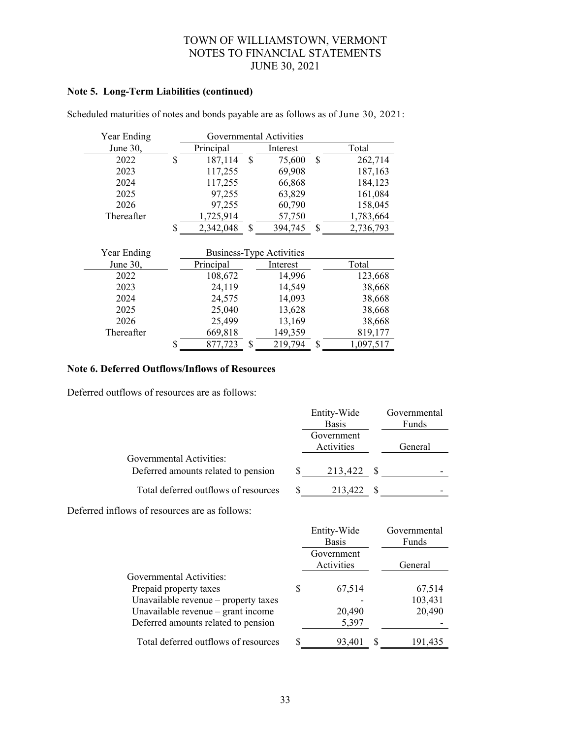## Note 5. Long-Term Liabilities (continued)

Scheduled maturities of notes and bonds payable are as follows as of June 30, 2021:

| Year Ending June 30, | Governmental Activities Principal | Interest | Total |
|---|---|---|---|
| 2022 | $ 187,114 | $ 75,600 | $ 262,714 |
| 2023 | 117,255 | 69,908 | 187,163 |
| 2024 | 117,255 | 66,868 | 184,123 |
| 2025 | 97,255 | 63,829 | 161,084 |
| 2026 | 97,255 | 60,790 | 158,045 |
| Thereafter | 1,725,914 | 57,750 | 1,783,664 |
| | $ 2,342,048 | $ 394,745 | $ 2,736,793 |

| Year Ending June 30, | Business-Type Activities Principal | Interest | Total |
|---|---|---|---|
| 2022 | 108,672 | 14,996 | 123,668 |
| 2023 | 24,119 | 14,549 | 38,668 |
| 2024 | 24,575 | 14,093 | 38,668 |
| 2025 | 25,040 | 13,628 | 38,668 |
| 2026 | 25,499 | 13,169 | 38,668 |
| Thereafter | 669,818 | 149,359 | 819,177 |
| | $ 877,723 | $ 219,794 | $ 1,097,517 |

## Note 6. Deferred Outflows/Inflows of Resources

Deferred outflows of resources are as follows:

| | Entity-Wide Basis Government Activities | Governmental Funds General |
|---|---|---|
| Governmental Activities: | | |
| Deferred amounts related to pension | $ 213,422 | $ - |
| Total deferred outflows of resources | $ 213,422 | $ - |

Deferred inflows of resources are as follows:

| | Entity-Wide Basis Government Activities | Governmental Funds General |
|---|---|---|
| Governmental Activities: | | |
| Prepaid property taxes | $ 67,514 | 67,514 |
| Unavailable revenue – property taxes | - | 103,431 |
| Unavailable revenue – grant income | 20,490 | 20,490 |
| Deferred amounts related to pension | 5,397 | - |
| Total deferred outflows of resources | $ 93,401 | $ 191,435 |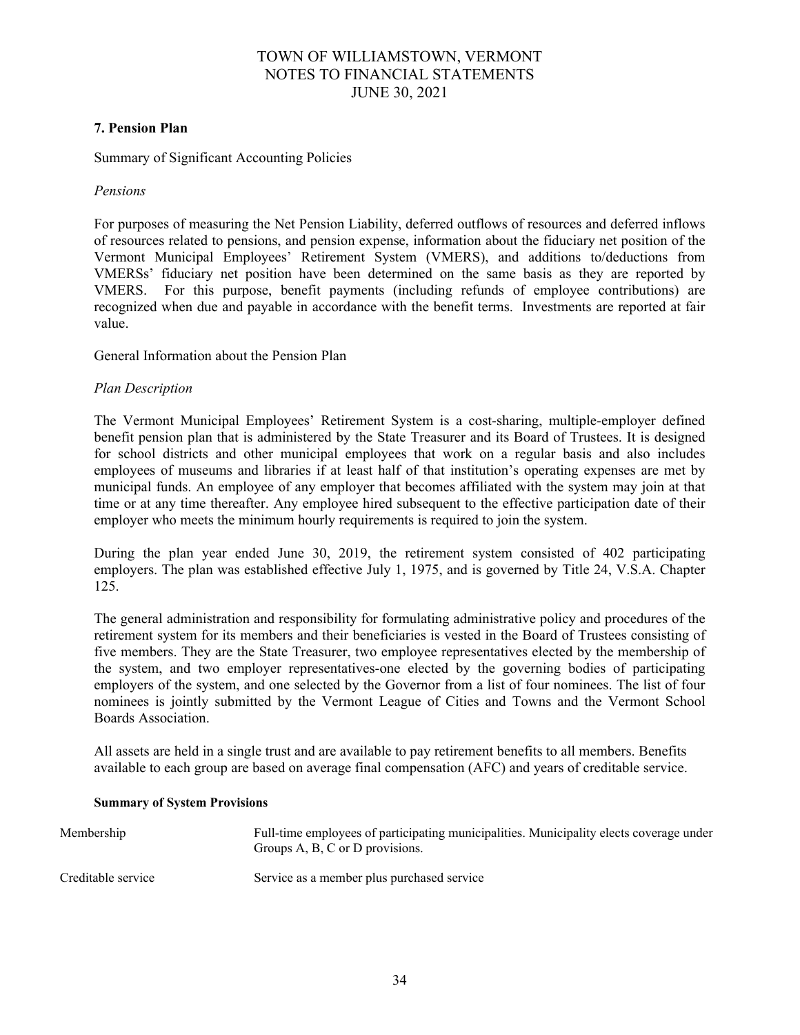## 7. Pension Plan

Summary of Significant Accounting Policies

*Pensions*

For purposes of measuring the Net Pension Liability, deferred outflows of resources and deferred inflows of resources related to pensions, and pension expense, information about the fiduciary net position of the Vermont Municipal Employees' Retirement System (VMERS), and additions to/deductions from VMERSs' fiduciary net position have been determined on the same basis as they are reported by VMERS. For this purpose, benefit payments (including refunds of employee contributions) are recognized when due and payable in accordance with the benefit terms. Investments are reported at fair value.

General Information about the Pension Plan

*Plan Description*

The Vermont Municipal Employees' Retirement System is a cost-sharing, multiple-employer defined benefit pension plan that is administered by the State Treasurer and its Board of Trustees. It is designed for school districts and other municipal employees that work on a regular basis and also includes employees of museums and libraries if at least half of that institution's operating expenses are met by municipal funds. An employee of any employer that becomes affiliated with the system may join at that time or at any time thereafter. Any employee hired subsequent to the effective participation date of their employer who meets the minimum hourly requirements is required to join the system.

During the plan year ended June 30, 2019, the retirement system consisted of 402 participating employers. The plan was established effective July 1, 1975, and is governed by Title 24, V.S.A. Chapter 125.

The general administration and responsibility for formulating administrative policy and procedures of the retirement system for its members and their beneficiaries is vested in the Board of Trustees consisting of five members. They are the State Treasurer, two employee representatives elected by the membership of the system, and two employer representatives-one elected by the governing bodies of participating employers of the system, and one selected by the Governor from a list of four nominees. The list of four nominees is jointly submitted by the Vermont League of Cities and Towns and the Vermont School Boards Association.

All assets are held in a single trust and are available to pay retirement benefits to all members. Benefits available to each group are based on average final compensation (AFC) and years of creditable service.

**Summary of System Provisions**

| | |
|---|---|
| Membership | Full-time employees of participating municipalities. Municipality elects coverage under Groups A, B, C or D provisions. |
| Creditable service | Service as a member plus purchased service |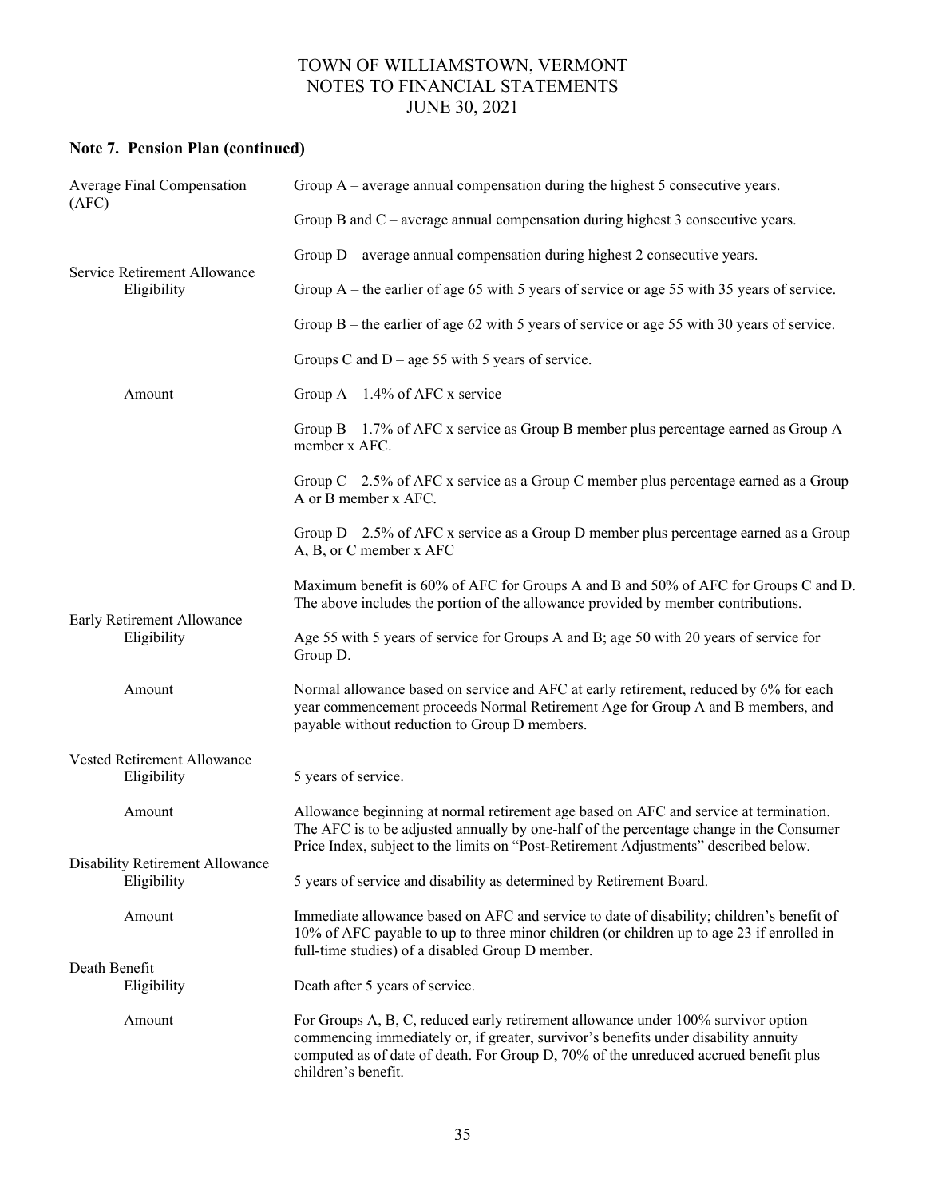## Note 7. Pension Plan (continued)

| | |
|---|---|
| Average Final Compensation (AFC) | Group A – average annual compensation during the highest 5 consecutive years. |
| | Group B and C – average annual compensation during highest 3 consecutive years. |
| | Group D – average annual compensation during highest 2 consecutive years. |
| Service Retirement Allowance | |
| Eligibility | Group A – the earlier of age 65 with 5 years of service or age 55 with 35 years of service. |
| | Group B – the earlier of age 62 with 5 years of service or age 55 with 30 years of service. |
| | Groups C and D – age 55 with 5 years of service. |
| Amount | Group A – 1.4% of AFC x service |
| | Group B – 1.7% of AFC x service as Group B member plus percentage earned as Group A member x AFC. |
| | Group C – 2.5% of AFC x service as a Group C member plus percentage earned as a Group A or B member x AFC. |
| | Group D – 2.5% of AFC x service as a Group D member plus percentage earned as a Group A, B, or C member x AFC |
| | Maximum benefit is 60% of AFC for Groups A and B and 50% of AFC for Groups C and D. The above includes the portion of the allowance provided by member contributions. |
| Early Retirement Allowance | |
| Eligibility | Age 55 with 5 years of service for Groups A and B; age 50 with 20 years of service for Group D. |
| Amount | Normal allowance based on service and AFC at early retirement, reduced by 6% for each year commencement proceeds Normal Retirement Age for Group A and B members, and payable without reduction to Group D members. |
| Vested Retirement Allowance | |
| Eligibility | 5 years of service. |
| Amount | Allowance beginning at normal retirement age based on AFC and service at termination. The AFC is to be adjusted annually by one-half of the percentage change in the Consumer Price Index, subject to the limits on "Post-Retirement Adjustments" described below. |
| Disability Retirement Allowance | |
| Eligibility | 5 years of service and disability as determined by Retirement Board. |
| Amount | Immediate allowance based on AFC and service to date of disability; children's benefit of 10% of AFC payable to up to three minor children (or children up to age 23 if enrolled in full-time studies) of a disabled Group D member. |
| Death Benefit | |
| Eligibility | Death after 5 years of service. |
| Amount | For Groups A, B, C, reduced early retirement allowance under 100% survivor option commencing immediately or, if greater, survivor's benefits under disability annuity computed as of date of death. For Group D, 70% of the unreduced accrued benefit plus children's benefit. |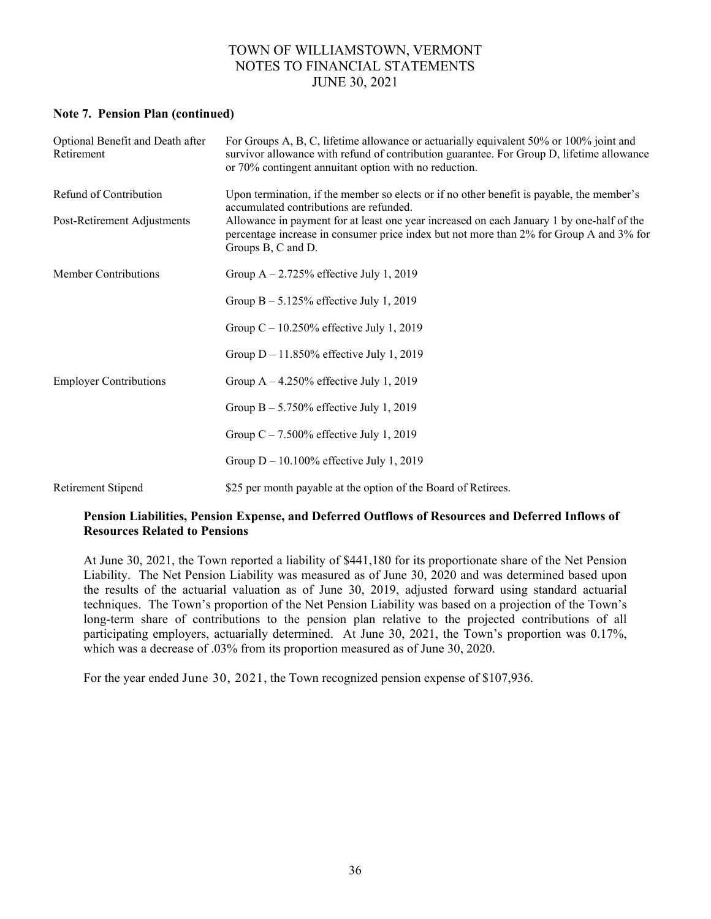# TOWN OF WILLIAMSTOWN, VERMONT
# NOTES TO FINANCIAL STATEMENTS
# JUNE 30, 2021

## Note 7. Pension Plan (continued)

| | |
|---|---|
| Optional Benefit and Death after Retirement | For Groups A, B, C, lifetime allowance or actuarially equivalent 50% or 100% joint and survivor allowance with refund of contribution guarantee. For Group D, lifetime allowance or 70% contingent annuitant option with no reduction. |
| Refund of Contribution | Upon termination, if the member so elects or if no other benefit is payable, the member's accumulated contributions are refunded. |
| Post-Retirement Adjustments | Allowance in payment for at least one year increased on each January 1 by one-half of the percentage increase in consumer price index but not more than 2% for Group A and 3% for Groups B, C and D. |
| Member Contributions | Group A – 2.725% effective July 1, 2019 |
| | Group B – 5.125% effective July 1, 2019 |
| | Group C – 10.250% effective July 1, 2019 |
| | Group D – 11.850% effective July 1, 2019 |
| Employer Contributions | Group A – 4.250% effective July 1, 2019 |
| | Group B – 5.750% effective July 1, 2019 |
| | Group C – 7.500% effective July 1, 2019 |
| | Group D – 10.100% effective July 1, 2019 |
| Retirement Stipend | $25 per month payable at the option of the Board of Retirees. |

### Pension Liabilities, Pension Expense, and Deferred Outflows of Resources and Deferred Inflows of Resources Related to Pensions

At June 30, 2021, the Town reported a liability of $441,180 for its proportionate share of the Net Pension Liability. The Net Pension Liability was measured as of June 30, 2020 and was determined based upon the results of the actuarial valuation as of June 30, 2019, adjusted forward using standard actuarial techniques. The Town's proportion of the Net Pension Liability was based on a projection of the Town's long-term share of contributions to the pension plan relative to the projected contributions of all participating employers, actuarially determined. At June 30, 2021, the Town's proportion was 0.17%, which was a decrease of .03% from its proportion measured as of June 30, 2020.

For the year ended June 30, 2021, the Town recognized pension expense of $107,936.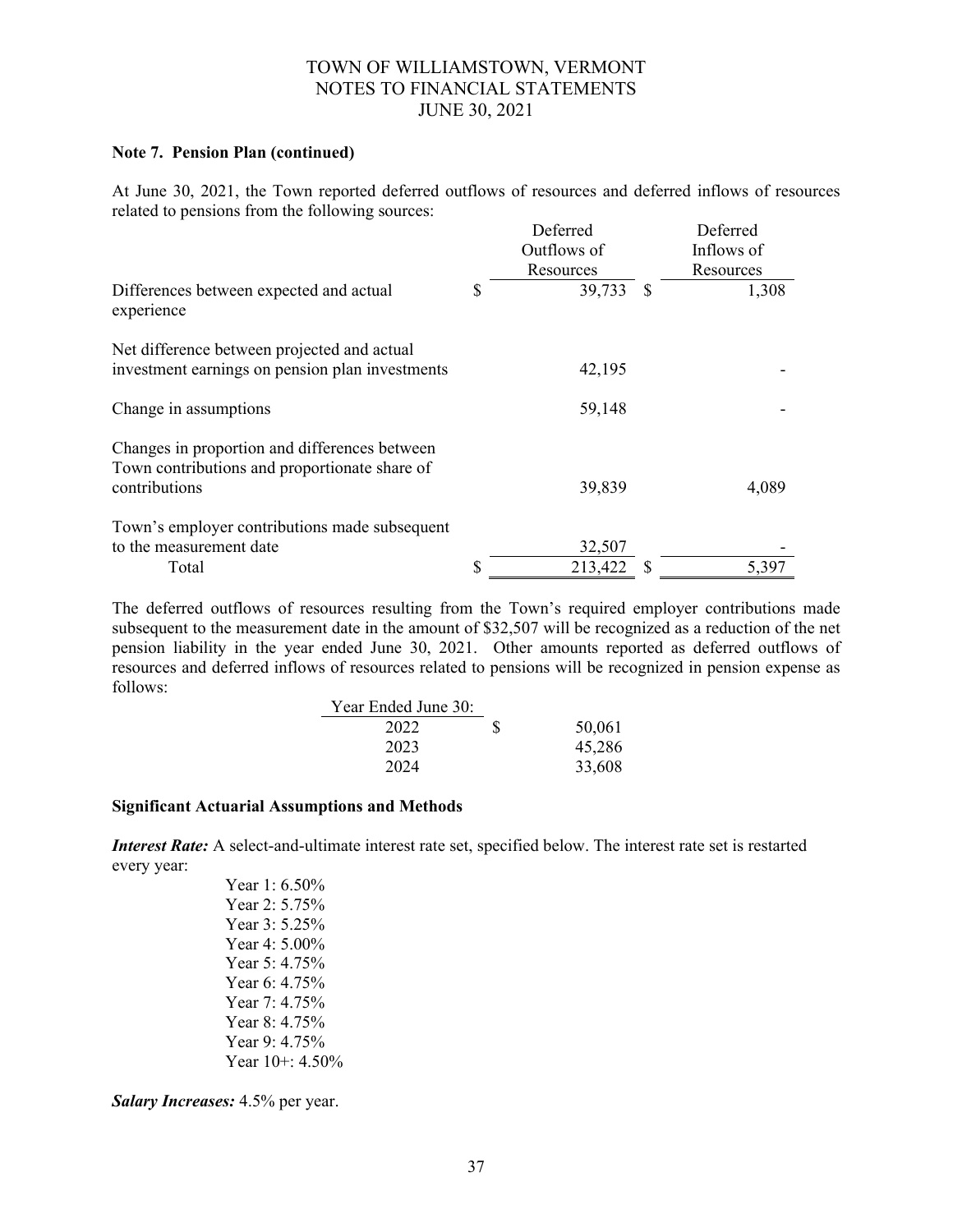**Note 7. Pension Plan (continued)**

At June 30, 2021, the Town reported deferred outflows of resources and deferred inflows of resources related to pensions from the following sources:

| | Deferred Outflows of Resources | Deferred Inflows of Resources |
|---|---|---|
| Differences between expected and actual experience | $ 39,733 | $ 1,308 |
| Net difference between projected and actual investment earnings on pension plan investments | 42,195 | - |
| Change in assumptions | 59,148 | - |
| Changes in proportion and differences between Town contributions and proportionate share of contributions | 39,839 | 4,089 |
| Town's employer contributions made subsequent to the measurement date | 32,507 | - |
| Total | $ 213,422 | $ 5,397 |

The deferred outflows of resources resulting from the Town's required employer contributions made subsequent to the measurement date in the amount of $32,507 will be recognized as a reduction of the net pension liability in the year ended June 30, 2021. Other amounts reported as deferred outflows of resources and deferred inflows of resources related to pensions will be recognized in pension expense as follows:

| Year Ended June 30: | |
|---|---|
| 2022 | $ 50,061 |
| 2023 | 45,286 |
| 2024 | 33,608 |

**Significant Actuarial Assumptions and Methods**

***Interest Rate:*** A select-and-ultimate interest rate set, specified below. The interest rate set is restarted every year:

Year 1: 6.50%
Year 2: 5.75%
Year 3: 5.25%
Year 4: 5.00%
Year 5: 4.75%
Year 6: 4.75%
Year 7: 4.75%
Year 8: 4.75%
Year 9: 4.75%
Year 10+: 4.50%

***Salary Increases:*** 4.5% per year.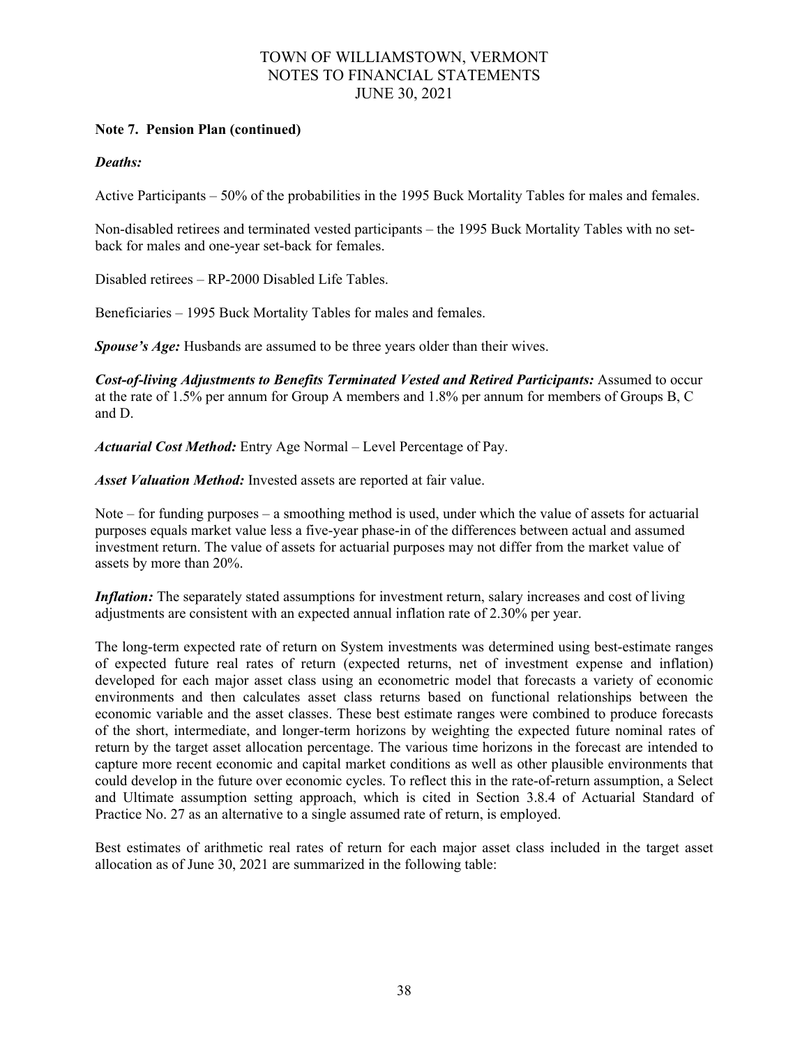**Note 7. Pension Plan (continued)**

***Deaths:***

Active Participants – 50% of the probabilities in the 1995 Buck Mortality Tables for males and females.

Non-disabled retirees and terminated vested participants – the 1995 Buck Mortality Tables with no set-back for males and one-year set-back for females.

Disabled retirees – RP-2000 Disabled Life Tables.

Beneficiaries – 1995 Buck Mortality Tables for males and females.

***Spouse's Age:*** Husbands are assumed to be three years older than their wives.

***Cost-of-living Adjustments to Benefits Terminated Vested and Retired Participants:*** Assumed to occur at the rate of 1.5% per annum for Group A members and 1.8% per annum for members of Groups B, C and D.

***Actuarial Cost Method:*** Entry Age Normal – Level Percentage of Pay.

***Asset Valuation Method:*** Invested assets are reported at fair value.

Note – for funding purposes – a smoothing method is used, under which the value of assets for actuarial purposes equals market value less a five-year phase-in of the differences between actual and assumed investment return. The value of assets for actuarial purposes may not differ from the market value of assets by more than 20%.

***Inflation:*** The separately stated assumptions for investment return, salary increases and cost of living adjustments are consistent with an expected annual inflation rate of 2.30% per year.

The long-term expected rate of return on System investments was determined using best-estimate ranges of expected future real rates of return (expected returns, net of investment expense and inflation) developed for each major asset class using an econometric model that forecasts a variety of economic environments and then calculates asset class returns based on functional relationships between the economic variable and the asset classes. These best estimate ranges were combined to produce forecasts of the short, intermediate, and longer-term horizons by weighting the expected future nominal rates of return by the target asset allocation percentage. The various time horizons in the forecast are intended to capture more recent economic and capital market conditions as well as other plausible environments that could develop in the future over economic cycles. To reflect this in the rate-of-return assumption, a Select and Ultimate assumption setting approach, which is cited in Section 3.8.4 of Actuarial Standard of Practice No. 27 as an alternative to a single assumed rate of return, is employed.

Best estimates of arithmetic real rates of return for each major asset class included in the target asset allocation as of June 30, 2021 are summarized in the following table: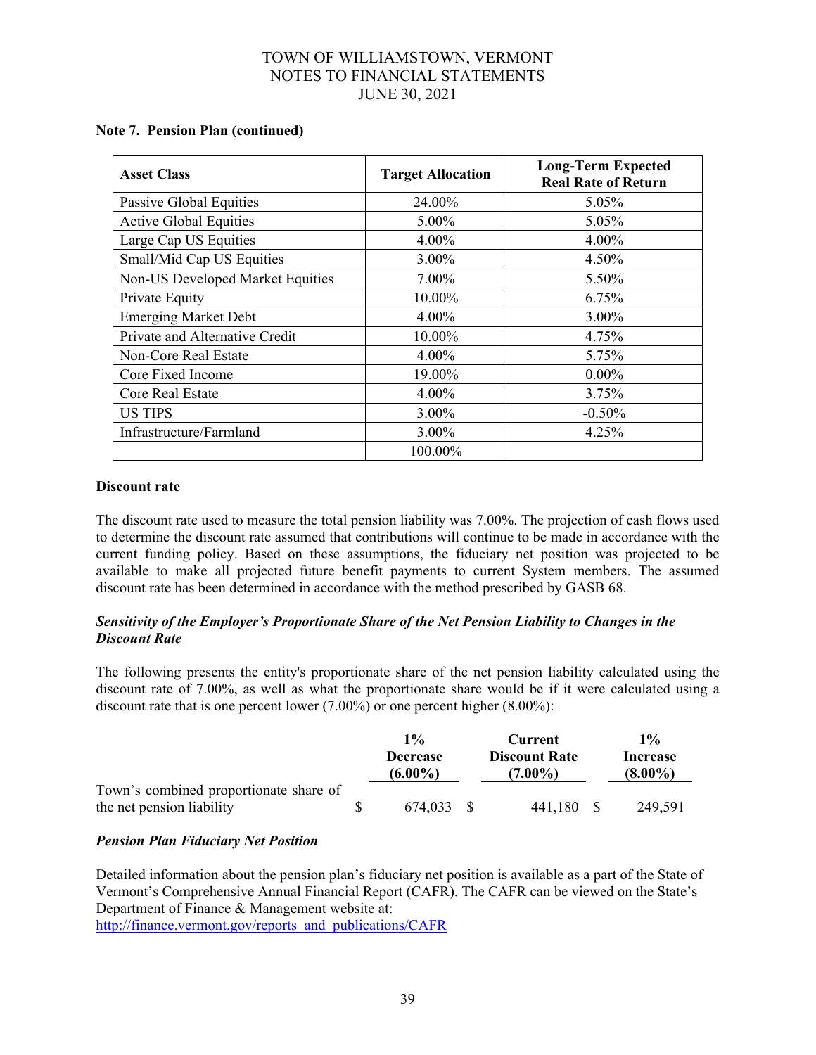**Note 7. Pension Plan (continued)**

| Asset Class | Target Allocation | Long-Term Expected Real Rate of Return |
|---|---|---|
| Passive Global Equities | 24.00% | 5.05% |
| Active Global Equities | 5.00% | 5.05% |
| Large Cap US Equities | 4.00% | 4.00% |
| Small/Mid Cap US Equities | 3.00% | 4.50% |
| Non-US Developed Market Equities | 7.00% | 5.50% |
| Private Equity | 10.00% | 6.75% |
| Emerging Market Debt | 4.00% | 3.00% |
| Private and Alternative Credit | 10.00% | 4.75% |
| Non-Core Real Estate | 4.00% | 5.75% |
| Core Fixed Income | 19.00% | 0.00% |
| Core Real Estate | 4.00% | 3.75% |
| US TIPS | 3.00% | -0.50% |
| Infrastructure/Farmland | 3.00% | 4.25% |
| | 100.00% | |

**Discount rate**

The discount rate used to measure the total pension liability was 7.00%. The projection of cash flows used to determine the discount rate assumed that contributions will continue to be made in accordance with the current funding policy. Based on these assumptions, the fiduciary net position was projected to be available to make all projected future benefit payments to current System members. The assumed discount rate has been determined in accordance with the method prescribed by GASB 68.

***Sensitivity of the Employer's Proportionate Share of the Net Pension Liability to Changes in the Discount Rate***

The following presents the entity's proportionate share of the net pension liability calculated using the discount rate of 7.00%, as well as what the proportionate share would be if it were calculated using a discount rate that is one percent lower (7.00%) or one percent higher (8.00%):

| | 1% Decrease (6.00%) | Current Discount Rate (7.00%) | 1% Increase (8.00%) |
|---|---|---|---|
| Town's combined proportionate share of the net pension liability | $ 674,033 | $ 441,180 | $ 249,591 |

***Pension Plan Fiduciary Net Position***

Detailed information about the pension plan's fiduciary net position is available as a part of the State of Vermont's Comprehensive Annual Financial Report (CAFR). The CAFR can be viewed on the State's Department of Finance & Management website at:
http://finance.vermont.gov/reports_and_publications/CAFR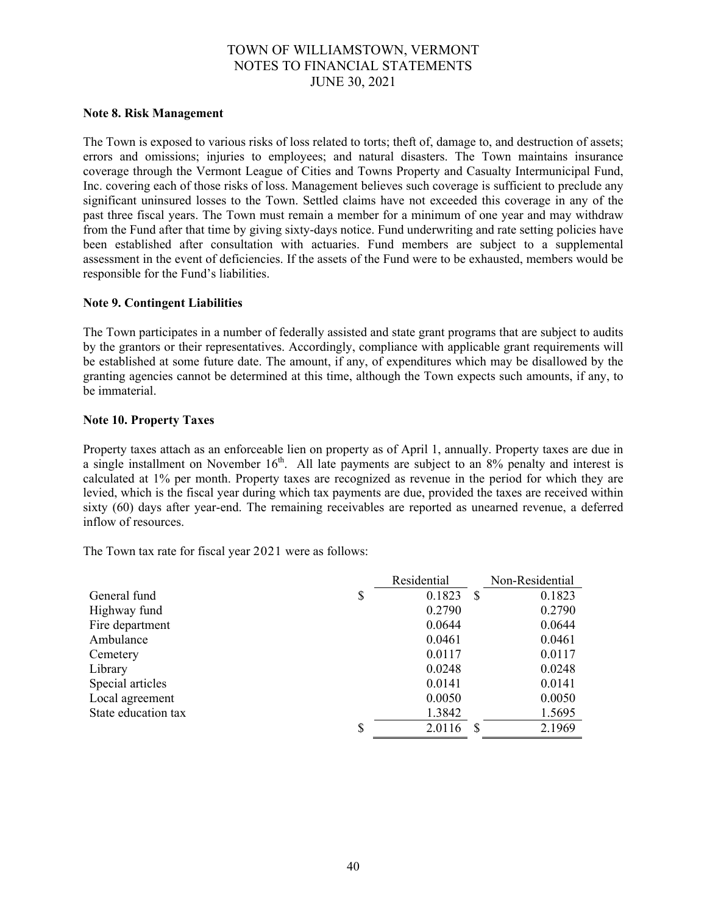TOWN OF WILLIAMSTOWN, VERMONT
NOTES TO FINANCIAL STATEMENTS
JUNE 30, 2021

**Note 8. Risk Management**

The Town is exposed to various risks of loss related to torts; theft of, damage to, and destruction of assets; errors and omissions; injuries to employees; and natural disasters. The Town maintains insurance coverage through the Vermont League of Cities and Towns Property and Casualty Intermunicipal Fund, Inc. covering each of those risks of loss. Management believes such coverage is sufficient to preclude any significant uninsured losses to the Town. Settled claims have not exceeded this coverage in any of the past three fiscal years. The Town must remain a member for a minimum of one year and may withdraw from the Fund after that time by giving sixty-days notice. Fund underwriting and rate setting policies have been established after consultation with actuaries. Fund members are subject to a supplemental assessment in the event of deficiencies. If the assets of the Fund were to be exhausted, members would be responsible for the Fund's liabilities.

**Note 9. Contingent Liabilities**

The Town participates in a number of federally assisted and state grant programs that are subject to audits by the grantors or their representatives. Accordingly, compliance with applicable grant requirements will be established at some future date. The amount, if any, of expenditures which may be disallowed by the granting agencies cannot be determined at this time, although the Town expects such amounts, if any, to be immaterial.

**Note 10. Property Taxes**

Property taxes attach as an enforceable lien on property as of April 1, annually. Property taxes are due in a single installment on November 16th. All late payments are subject to an 8% penalty and interest is calculated at 1% per month. Property taxes are recognized as revenue in the period for which they are levied, which is the fiscal year during which tax payments are due, provided the taxes are received within sixty (60) days after year-end. The remaining receivables are reported as unearned revenue, a deferred inflow of resources.

The Town tax rate for fiscal year 2021 were as follows:

| | Residential | Non-Residential |
|---|---|---|
| General fund | $ 0.1823 | $ 0.1823 |
| Highway fund | 0.2790 | 0.2790 |
| Fire department | 0.0644 | 0.0644 |
| Ambulance | 0.0461 | 0.0461 |
| Cemetery | 0.0117 | 0.0117 |
| Library | 0.0248 | 0.0248 |
| Special articles | 0.0141 | 0.0141 |
| Local agreement | 0.0050 | 0.0050 |
| State education tax | 1.3842 | 1.5695 |
| | $ 2.0116 | $ 2.1969 |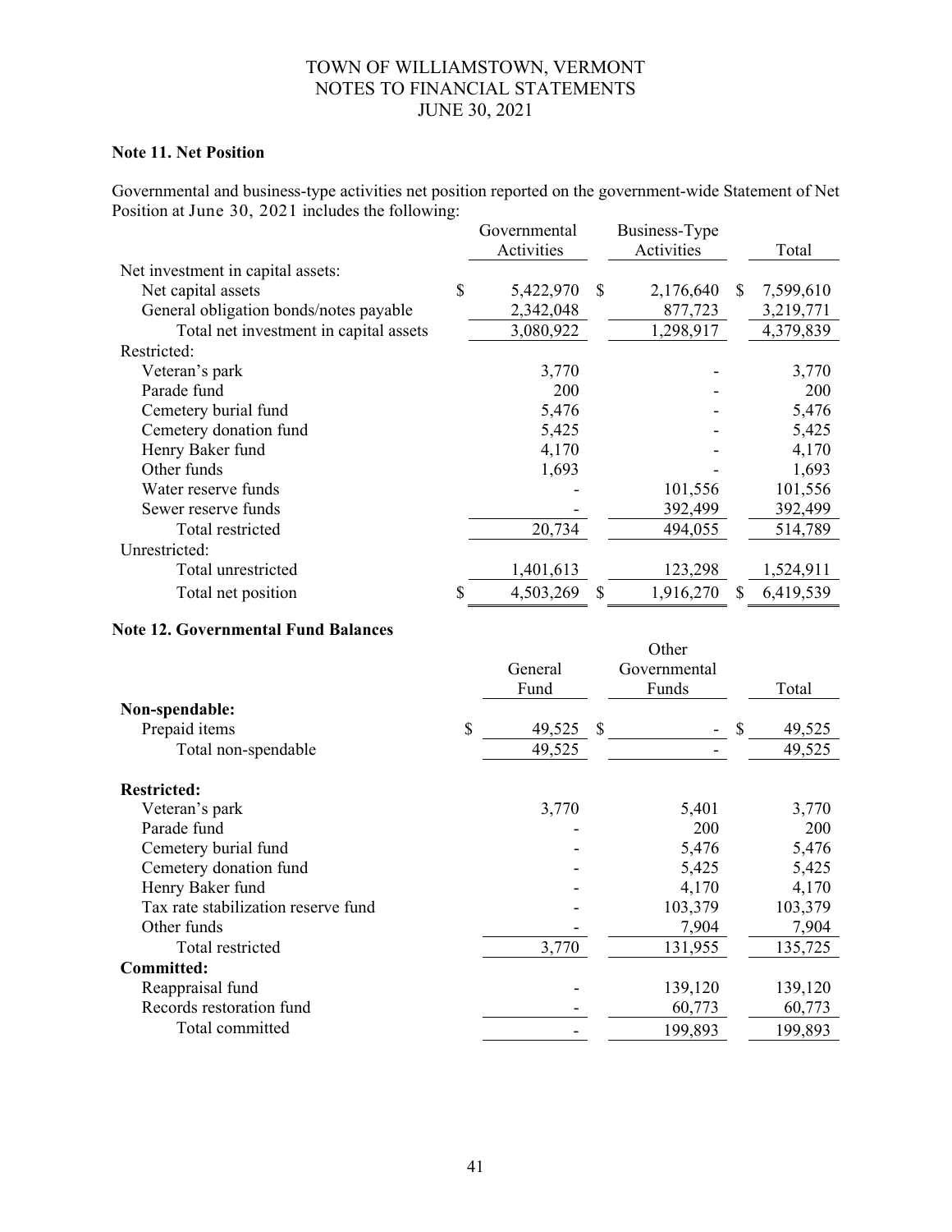### Note 11. Net Position

Governmental and business-type activities net position reported on the government-wide Statement of Net Position at June 30, 2021 includes the following:

| | Governmental Activities | Business-Type Activities | Total |
|---|---|---|---|
| Net investment in capital assets: | | | |
| Net capital assets | $ 5,422,970 | $ 2,176,640 | $ 7,599,610 |
| General obligation bonds/notes payable | 2,342,048 | 877,723 | 3,219,771 |
| Total net investment in capital assets | 3,080,922 | 1,298,917 | 4,379,839 |
| Restricted: | | | |
| Veteran's park | 3,770 | - | 3,770 |
| Parade fund | 200 | - | 200 |
| Cemetery burial fund | 5,476 | - | 5,476 |
| Cemetery donation fund | 5,425 | - | 5,425 |
| Henry Baker fund | 4,170 | - | 4,170 |
| Other funds | 1,693 | - | 1,693 |
| Water reserve funds | - | 101,556 | 101,556 |
| Sewer reserve funds | - | 392,499 | 392,499 |
| Total restricted | 20,734 | 494,055 | 514,789 |
| Unrestricted: | | | |
| Total unrestricted | 1,401,613 | 123,298 | 1,524,911 |
| Total net position | $ 4,503,269 | $ 1,916,270 | $ 6,419,539 |

### Note 12. Governmental Fund Balances

| | General Fund | Other Governmental Funds | Total |
|---|---|---|---|
| **Non-spendable:** | | | |
| Prepaid items | $ 49,525 | $ - | $ 49,525 |
| Total non-spendable | 49,525 | - | 49,525 |
| **Restricted:** | | | |
| Veteran's park | 3,770 | 5,401 | 3,770 |
| Parade fund | - | 200 | 200 |
| Cemetery burial fund | - | 5,476 | 5,476 |
| Cemetery donation fund | - | 5,425 | 5,425 |
| Henry Baker fund | - | 4,170 | 4,170 |
| Tax rate stabilization reserve fund | - | 103,379 | 103,379 |
| Other funds | - | 7,904 | 7,904 |
| Total restricted | 3,770 | 131,955 | 135,725 |
| **Committed:** | | | |
| Reappraisal fund | - | 139,120 | 139,120 |
| Records restoration fund | - | 60,773 | 60,773 |
| Total committed | - | 199,893 | 199,893 |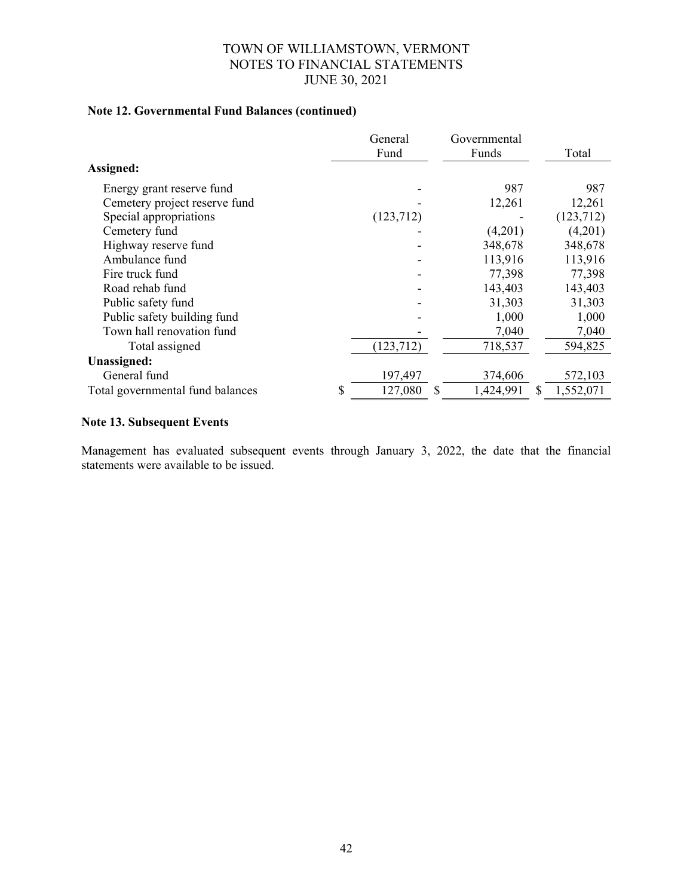**Note 12. Governmental Fund Balances (continued)**

| | General Fund | Governmental Funds | Total |
|---|---|---|---|
| **Assigned:** | | | |
| Energy grant reserve fund | - | 987 | 987 |
| Cemetery project reserve fund | - | 12,261 | 12,261 |
| Special appropriations | (123,712) | - | (123,712) |
| Cemetery fund | - | (4,201) | (4,201) |
| Highway reserve fund | - | 348,678 | 348,678 |
| Ambulance fund | - | 113,916 | 113,916 |
| Fire truck fund | - | 77,398 | 77,398 |
| Road rehab fund | - | 143,403 | 143,403 |
| Public safety fund | - | 31,303 | 31,303 |
| Public safety building fund | - | 1,000 | 1,000 |
| Town hall renovation fund | - | 7,040 | 7,040 |
| Total assigned | (123,712) | 718,537 | 594,825 |
| **Unassigned:** | | | |
| General fund | 197,497 | 374,606 | 572,103 |
| Total governmental fund balances | $ 127,080 | $ 1,424,991 | $ 1,552,071 |

**Note 13. Subsequent Events**

Management has evaluated subsequent events through January 3, 2022, the date that the financial statements were available to be issued.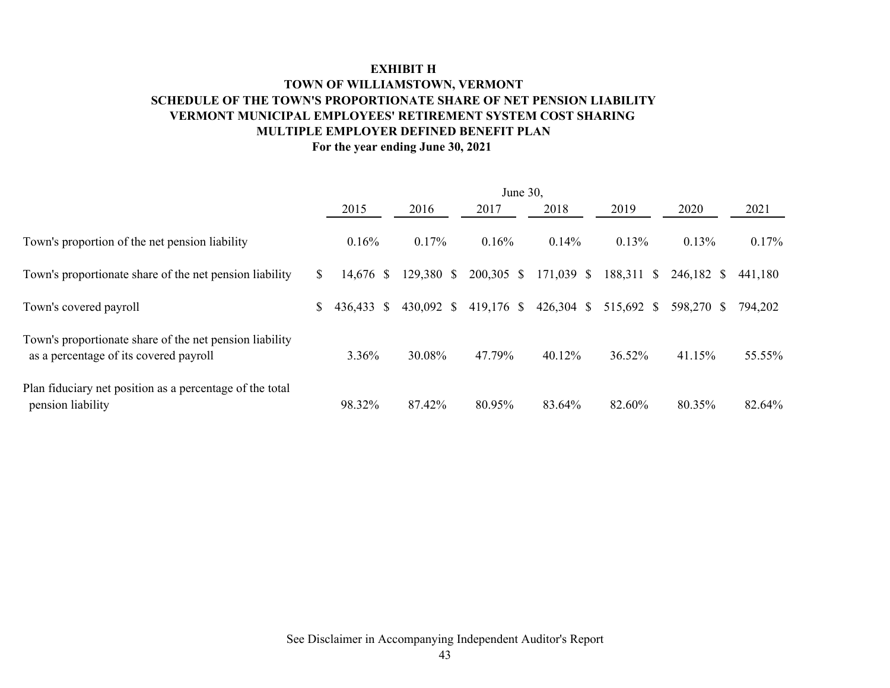**EXHIBIT H**

**TOWN OF WILLIAMSTOWN, VERMONT**

**SCHEDULE OF THE TOWN'S PROPORTIONATE SHARE OF NET PENSION LIABILITY**

**VERMONT MUNICIPAL EMPLOYEES' RETIREMENT SYSTEM COST SHARING**

**MULTIPLE EMPLOYER DEFINED BENEFIT PLAN**

**For the year ending June 30, 2021**

| | June 30, | | | | | | |
|---|---|---|---|---|---|---|---|
| | 2015 | 2016 | 2017 | 2018 | 2019 | 2020 | 2021 |
| Town's proportion of the net pension liability | 0.16% | 0.17% | 0.16% | 0.14% | 0.13% | 0.13% | 0.17% |
| Town's proportionate share of the net pension liability | $ 14,676 | $ 129,380 | $ 200,305 | $ 171,039 | $ 188,311 | $ 246,182 | $ 441,180 |
| Town's covered payroll | $ 436,433 | $ 430,092 | $ 419,176 | $ 426,304 | $ 515,692 | $ 598,270 | $ 794,202 |
| Town's proportionate share of the net pension liability as a percentage of its covered payroll | 3.36% | 30.08% | 47.79% | 40.12% | 36.52% | 41.15% | 55.55% |
| Plan fiduciary net position as a percentage of the total pension liability | 98.32% | 87.42% | 80.95% | 83.64% | 82.60% | 80.35% | 82.64% |

See Disclaimer in Accompanying Independent Auditor's Report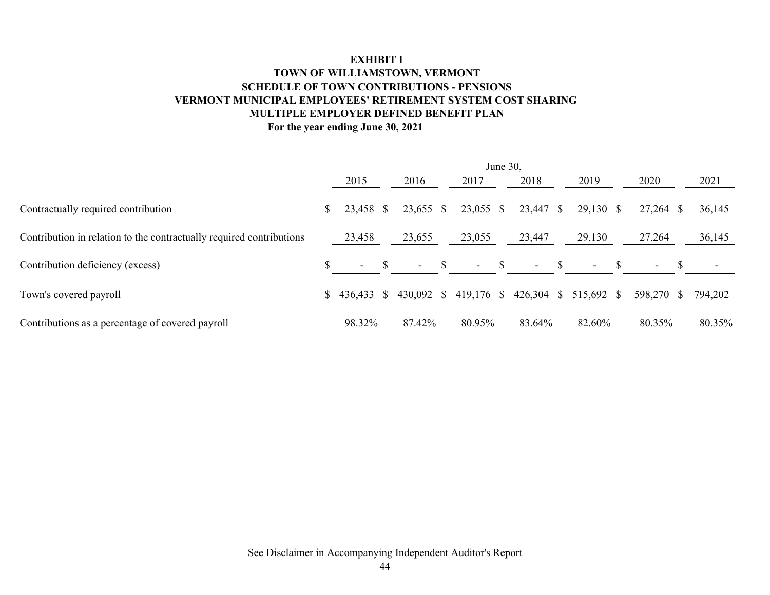**EXHIBIT I**
**TOWN OF WILLIAMSTOWN, VERMONT**
**SCHEDULE OF TOWN CONTRIBUTIONS - PENSIONS**
**VERMONT MUNICIPAL EMPLOYEES' RETIREMENT SYSTEM COST SHARING**
**MULTIPLE EMPLOYER DEFINED BENEFIT PLAN**
**For the year ending June 30, 2021**

| | June 30, | | | | | | |
|---|---|---|---|---|---|---|---|
| | 2015 | 2016 | 2017 | 2018 | 2019 | 2020 | 2021 |
| Contractually required contribution | $ 23,458 | $ 23,655 | $ 23,055 | $ 23,447 | $ 29,130 | $ 27,264 | $ 36,145 |
| Contribution in relation to the contractually required contributions | 23,458 | 23,655 | 23,055 | 23,447 | 29,130 | 27,264 | 36,145 |
| Contribution deficiency (excess) | $ - | $ - | $ - | $ - | $ - | $ - | $ - |
| Town's covered payroll | $ 436,433 | $ 430,092 | $ 419,176 | $ 426,304 | $ 515,692 | $ 598,270 | $ 794,202 |
| Contributions as a percentage of covered payroll | 98.32% | 87.42% | 80.95% | 83.64% | 82.60% | 80.35% | 80.35% |

See Disclaimer in Accompanying Independent Auditor's Report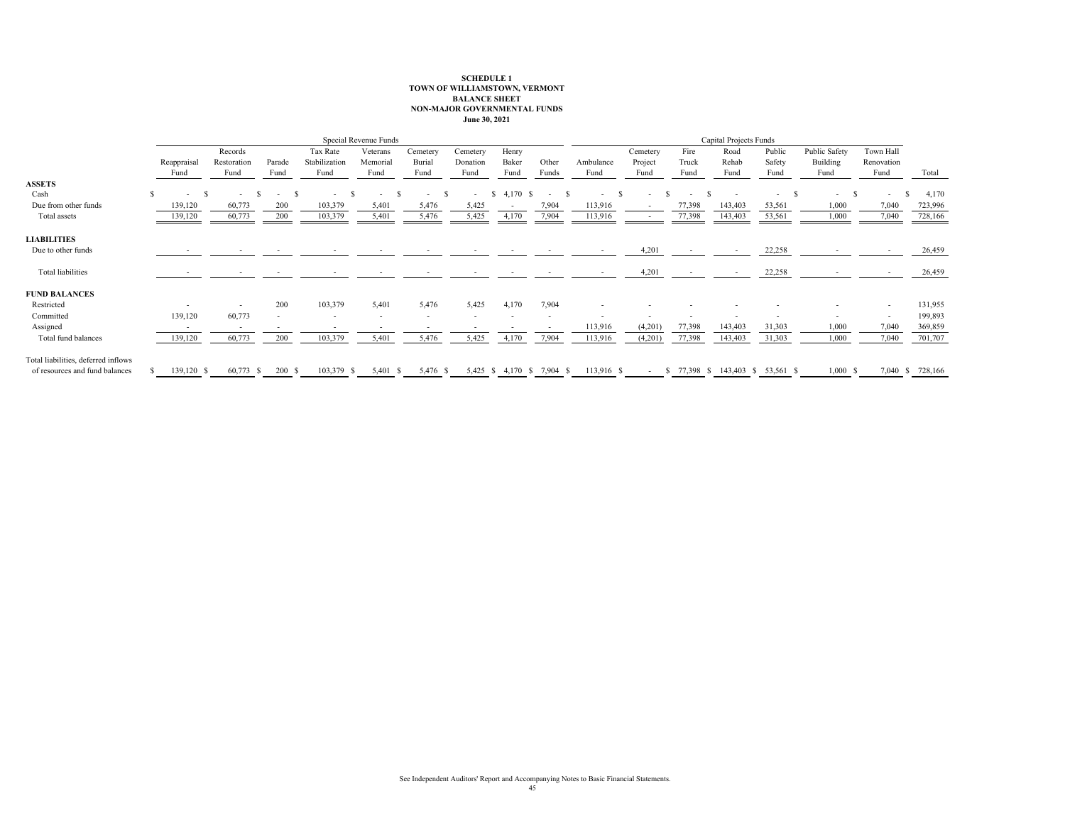**SCHEDULE 1**
**TOWN OF WILLIAMSTOWN, VERMONT**
**BALANCE SHEET**
**NON-MAJOR GOVERNMENTAL FUNDS**
**June 30, 2021**

| | Special Revenue Funds | | | | | | | | | Capital Projects Funds | | | | | | | | |
|---|---|---|---|---|---|---|---|---|---|---|---|---|---|---|---|---|---|
| | Reappraisal Fund | Records Restoration Fund | Parade Fund | Tax Rate Stabilization Fund | Veterans Memorial Fund | Cemetery Burial Fund | Cemetery Donation Fund | Henry Baker Fund | Other Funds | Ambulance Fund | Cemetery Project Fund | Fire Truck Fund | Road Rehab Fund | Public Safety Fund | Public Safety Building Fund | Town Hall Renovation Fund | Total |
| **ASSETS** | | | | | | | | | | | | | | | | | |
| Cash | $ - | $ - | $ - | $ - | $ - | $ - | $ - | $ 4,170 | $ - | $ - | $ - | $ - | $ - | - | $ - | $ - | $ 4,170 |
| Due from other funds | 139,120 | 60,773 | 200 | 103,379 | 5,401 | 5,476 | 5,425 | - | 7,904 | 113,916 | - | 77,398 | 143,403 | 53,561 | 1,000 | 7,040 | 723,996 |
| Total assets | 139,120 | 60,773 | 200 | 103,379 | 5,401 | 5,476 | 5,425 | 4,170 | 7,904 | 113,916 | - | 77,398 | 143,403 | 53,561 | 1,000 | 7,040 | 728,166 |
| **LIABILITIES** | | | | | | | | | | | | | | | | | |
| Due to other funds | - | - | - | - | - | - | - | - | - | - | 4,201 | - | - | 22,258 | - | - | 26,459 |
| Total liabilities | - | - | - | - | - | - | - | - | - | - | 4,201 | - | - | 22,258 | - | - | 26,459 |
| **FUND BALANCES** | | | | | | | | | | | | | | | | | |
| Restricted | - | - | 200 | 103,379 | 5,401 | 5,476 | 5,425 | 4,170 | 7,904 | - | - | - | - | - | - | - | 131,955 |
| Committed | 139,120 | 60,773 | - | - | - | - | - | - | - | - | - | - | - | - | - | - | 199,893 |
| Assigned | - | - | - | - | - | - | - | - | - | 113,916 | (4,201) | 77,398 | 143,403 | 31,303 | 1,000 | 7,040 | 369,859 |
| Total fund balances | 139,120 | 60,773 | 200 | 103,379 | 5,401 | 5,476 | 5,425 | 4,170 | 7,904 | 113,916 | (4,201) | 77,398 | 143,403 | 31,303 | 1,000 | 7,040 | 701,707 |
| Total liabilities, deferred inflows of resources and fund balances | $ 139,120 | $ 60,773 | $ 200 | $ 103,379 | $ 5,401 | $ 5,476 | $ 5,425 | $ 4,170 | $ 7,904 | $ 113,916 | $ - | $ 77,398 | $ 143,403 | $ 53,561 | $ 1,000 | $ 7,040 | $ 728,166 |

See Independent Auditors' Report and Accompanying Notes to Basic Financial Statements.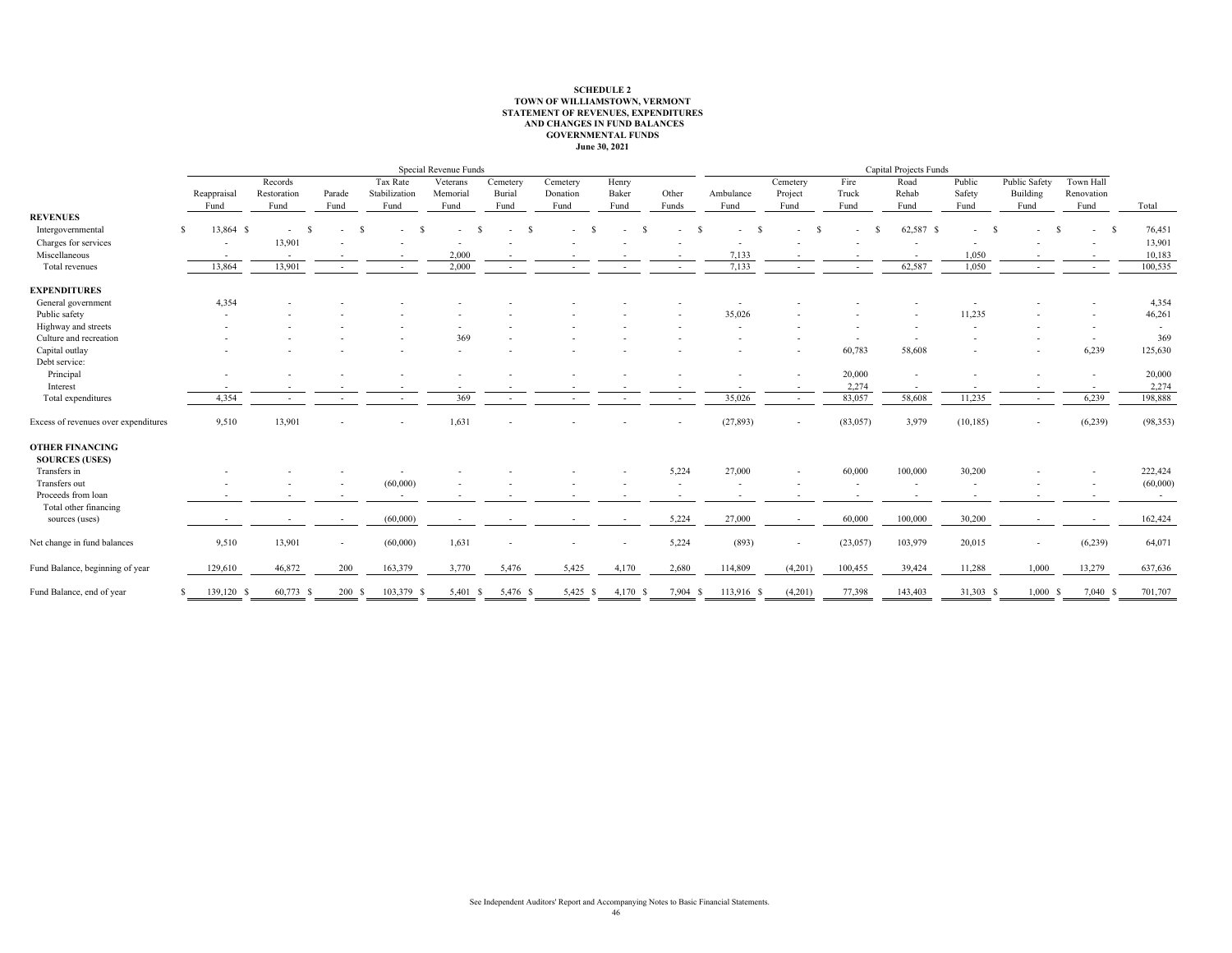**SCHEDULE 2**
**TOWN OF WILLIAMSTOWN, VERMONT**
**STATEMENT OF REVENUES, EXPENDITURES AND CHANGES IN FUND BALANCES**
**GOVERNMENTAL FUNDS**
**June 30, 2021**

| | Special Revenue Funds | | | | | | | | | Capital Projects Funds | | | | | | | | |
|---|---|---|---|---|---|---|---|---|---|---|---|---|---|---|---|---|---|---|
| | Reappraisal Fund | Records Restoration Fund | Parade Fund | Tax Rate Stabilization Fund | Veterans Memorial Fund | Cemetery Burial Fund | Cemetery Donation Fund | Henry Baker Fund | Other Funds | Ambulance Fund | Cemetery Project Fund | Fire Truck Fund | Road Rehab Fund | Public Safety Fund | Public Safety Building Fund | Town Hall Renovation Fund | Total |
| **REVENUES** | | | | | | | | | | | | | | | | | |
| Intergovernmental | $ 13,864 | $ - | $ - | $ - | $ - | $ - | $ - | $ - | $ - | $ - | $ - | $ - | $ 62,587 | $ - | $ - | $ - | $ 76,451 |
| Charges for services | - | 13,901 | - | - | - | - | - | - | - | - | - | - | - | - | - | - | 13,901 |
| Miscellaneous | - | - | - | - | 2,000 | - | - | - | - | 7,133 | - | - | - | 1,050 | - | - | 10,183 |
| Total revenues | 13,864 | 13,901 | - | - | 2,000 | - | - | - | - | 7,133 | - | - | 62,587 | 1,050 | - | - | 100,535 |
| **EXPENDITURES** | | | | | | | | | | | | | | | | | |
| General government | 4,354 | - | - | - | - | - | - | - | - | - | - | - | - | - | - | - | 4,354 |
| Public safety | - | - | - | - | - | - | - | - | - | 35,026 | - | - | - | 11,235 | - | - | 46,261 |
| Highway and streets | - | - | - | - | - | - | - | - | - | - | - | - | - | - | - | - | - |
| Culture and recreation | - | - | - | - | 369 | - | - | - | - | - | - | - | - | - | - | - | 369 |
| Capital outlay | - | - | - | - | - | - | - | - | - | - | - | 60,783 | 58,608 | - | - | 6,239 | 125,630 |
| Debt service: | | | | | | | | | | | | | | | | | |
| Principal | - | - | - | - | - | - | - | - | - | - | - | 20,000 | - | - | - | - | 20,000 |
| Interest | - | - | - | - | - | - | - | - | - | - | - | 2,274 | - | - | - | - | 2,274 |
| Total expenditures | 4,354 | - | - | - | 369 | - | - | - | - | 35,026 | - | 83,057 | 58,608 | 11,235 | - | 6,239 | 198,888 |
| Excess of revenues over expenditures | 9,510 | 13,901 | - | - | 1,631 | - | - | - | - | (27,893) | - | (83,057) | 3,979 | (10,185) | - | (6,239) | (98,353) |
| **OTHER FINANCING SOURCES (USES)** | | | | | | | | | | | | | | | | | |
| Transfers in | - | - | - | - | - | - | - | - | 5,224 | 27,000 | - | 60,000 | 100,000 | 30,200 | - | - | 222,424 |
| Transfers out | - | - | - | (60,000) | - | - | - | - | - | - | - | - | - | - | - | - | (60,000) |
| Proceeds from loan | - | - | - | - | - | - | - | - | - | - | - | - | - | - | - | - | - |
| Total other financing sources (uses) | - | - | - | (60,000) | - | - | - | - | 5,224 | 27,000 | - | 60,000 | 100,000 | 30,200 | - | - | 162,424 |
| Net change in fund balances | 9,510 | 13,901 | - | (60,000) | 1,631 | - | - | - | 5,224 | (893) | - | (23,057) | 103,979 | 20,015 | - | (6,239) | 64,071 |
| Fund Balance, beginning of year | 129,610 | 46,872 | 200 | 163,379 | 3,770 | 5,476 | 5,425 | 4,170 | 2,680 | 114,809 | (4,201) | 100,455 | 39,424 | 11,288 | 1,000 | 13,279 | 637,636 |
| Fund Balance, end of year | $ 139,120 | $ 60,773 | $ 200 | $ 103,379 | $ 5,401 | $ 5,476 | $ 5,425 | $ 4,170 | $ 7,904 | $ 113,916 | $ (4,201) | 77,398 | 143,403 | 31,303 | $ 1,000 | $ 7,040 | $ 701,707 |

See Independent Auditors' Report and Accompanying Notes to Basic Financial Statements.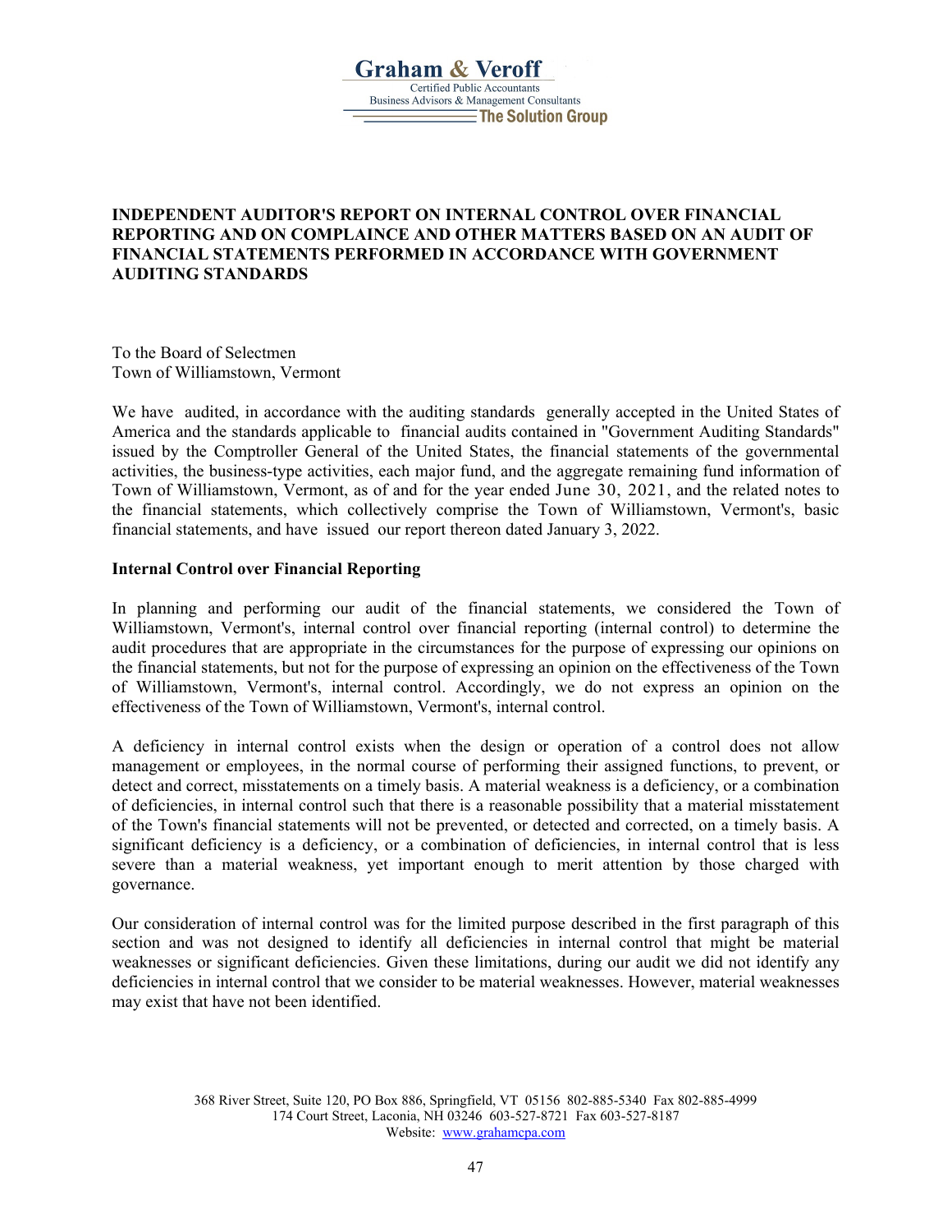Graham & Veroff
Certified Public Accountants
Business Advisors & Management Consultants
The Solution Group

**INDEPENDENT AUDITOR'S REPORT ON INTERNAL CONTROL OVER FINANCIAL REPORTING AND ON COMPLAINCE AND OTHER MATTERS BASED ON AN AUDIT OF FINANCIAL STATEMENTS PERFORMED IN ACCORDANCE WITH GOVERNMENT AUDITING STANDARDS**

To the Board of Selectmen
Town of Williamstown, Vermont

We have audited, in accordance with the auditing standards generally accepted in the United States of America and the standards applicable to financial audits contained in "Government Auditing Standards" issued by the Comptroller General of the United States, the financial statements of the governmental activities, the business-type activities, each major fund, and the aggregate remaining fund information of Town of Williamstown, Vermont, as of and for the year ended June 30, 2021, and the related notes to the financial statements, which collectively comprise the Town of Williamstown, Vermont's, basic financial statements, and have issued our report thereon dated January 3, 2022.

**Internal Control over Financial Reporting**

In planning and performing our audit of the financial statements, we considered the Town of Williamstown, Vermont's, internal control over financial reporting (internal control) to determine the audit procedures that are appropriate in the circumstances for the purpose of expressing our opinions on the financial statements, but not for the purpose of expressing an opinion on the effectiveness of the Town of Williamstown, Vermont's, internal control. Accordingly, we do not express an opinion on the effectiveness of the Town of Williamstown, Vermont's, internal control.

A deficiency in internal control exists when the design or operation of a control does not allow management or employees, in the normal course of performing their assigned functions, to prevent, or detect and correct, misstatements on a timely basis. A material weakness is a deficiency, or a combination of deficiencies, in internal control such that there is a reasonable possibility that a material misstatement of the Town's financial statements will not be prevented, or detected and corrected, on a timely basis. A significant deficiency is a deficiency, or a combination of deficiencies, in internal control that is less severe than a material weakness, yet important enough to merit attention by those charged with governance.

Our consideration of internal control was for the limited purpose described in the first paragraph of this section and was not designed to identify all deficiencies in internal control that might be material weaknesses or significant deficiencies. Given these limitations, during our audit we did not identify any deficiencies in internal control that we consider to be material weaknesses. However, material weaknesses may exist that have not been identified.

368 River Street, Suite 120, PO Box 886, Springfield, VT 05156 802-885-5340 Fax 802-885-4999
174 Court Street, Laconia, NH 03246 603-527-8721 Fax 603-527-8187
Website: www.grahamcpa.com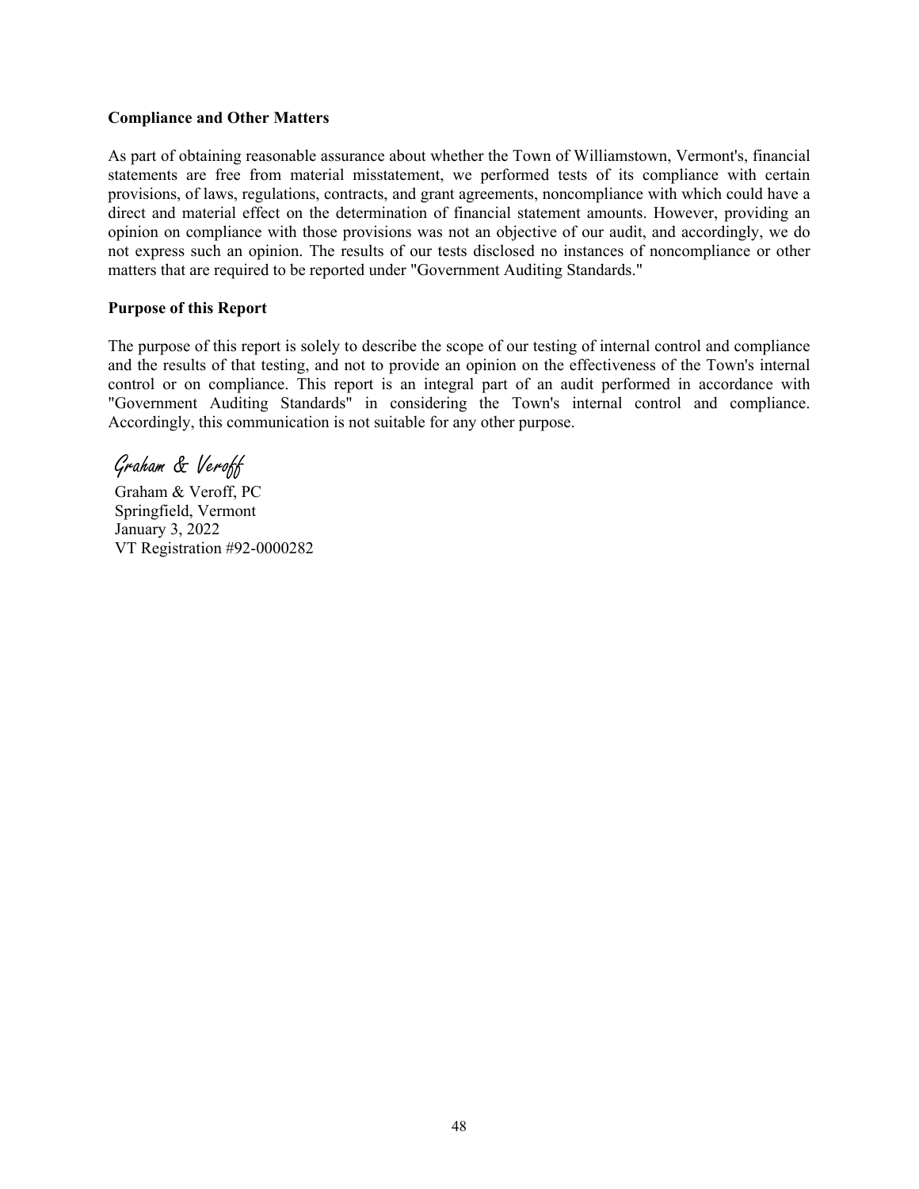**Compliance and Other Matters**

As part of obtaining reasonable assurance about whether the Town of Williamstown, Vermont's, financial statements are free from material misstatement, we performed tests of its compliance with certain provisions, of laws, regulations, contracts, and grant agreements, noncompliance with which could have a direct and material effect on the determination of financial statement amounts. However, providing an opinion on compliance with those provisions was not an objective of our audit, and accordingly, we do not express such an opinion. The results of our tests disclosed no instances of noncompliance or other matters that are required to be reported under "Government Auditing Standards."

**Purpose of this Report**

The purpose of this report is solely to describe the scope of our testing of internal control and compliance and the results of that testing, and not to provide an opinion on the effectiveness of the Town's internal control or on compliance. This report is an integral part of an audit performed in accordance with "Government Auditing Standards" in considering the Town's internal control and compliance. Accordingly, this communication is not suitable for any other purpose.

*Graham & Veroff*

Graham & Veroff, PC
Springfield, Vermont
January 3, 2022
VT Registration #92-0000282